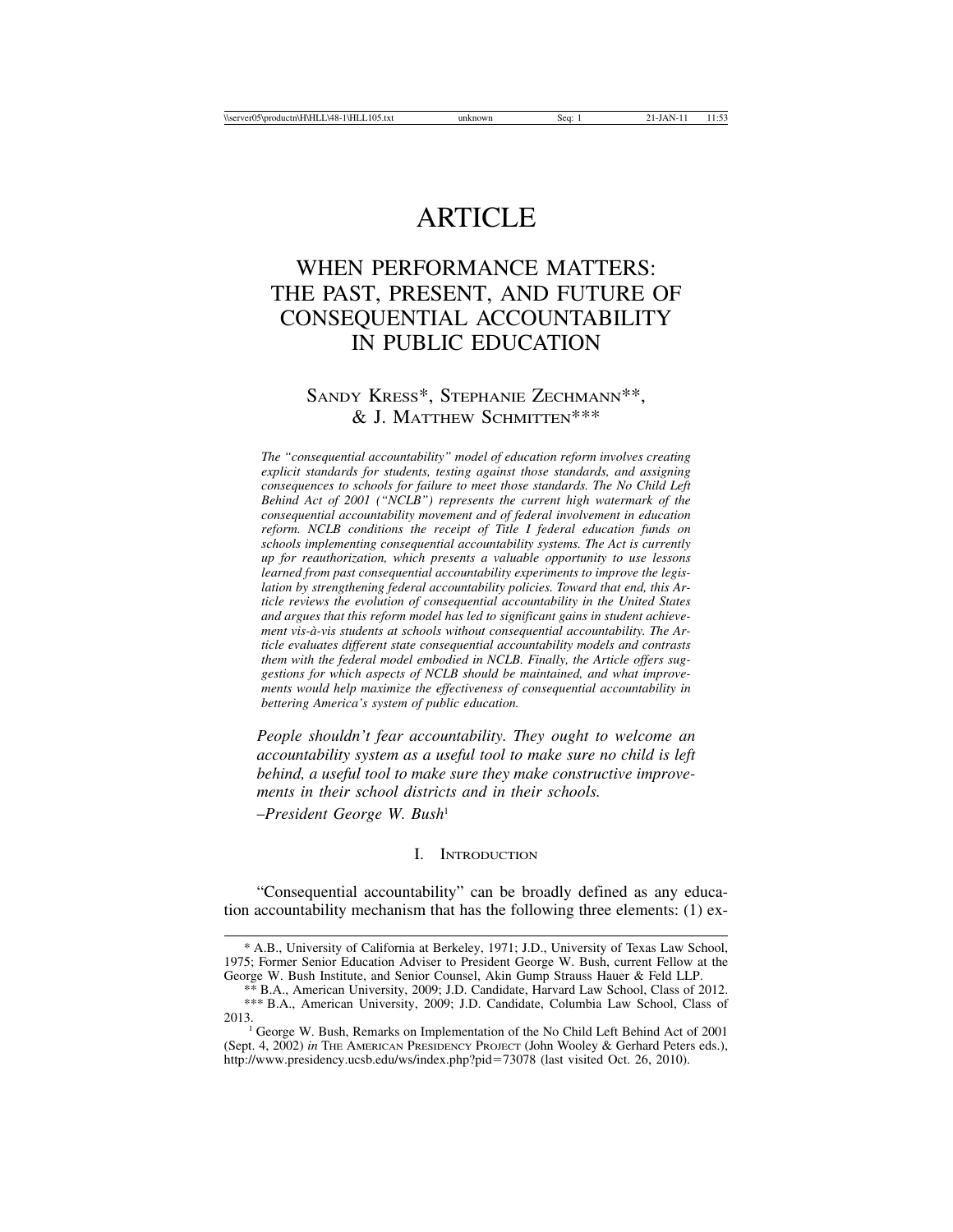# ARTICLE

# WHEN PERFORMANCE MATTERS: THE PAST, PRESENT, AND FUTURE OF CONSEQUENTIAL ACCOUNTABILITY IN PUBLIC EDUCATION

SANDY KRESS*, STEPHANIE ZECHMANN**, & J. MATTHEW SCHMITTEN***

*The "consequential accountability" model of education reform involves creating explicit standards for students, testing against those standards, and assigning consequences to schools for failure to meet those standards. The No Child Left Behind Act of 2001 ("NCLB") represents the current high watermark of the consequential accountability movement and of federal involvement in education reform. NCLB conditions the receipt of Title I federal education funds on schools implementing consequential accountability systems. The Act is currently up for reauthorization, which presents a valuable opportunity to use lessons learned from past consequential accountability experiments to improve the legislation by strengthening federal accountability policies. Toward that end, this Article reviews the evolution of consequential accountability in the United States and argues that this reform model has led to significant gains in student achievement vis-à-vis students at schools without consequential accountability. The Article evaluates different state consequential accountability models and contrasts them with the federal model embodied in NCLB. Finally, the Article offers suggestions for which aspects of NCLB should be maintained, and what improvements would help maximize the effectiveness of consequential accountability in bettering America's system of public education.*

*People shouldn't fear accountability. They ought to welcome an accountability system as a useful tool to make sure no child is left behind, a useful tool to make sure they make constructive improvements in their school districts and in their schools.*

*–President George W. Bush*[1]

## I. INTRODUCTION

"Consequential accountability" can be broadly defined as any education accountability mechanism that has the following three elements: (1) ex-

---

\* A.B., University of California at Berkeley, 1971; J.D., University of Texas Law School, 1975; Former Senior Education Adviser to President George W. Bush, current Fellow at the George W. Bush Institute, and Senior Counsel, Akin Gump Strauss Hauer & Feld LLP.

\*\* B.A., American University, 2009; J.D. Candidate, Harvard Law School, Class of 2012.

\*\*\* B.A., American University, 2009; J.D. Candidate, Columbia Law School, Class of 2013.

[1] George W. Bush, Remarks on Implementation of the No Child Left Behind Act of 2001 (Sept. 4, 2002) *in* THE AMERICAN PRESIDENCY PROJECT (John Wooley & Gerhard Peters eds.), http://www.presidency.ucsb.edu/ws/index.php?pid=73078 (last visited Oct. 26, 2010).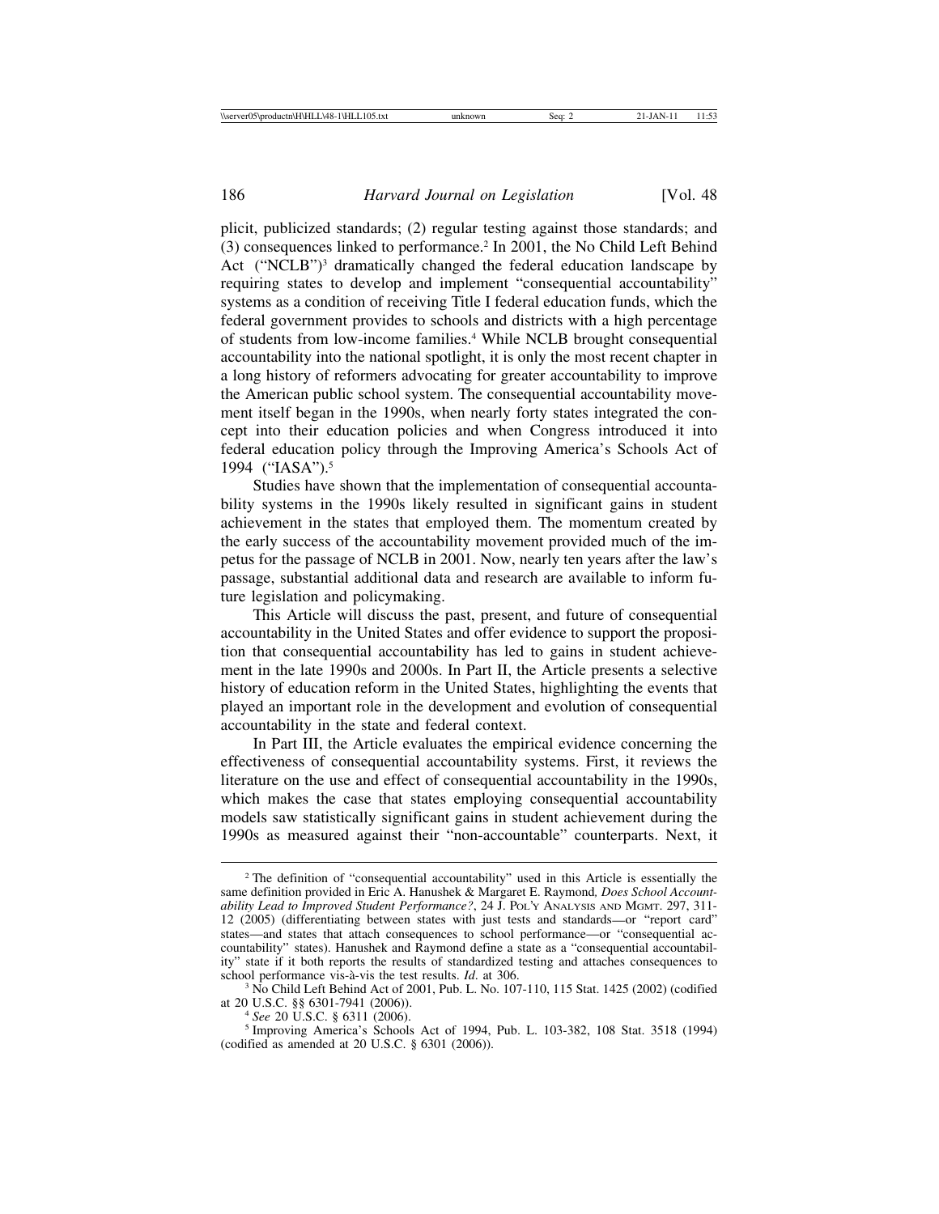plicit, publicized standards; (2) regular testing against those standards; and (3) consequences linked to performance.[2] In 2001, the No Child Left Behind Act ("NCLB")[3] dramatically changed the federal education landscape by requiring states to develop and implement "consequential accountability" systems as a condition of receiving Title I federal education funds, which the federal government provides to schools and districts with a high percentage of students from low-income families.[4] While NCLB brought consequential accountability into the national spotlight, it is only the most recent chapter in a long history of reformers advocating for greater accountability to improve the American public school system. The consequential accountability movement itself began in the 1990s, when nearly forty states integrated the concept into their education policies and when Congress introduced it into federal education policy through the Improving America's Schools Act of 1994 ("IASA").[5]

Studies have shown that the implementation of consequential accountability systems in the 1990s likely resulted in significant gains in student achievement in the states that employed them. The momentum created by the early success of the accountability movement provided much of the impetus for the passage of NCLB in 2001. Now, nearly ten years after the law's passage, substantial additional data and research are available to inform future legislation and policymaking.

This Article will discuss the past, present, and future of consequential accountability in the United States and offer evidence to support the proposition that consequential accountability has led to gains in student achievement in the late 1990s and 2000s. In Part II, the Article presents a selective history of education reform in the United States, highlighting the events that played an important role in the development and evolution of consequential accountability in the state and federal context.

In Part III, the Article evaluates the empirical evidence concerning the effectiveness of consequential accountability systems. First, it reviews the literature on the use and effect of consequential accountability in the 1990s, which makes the case that states employing consequential accountability models saw statistically significant gains in student achievement during the 1990s as measured against their "non-accountable" counterparts. Next, it

---

[2] The definition of "consequential accountability" used in this Article is essentially the same definition provided in Eric A. Hanushek & Margaret E. Raymond, *Does School Accountability Lead to Improved Student Performance?*, 24 J. POL'Y ANALYSIS AND MGMT. 297, 311-12 (2005) (differentiating between states with just tests and standards—or "report card" states—and states that attach consequences to school performance—or "consequential accountability" states). Hanushek and Raymond define a state as a "consequential accountability" state if it both reports the results of standardized testing and attaches consequences to school performance vis-à-vis the test results. *Id*. at 306.

[3] No Child Left Behind Act of 2001, Pub. L. No. 107-110, 115 Stat. 1425 (2002) (codified at 20 U.S.C. §§ 6301-7941 (2006)).

[4] *See* 20 U.S.C. § 6311 (2006).

[5] Improving America's Schools Act of 1994, Pub. L. 103-382, 108 Stat. 3518 (1994) (codified as amended at 20 U.S.C. § 6301 (2006)).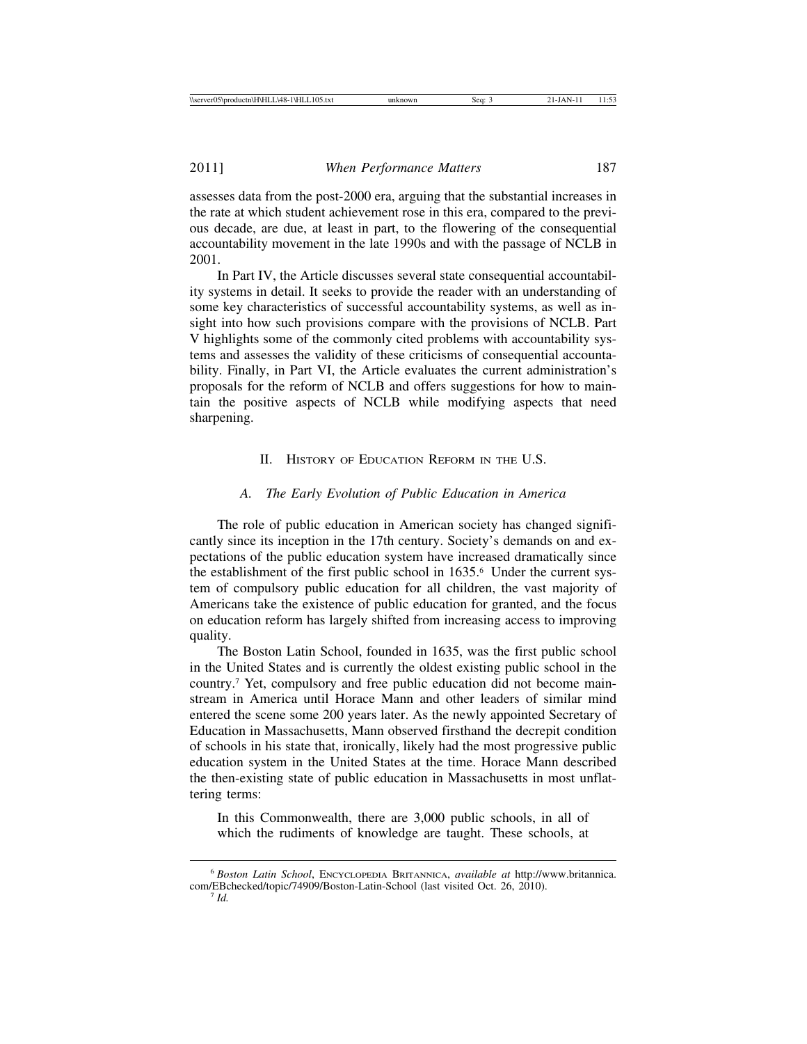assesses data from the post-2000 era, arguing that the substantial increases in the rate at which student achievement rose in this era, compared to the previous decade, are due, at least in part, to the flowering of the consequential accountability movement in the late 1990s and with the passage of NCLB in 2001.

In Part IV, the Article discusses several state consequential accountability systems in detail. It seeks to provide the reader with an understanding of some key characteristics of successful accountability systems, as well as insight into how such provisions compare with the provisions of NCLB. Part V highlights some of the commonly cited problems with accountability systems and assesses the validity of these criticisms of consequential accountability. Finally, in Part VI, the Article evaluates the current administration's proposals for the reform of NCLB and offers suggestions for how to maintain the positive aspects of NCLB while modifying aspects that need sharpening.

## II. History of Education Reform in the U.S.

### A. *The Early Evolution of Public Education in America*

The role of public education in American society has changed significantly since its inception in the 17th century. Society's demands on and expectations of the public education system have increased dramatically since the establishment of the first public school in 1635.[6] Under the current system of compulsory public education for all children, the vast majority of Americans take the existence of public education for granted, and the focus on education reform has largely shifted from increasing access to improving quality.

The Boston Latin School, founded in 1635, was the first public school in the United States and is currently the oldest existing public school in the country.[7] Yet, compulsory and free public education did not become mainstream in America until Horace Mann and other leaders of similar mind entered the scene some 200 years later. As the newly appointed Secretary of Education in Massachusetts, Mann observed firsthand the decrepit condition of schools in his state that, ironically, likely had the most progressive public education system in the United States at the time. Horace Mann described the then-existing state of public education in Massachusetts in most unflattering terms:

> In this Commonwealth, there are 3,000 public schools, in all of which the rudiments of knowledge are taught. These schools, at

---

[6] *Boston Latin School*, Encyclopedia Britannica, *available at* http://www.britannica.com/EBchecked/topic/74909/Boston-Latin-School (last visited Oct. 26, 2010).

[7] *Id.*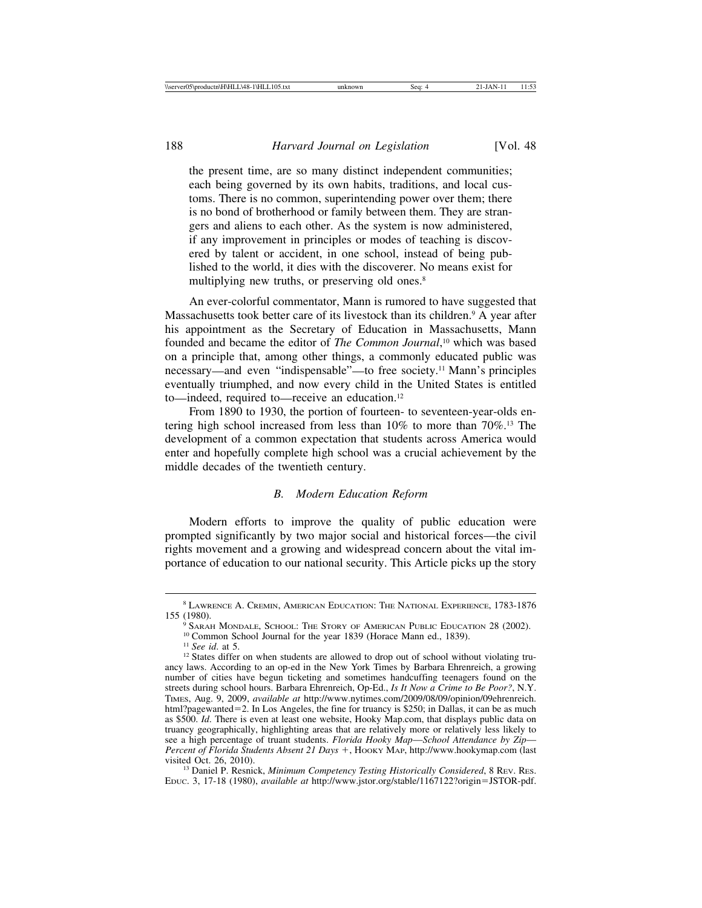> the present time, are so many distinct independent communities; each being governed by its own habits, traditions, and local customs. There is no common, superintending power over them; there is no bond of brotherhood or family between them. They are strangers and aliens to each other. As the system is now administered, if any improvement in principles or modes of teaching is discovered by talent or accident, in one school, instead of being published to the world, it dies with the discoverer. No means exist for multiplying new truths, or preserving old ones.[8]

An ever-colorful commentator, Mann is rumored to have suggested that Massachusetts took better care of its livestock than its children.[9] A year after his appointment as the Secretary of Education in Massachusetts, Mann founded and became the editor of *The Common Journal*,[10] which was based on a principle that, among other things, a commonly educated public was necessary—and even "indispensable"—to free society.[11] Mann's principles eventually triumphed, and now every child in the United States is entitled to—indeed, required to—receive an education.[12]

From 1890 to 1930, the portion of fourteen- to seventeen-year-olds entering high school increased from less than 10% to more than 70%.[13] The development of a common expectation that students across America would enter and hopefully complete high school was a crucial achievement by the middle decades of the twentieth century.

### *B. Modern Education Reform*

Modern efforts to improve the quality of public education were prompted significantly by two major social and historical forces—the civil rights movement and a growing and widespread concern about the vital importance of education to our national security. This Article picks up the story

---

[8] Lawrence A. Cremin, American Education: The National Experience, 1783-1876 155 (1980).

[9] Sarah Mondale, School: The Story of American Public Education 28 (2002).

[10] Common School Journal for the year 1839 (Horace Mann ed., 1839).

[11] *See id.* at 5.

[12] States differ on when students are allowed to drop out of school without violating truancy laws. According to an op-ed in the New York Times by Barbara Ehrenreich, a growing number of cities have begun ticketing and sometimes handcuffing teenagers found on the streets during school hours. Barbara Ehrenreich, Op-Ed., *Is It Now a Crime to Be Poor?*, N.Y. Times, Aug. 9, 2009, *available at* http://www.nytimes.com/2009/08/09/opinion/09ehrenreich.html?pagewanted=2. In Los Angeles, the fine for truancy is $250; in Dallas, it can be as much as $500. *Id.* There is even at least one website, Hooky Map.com, that displays public data on truancy geographically, highlighting areas that are relatively more or relatively less likely to see a high percentage of truant students. *Florida Hooky Map—School Attendance by Zip—Percent of Florida Students Absent 21 Days +*, Hooky Map, http://www.hookymap.com (last visited Oct. 26, 2010).

[13] Daniel P. Resnick, *Minimum Competency Testing Historically Considered*, 8 Rev. Res. Educ. 3, 17-18 (1980), *available at* http://www.jstor.org/stable/1167122?origin=JSTOR-pdf.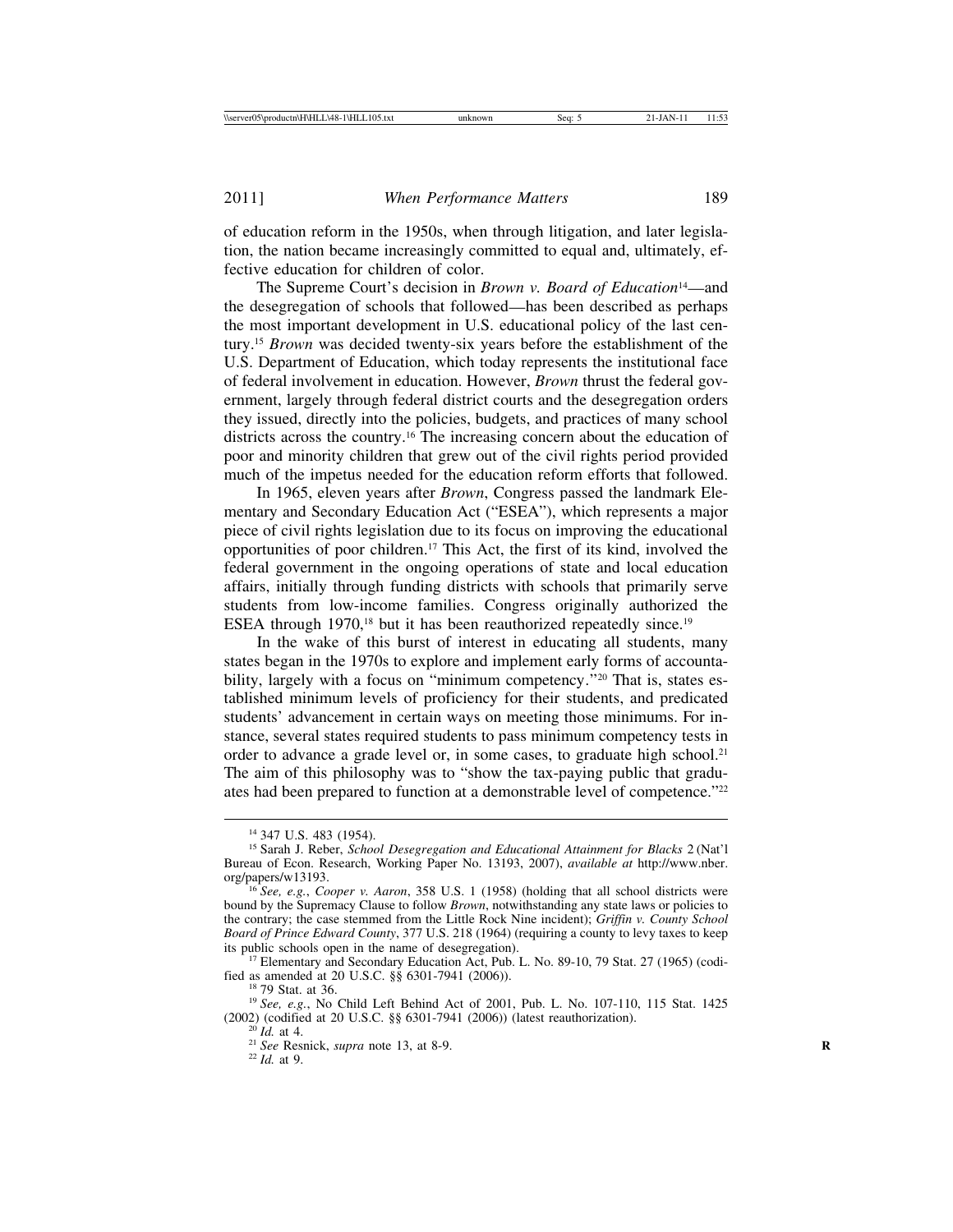of education reform in the 1950s, when through litigation, and later legislation, the nation became increasingly committed to equal and, ultimately, effective education for children of color.

The Supreme Court's decision in *Brown v. Board of Education*[14]—and the desegregation of schools that followed—has been described as perhaps the most important development in U.S. educational policy of the last century.[15] *Brown* was decided twenty-six years before the establishment of the U.S. Department of Education, which today represents the institutional face of federal involvement in education. However, *Brown* thrust the federal government, largely through federal district courts and the desegregation orders they issued, directly into the policies, budgets, and practices of many school districts across the country.[16] The increasing concern about the education of poor and minority children that grew out of the civil rights period provided much of the impetus needed for the education reform efforts that followed.

In 1965, eleven years after *Brown*, Congress passed the landmark Elementary and Secondary Education Act ("ESEA"), which represents a major piece of civil rights legislation due to its focus on improving the educational opportunities of poor children.[17] This Act, the first of its kind, involved the federal government in the ongoing operations of state and local education affairs, initially through funding districts with schools that primarily serve students from low-income families. Congress originally authorized the ESEA through 1970,[18] but it has been reauthorized repeatedly since.[19]

In the wake of this burst of interest in educating all students, many states began in the 1970s to explore and implement early forms of accountability, largely with a focus on "minimum competency."[20] That is, states established minimum levels of proficiency for their students, and predicated students' advancement in certain ways on meeting those minimums. For instance, several states required students to pass minimum competency tests in order to advance a grade level or, in some cases, to graduate high school.[21] The aim of this philosophy was to "show the tax-paying public that graduates had been prepared to function at a demonstrable level of competence."[22]

---

[14] 347 U.S. 483 (1954).

[15] Sarah J. Reber, *School Desegregation and Educational Attainment for Blacks* 2 (Nat'l Bureau of Econ. Research, Working Paper No. 13193, 2007), *available at* http://www.nber.org/papers/w13193.

[16] *See, e.g.*, *Cooper v. Aaron*, 358 U.S. 1 (1958) (holding that all school districts were bound by the Supremacy Clause to follow *Brown*, notwithstanding any state laws or policies to the contrary; the case stemmed from the Little Rock Nine incident); *Griffin v. County School Board of Prince Edward County*, 377 U.S. 218 (1964) (requiring a county to levy taxes to keep its public schools open in the name of desegregation).

[17] Elementary and Secondary Education Act, Pub. L. No. 89-10, 79 Stat. 27 (1965) (codified as amended at 20 U.S.C. §§ 6301-7941 (2006)).

[18] 79 Stat. at 36.

[19] *See, e.g.*, No Child Left Behind Act of 2001, Pub. L. No. 107-110, 115 Stat. 1425 (2002) (codified at 20 U.S.C. §§ 6301-7941 (2006)) (latest reauthorization).

[20] *Id.* at 4.

[21] *See* Resnick, *supra* note 13, at 8-9.

[22] *Id.* at 9.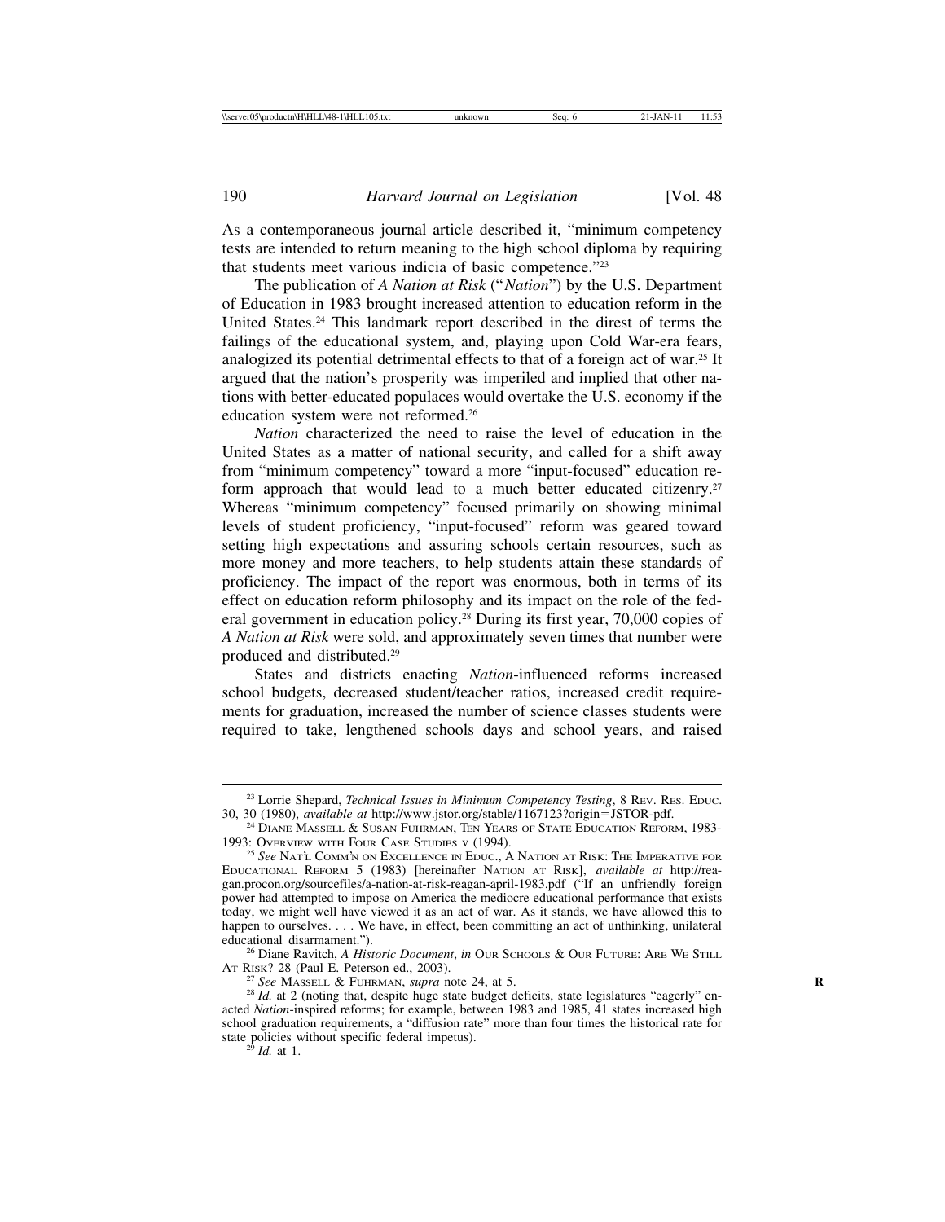As a contemporaneous journal article described it, "minimum competency tests are intended to return meaning to the high school diploma by requiring that students meet various indicia of basic competence."[23]

The publication of *A Nation at Risk* ("*Nation*") by the U.S. Department of Education in 1983 brought increased attention to education reform in the United States.[24] This landmark report described in the direst of terms the failings of the educational system, and, playing upon Cold War-era fears, analogized its potential detrimental effects to that of a foreign act of war.[25] It argued that the nation's prosperity was imperiled and implied that other nations with better-educated populaces would overtake the U.S. economy if the education system were not reformed.[26]

*Nation* characterized the need to raise the level of education in the United States as a matter of national security, and called for a shift away from "minimum competency" toward a more "input-focused" education reform approach that would lead to a much better educated citizenry.[27] Whereas "minimum competency" focused primarily on showing minimal levels of student proficiency, "input-focused" reform was geared toward setting high expectations and assuring schools certain resources, such as more money and more teachers, to help students attain these standards of proficiency. The impact of the report was enormous, both in terms of its effect on education reform philosophy and its impact on the role of the federal government in education policy.[28] During its first year, 70,000 copies of *A Nation at Risk* were sold, and approximately seven times that number were produced and distributed.[29]

States and districts enacting *Nation*-influenced reforms increased school budgets, decreased student/teacher ratios, increased credit requirements for graduation, increased the number of science classes students were required to take, lengthened schools days and school years, and raised

---

[23] Lorrie Shepard, *Technical Issues in Minimum Competency Testing*, 8 REV. RES. EDUC. 30, 30 (1980), *available at* http://www.jstor.org/stable/1167123?origin=JSTOR-pdf.

[24] DIANE MASSELL & SUSAN FUHRMAN, TEN YEARS OF STATE EDUCATION REFORM, 1983-1993: OVERVIEW WITH FOUR CASE STUDIES v (1994).

[25] *See* NAT'L COMM'N ON EXCELLENCE IN EDUC., A NATION AT RISK: THE IMPERATIVE FOR EDUCATIONAL REFORM 5 (1983) [hereinafter NATION AT RISK], *available at* http://reagan.procon.org/sourcefiles/a-nation-at-risk-reagan-april-1983.pdf ("If an unfriendly foreign power had attempted to impose on America the mediocre educational performance that exists today, we might well have viewed it as an act of war. As it stands, we have allowed this to happen to ourselves. . . . We have, in effect, been committing an act of unthinking, unilateral educational disarmament.").

[26] Diane Ravitch, *A Historic Document*, *in* OUR SCHOOLS & OUR FUTURE: ARE WE STILL AT RISK? 28 (Paul E. Peterson ed., 2003).

[27] *See* MASSELL & FUHRMAN, *supra* note 24, at 5.

[28] *Id.* at 2 (noting that, despite huge state budget deficits, state legislatures "eagerly" enacted *Nation*-inspired reforms; for example, between 1983 and 1985, 41 states increased high school graduation requirements, a "diffusion rate" more than four times the historical rate for state policies without specific federal impetus).

[29] *Id.* at 1.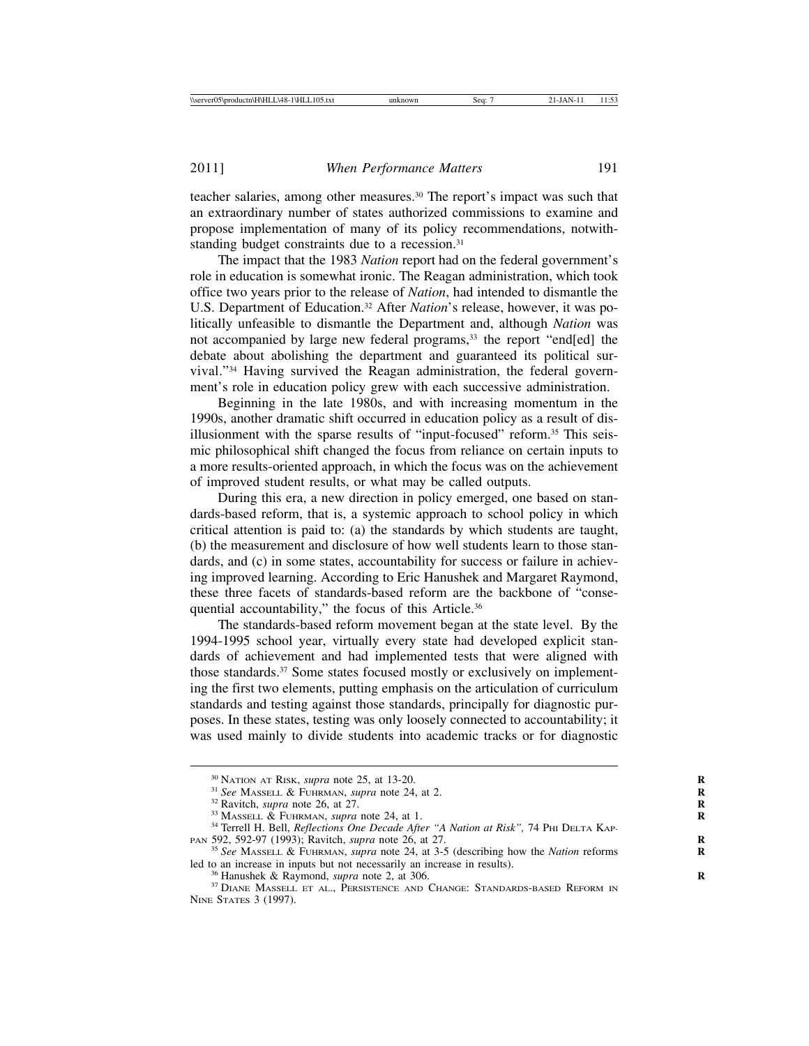teacher salaries, among other measures.[30] The report's impact was such that an extraordinary number of states authorized commissions to examine and propose implementation of many of its policy recommendations, notwithstanding budget constraints due to a recession.[31]

The impact that the 1983 *Nation* report had on the federal government's role in education is somewhat ironic. The Reagan administration, which took office two years prior to the release of *Nation*, had intended to dismantle the U.S. Department of Education.[32] After *Nation*'s release, however, it was politically unfeasible to dismantle the Department and, although *Nation* was not accompanied by large new federal programs,[33] the report "end[ed] the debate about abolishing the department and guaranteed its political survival."[34] Having survived the Reagan administration, the federal government's role in education policy grew with each successive administration.

Beginning in the late 1980s, and with increasing momentum in the 1990s, another dramatic shift occurred in education policy as a result of disillusionment with the sparse results of "input-focused" reform.[35] This seismic philosophical shift changed the focus from reliance on certain inputs to a more results-oriented approach, in which the focus was on the achievement of improved student results, or what may be called outputs.

During this era, a new direction in policy emerged, one based on standards-based reform, that is, a systemic approach to school policy in which critical attention is paid to: (a) the standards by which students are taught, (b) the measurement and disclosure of how well students learn to those standards, and (c) in some states, accountability for success or failure in achieving improved learning. According to Eric Hanushek and Margaret Raymond, these three facets of standards-based reform are the backbone of "consequential accountability," the focus of this Article.[36]

The standards-based reform movement began at the state level. By the 1994-1995 school year, virtually every state had developed explicit standards of achievement and had implemented tests that were aligned with those standards.[37] Some states focused mostly or exclusively on implementing the first two elements, putting emphasis on the articulation of curriculum standards and testing against those standards, principally for diagnostic purposes. In these states, testing was only loosely connected to accountability; it was used mainly to divide students into academic tracks or for diagnostic

---

[30] NATION AT RISK, *supra* note 25, at 13-20.

[31] *See* MASSELL & FUHRMAN, *supra* note 24, at 2.

[32] Ravitch, *supra* note 26, at 27.

[33] MASSELL & FUHRMAN, *supra* note 24, at 1.

[34] Terrell H. Bell, *Reflections One Decade After "A Nation at Risk"*, 74 PHI DELTA KAPPAN 592, 592-97 (1993); Ravitch, *supra* note 26, at 27.

[35] *See* MASSELL & FUHRMAN, *supra* note 24, at 3-5 (describing how the *Nation* reforms led to an increase in inputs but not necessarily an increase in results).

[36] Hanushek & Raymond, *supra* note 2, at 306.

[37] DIANE MASSELL ET AL., PERSISTENCE AND CHANGE: STANDARDS-BASED REFORM IN NINE STATES 3 (1997).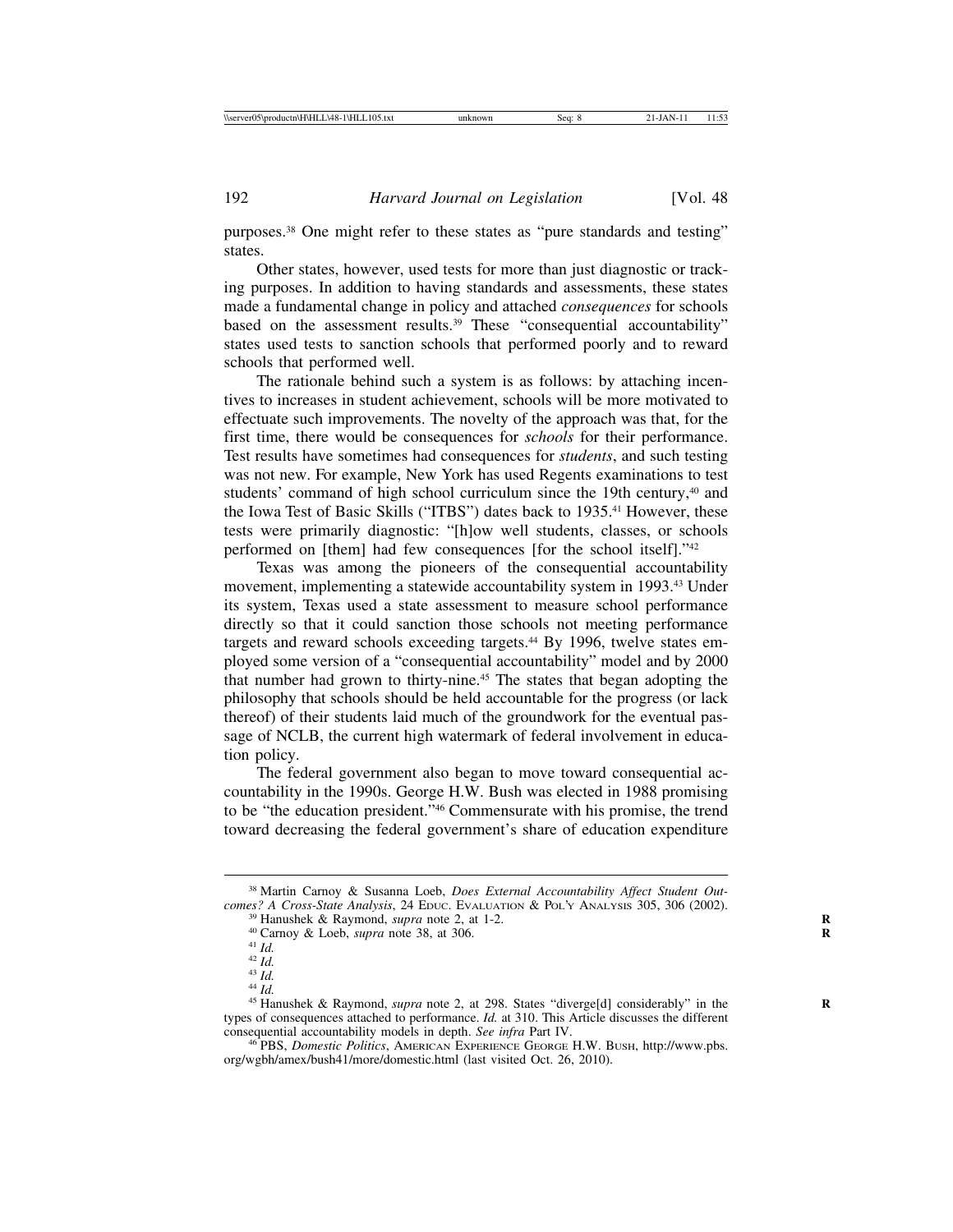purposes.[38] One might refer to these states as "pure standards and testing" states.

Other states, however, used tests for more than just diagnostic or tracking purposes. In addition to having standards and assessments, these states made a fundamental change in policy and attached *consequences* for schools based on the assessment results.[39] These "consequential accountability" states used tests to sanction schools that performed poorly and to reward schools that performed well.

The rationale behind such a system is as follows: by attaching incentives to increases in student achievement, schools will be more motivated to effectuate such improvements. The novelty of the approach was that, for the first time, there would be consequences for *schools* for their performance. Test results have sometimes had consequences for *students*, and such testing was not new. For example, New York has used Regents examinations to test students' command of high school curriculum since the 19th century,[40] and the Iowa Test of Basic Skills ("ITBS") dates back to 1935.[41] However, these tests were primarily diagnostic: "[h]ow well students, classes, or schools performed on [them] had few consequences [for the school itself]."[42]

Texas was among the pioneers of the consequential accountability movement, implementing a statewide accountability system in 1993.[43] Under its system, Texas used a state assessment to measure school performance directly so that it could sanction those schools not meeting performance targets and reward schools exceeding targets.[44] By 1996, twelve states employed some version of a "consequential accountability" model and by 2000 that number had grown to thirty-nine.[45] The states that began adopting the philosophy that schools should be held accountable for the progress (or lack thereof) of their students laid much of the groundwork for the eventual passage of NCLB, the current high watermark of federal involvement in education policy.

The federal government also began to move toward consequential accountability in the 1990s. George H.W. Bush was elected in 1988 promising to be "the education president."[46] Commensurate with his promise, the trend toward decreasing the federal government's share of education expenditure

---

[38] Martin Carnoy & Susanna Loeb, *Does External Accountability Affect Student Outcomes? A Cross-State Analysis*, 24 Educ. Evaluation & Pol'y Analysis 305, 306 (2002).

[39] Hanushek & Raymond, *supra* note 2, at 1-2.

[40] Carnoy & Loeb, *supra* note 38, at 306.

[41] *Id.*

[42] *Id.*

[43] *Id.*

[44] *Id.*

[45] Hanushek & Raymond, *supra* note 2, at 298. States "diverge[d] considerably" in the types of consequences attached to performance. *Id.* at 310. This Article discusses the different consequential accountability models in depth. *See infra* Part IV.

[46] PBS, *Domestic Politics*, American Experience George H.W. Bush, http://www.pbs.org/wgbh/amex/bush41/more/domestic.html (last visited Oct. 26, 2010).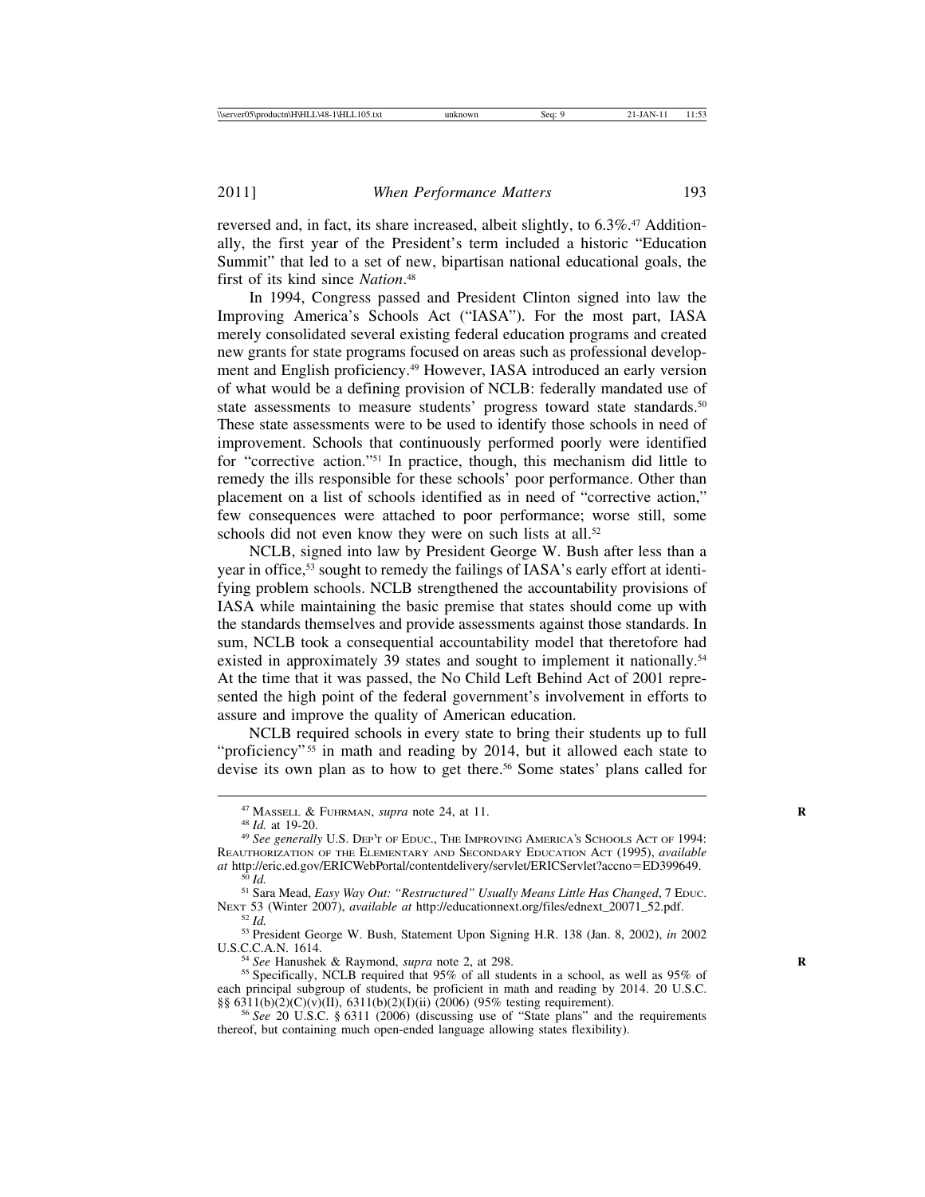reversed and, in fact, its share increased, albeit slightly, to 6.3%.[47] Additionally, the first year of the President's term included a historic "Education Summit" that led to a set of new, bipartisan national educational goals, the first of its kind since *Nation*.[48]

In 1994, Congress passed and President Clinton signed into law the Improving America's Schools Act ("IASA"). For the most part, IASA merely consolidated several existing federal education programs and created new grants for state programs focused on areas such as professional development and English proficiency.[49] However, IASA introduced an early version of what would be a defining provision of NCLB: federally mandated use of state assessments to measure students' progress toward state standards.[50] These state assessments were to be used to identify those schools in need of improvement. Schools that continuously performed poorly were identified for "corrective action."[51] In practice, though, this mechanism did little to remedy the ills responsible for these schools' poor performance. Other than placement on a list of schools identified as in need of "corrective action," few consequences were attached to poor performance; worse still, some schools did not even know they were on such lists at all.[52]

NCLB, signed into law by President George W. Bush after less than a year in office,[53] sought to remedy the failings of IASA's early effort at identifying problem schools. NCLB strengthened the accountability provisions of IASA while maintaining the basic premise that states should come up with the standards themselves and provide assessments against those standards. In sum, NCLB took a consequential accountability model that theretofore had existed in approximately 39 states and sought to implement it nationally.[54] At the time that it was passed, the No Child Left Behind Act of 2001 represented the high point of the federal government's involvement in efforts to assure and improve the quality of American education.

NCLB required schools in every state to bring their students up to full "proficiency"[55] in math and reading by 2014, but it allowed each state to devise its own plan as to how to get there.[56] Some states' plans called for

---

[47] Massell & Fuhrman, *supra* note 24, at 11.

[48] *Id.* at 19-20.

[49] *See generally* U.S. Dep't of Educ., The Improving America's Schools Act of 1994: Reauthorization of the Elementary and Secondary Education Act (1995), *available at* http://eric.ed.gov/ERICWebPortal/contentdelivery/servlet/ERICServlet?accno=ED399649.

[50] *Id.*

[51] Sara Mead, *Easy Way Out: "Restructured" Usually Means Little Has Changed*, 7 Educ. Next 53 (Winter 2007), *available at* http://educationnext.org/files/ednext_20071_52.pdf.

[52] *Id.*

[53] President George W. Bush, Statement Upon Signing H.R. 138 (Jan. 8, 2002), *in* 2002 U.S.C.C.A.N. 1614.

[54] *See* Hanushek & Raymond, *supra* note 2, at 298.

[55] Specifically, NCLB required that 95% of all students in a school, as well as 95% of each principal subgroup of students, be proficient in math and reading by 2014. 20 U.S.C. §§ 6311(b)(2)(C)(v)(II), 6311(b)(2)(I)(ii) (2006) (95% testing requirement).

[56] *See* 20 U.S.C. § 6311 (2006) (discussing use of "State plans" and the requirements thereof, but containing much open-ended language allowing states flexibility).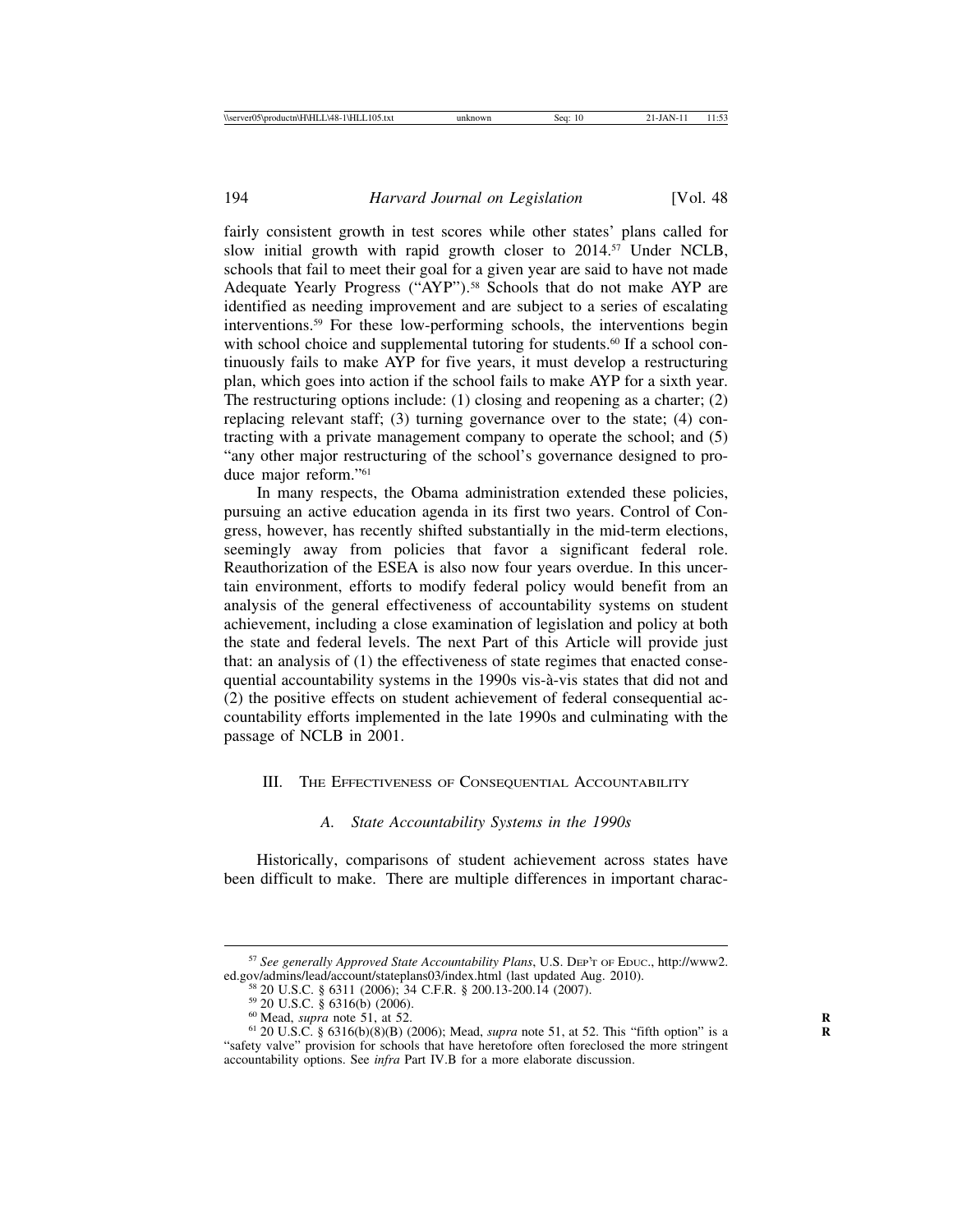fairly consistent growth in test scores while other states' plans called for slow initial growth with rapid growth closer to 2014.[57] Under NCLB, schools that fail to meet their goal for a given year are said to have not made Adequate Yearly Progress ("AYP").[58] Schools that do not make AYP are identified as needing improvement and are subject to a series of escalating interventions.[59] For these low-performing schools, the interventions begin with school choice and supplemental tutoring for students.[60] If a school continuously fails to make AYP for five years, it must develop a restructuring plan, which goes into action if the school fails to make AYP for a sixth year. The restructuring options include: (1) closing and reopening as a charter; (2) replacing relevant staff; (3) turning governance over to the state; (4) contracting with a private management company to operate the school; and (5) "any other major restructuring of the school's governance designed to produce major reform."[61]

In many respects, the Obama administration extended these policies, pursuing an active education agenda in its first two years. Control of Congress, however, has recently shifted substantially in the mid-term elections, seemingly away from policies that favor a significant federal role. Reauthorization of the ESEA is also now four years overdue. In this uncertain environment, efforts to modify federal policy would benefit from an analysis of the general effectiveness of accountability systems on student achievement, including a close examination of legislation and policy at both the state and federal levels. The next Part of this Article will provide just that: an analysis of (1) the effectiveness of state regimes that enacted consequential accountability systems in the 1990s vis-à-vis states that did not and (2) the positive effects on student achievement of federal consequential accountability efforts implemented in the late 1990s and culminating with the passage of NCLB in 2001.

## III. The Effectiveness of Consequential Accountability

### *A. State Accountability Systems in the 1990s*

Historically, comparisons of student achievement across states have been difficult to make. There are multiple differences in important charac-

---

[57] *See generally Approved State Accountability Plans*, U.S. Dep't of Educ., http://www2.ed.gov/admins/lead/account/stateplans03/index.html (last updated Aug. 2010).

[58] 20 U.S.C. § 6311 (2006); 34 C.F.R. § 200.13-200.14 (2007).

[59] 20 U.S.C. § 6316(b) (2006).

[60] Mead, *supra* note 51, at 52.

[61] 20 U.S.C. § 6316(b)(8)(B) (2006); Mead, *supra* note 51, at 52. This "fifth option" is a "safety valve" provision for schools that have heretofore often foreclosed the more stringent accountability options. See *infra* Part IV.B for a more elaborate discussion.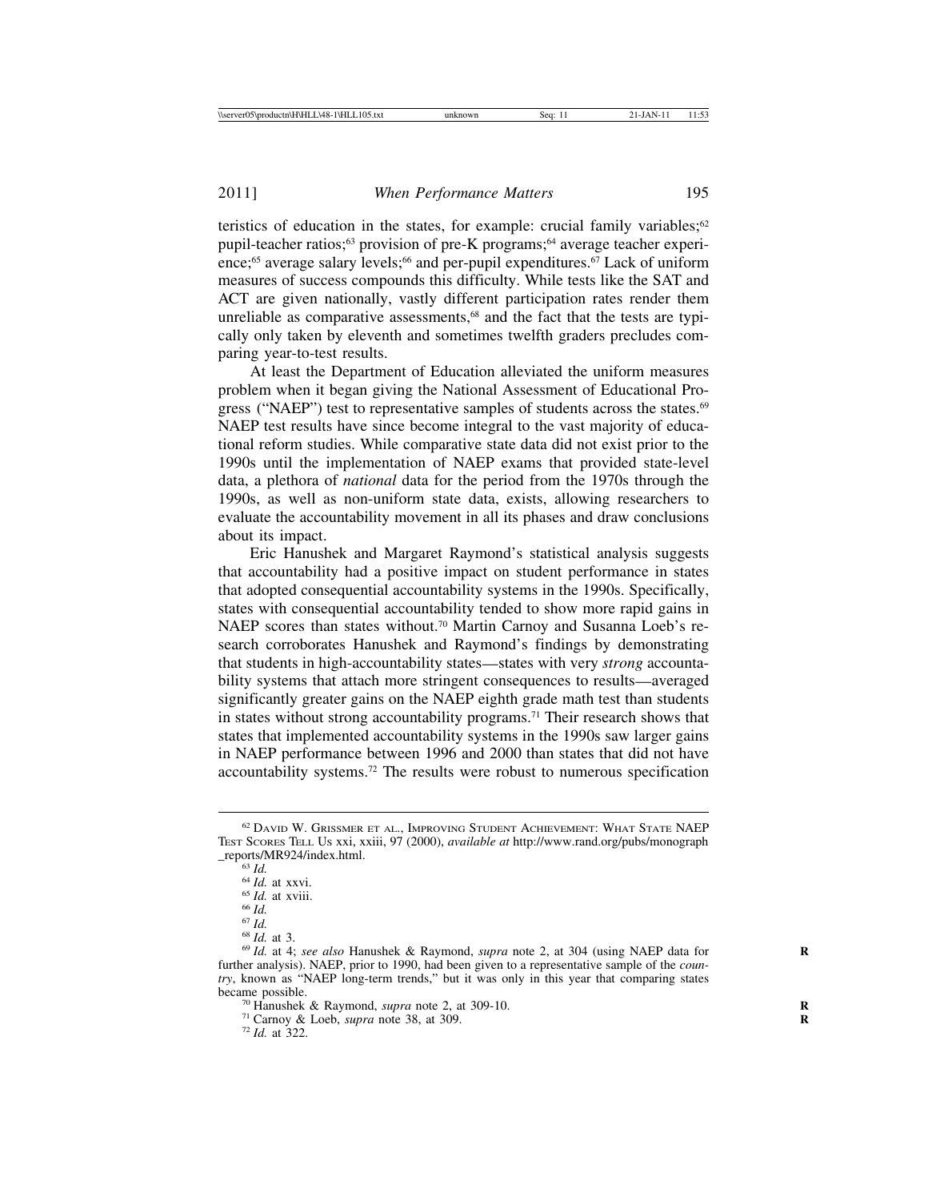teristics of education in the states, for example: crucial family variables;[62] pupil-teacher ratios;[63] provision of pre-K programs;[64] average teacher experience;[65] average salary levels;[66] and per-pupil expenditures.[67] Lack of uniform measures of success compounds this difficulty. While tests like the SAT and ACT are given nationally, vastly different participation rates render them unreliable as comparative assessments,[68] and the fact that the tests are typically only taken by eleventh and sometimes twelfth graders precludes comparing year-to-test results.

At least the Department of Education alleviated the uniform measures problem when it began giving the National Assessment of Educational Progress ("NAEP") test to representative samples of students across the states.[69] NAEP test results have since become integral to the vast majority of educational reform studies. While comparative state data did not exist prior to the 1990s until the implementation of NAEP exams that provided state-level data, a plethora of *national* data for the period from the 1970s through the 1990s, as well as non-uniform state data, exists, allowing researchers to evaluate the accountability movement in all its phases and draw conclusions about its impact.

Eric Hanushek and Margaret Raymond's statistical analysis suggests that accountability had a positive impact on student performance in states that adopted consequential accountability systems in the 1990s. Specifically, states with consequential accountability tended to show more rapid gains in NAEP scores than states without.[70] Martin Carnoy and Susanna Loeb's research corroborates Hanushek and Raymond's findings by demonstrating that students in high-accountability states—states with very *strong* accountability systems that attach more stringent consequences to results—averaged significantly greater gains on the NAEP eighth grade math test than students in states without strong accountability programs.[71] Their research shows that states that implemented accountability systems in the 1990s saw larger gains in NAEP performance between 1996 and 2000 than states that did not have accountability systems.[72] The results were robust to numerous specification

---

[62] David W. Grissmer et al., Improving Student Achievement: What State NAEP Test Scores Tell Us xxi, xxiii, 97 (2000), *available at* http://www.rand.org/pubs/monograph_reports/MR924/index.html.

[63] *Id.*

[64] *Id.* at xxvi.

[65] *Id.* at xviii.

[66] *Id.*

[67] *Id.*

[68] *Id.* at 3.

[69] *Id.* at 4; *see also* Hanushek & Raymond, *supra* note 2, at 304 (using NAEP data for further analysis). NAEP, prior to 1990, had been given to a representative sample of the *country*, known as "NAEP long-term trends," but it was only in this year that comparing states became possible.

[70] Hanushek & Raymond, *supra* note 2, at 309-10.

[71] Carnoy & Loeb, *supra* note 38, at 309.

[72] *Id.* at 322.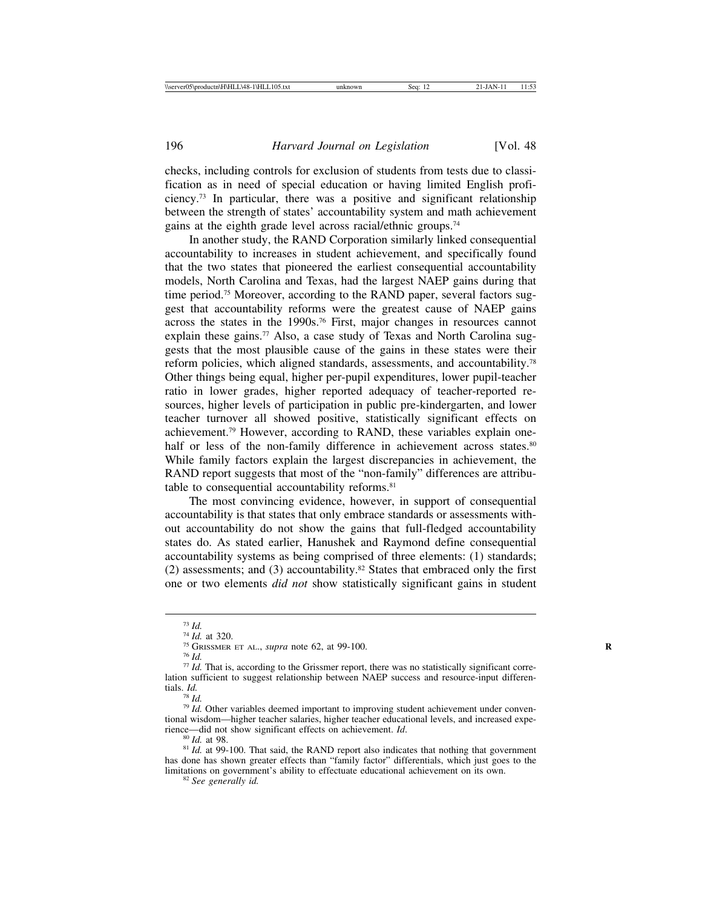checks, including controls for exclusion of students from tests due to classification as in need of special education or having limited English proficiency.[73] In particular, there was a positive and significant relationship between the strength of states' accountability system and math achievement gains at the eighth grade level across racial/ethnic groups.[74]

In another study, the RAND Corporation similarly linked consequential accountability to increases in student achievement, and specifically found that the two states that pioneered the earliest consequential accountability models, North Carolina and Texas, had the largest NAEP gains during that time period.[75] Moreover, according to the RAND paper, several factors suggest that accountability reforms were the greatest cause of NAEP gains across the states in the 1990s.[76] First, major changes in resources cannot explain these gains.[77] Also, a case study of Texas and North Carolina suggests that the most plausible cause of the gains in these states were their reform policies, which aligned standards, assessments, and accountability.[78] Other things being equal, higher per-pupil expenditures, lower pupil-teacher ratio in lower grades, higher reported adequacy of teacher-reported resources, higher levels of participation in public pre-kindergarten, and lower teacher turnover all showed positive, statistically significant effects on achievement.[79] However, according to RAND, these variables explain one-half or less of the non-family difference in achievement across states.[80] While family factors explain the largest discrepancies in achievement, the RAND report suggests that most of the "non-family" differences are attributable to consequential accountability reforms.[81]

The most convincing evidence, however, in support of consequential accountability is that states that only embrace standards or assessments without accountability do not show the gains that full-fledged accountability states do. As stated earlier, Hanushek and Raymond define consequential accountability systems as being comprised of three elements: (1) standards; (2) assessments; and (3) accountability.[82] States that embraced only the first one or two elements *did not* show statistically significant gains in student

---

[73] *Id.*

[74] *Id.* at 320.

[75] Grissmer et al., *supra* note 62, at 99-100.

[76] *Id.*

[77] *Id.* That is, according to the Grissmer report, there was no statistically significant correlation sufficient to suggest relationship between NAEP success and resource-input differentials. *Id.*

[78] *Id.*

[79] *Id.* Other variables deemed important to improving student achievement under conventional wisdom—higher teacher salaries, higher teacher educational levels, and increased experience—did not show significant effects on achievement. *Id*.

[80] *Id.* at 98.

[81] *Id.* at 99-100. That said, the RAND report also indicates that nothing that government has done has shown greater effects than "family factor" differentials, which just goes to the limitations on government's ability to effectuate educational achievement on its own.

[82] *See generally id.*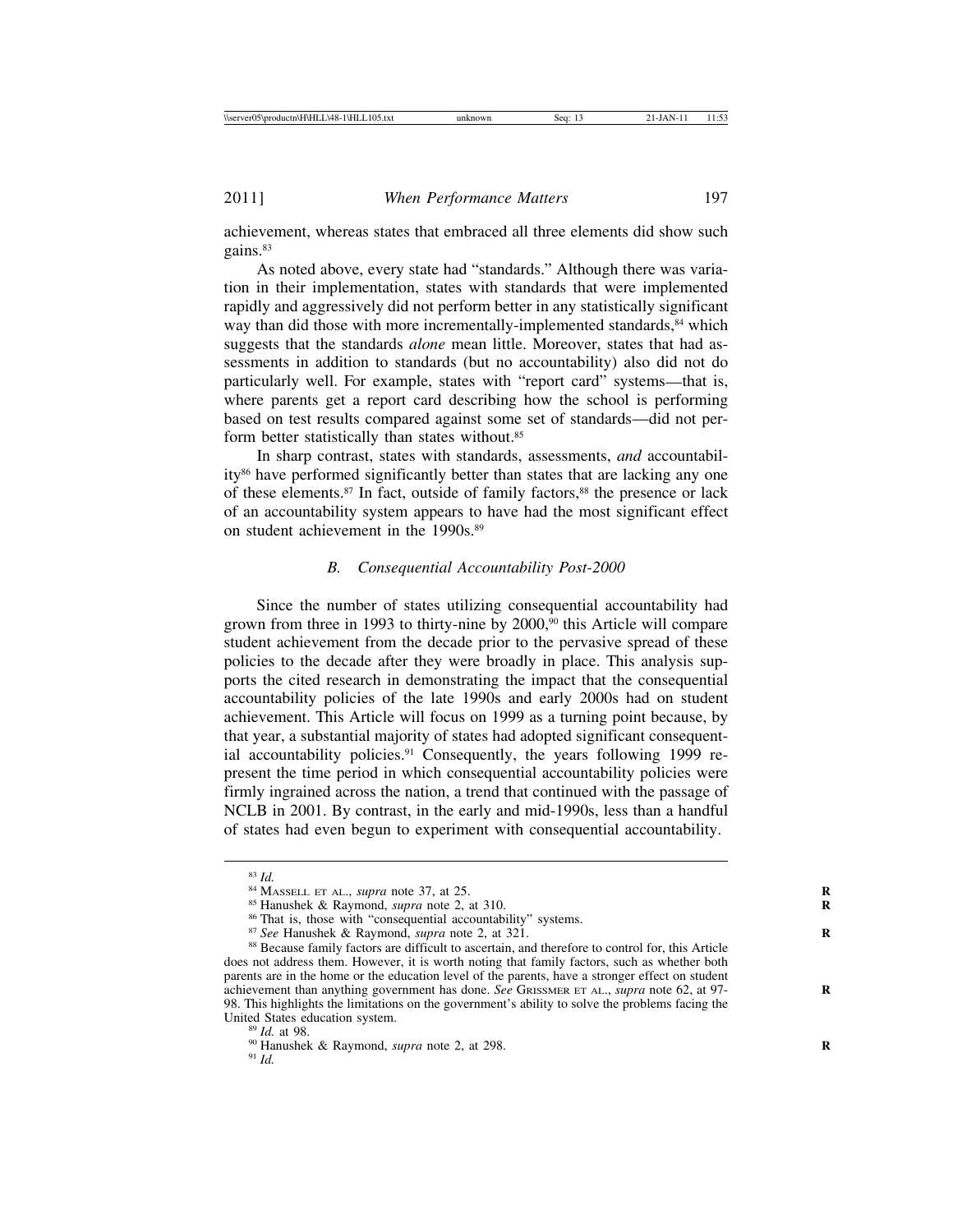achievement, whereas states that embraced all three elements did show such gains.[83]

As noted above, every state had "standards." Although there was variation in their implementation, states with standards that were implemented rapidly and aggressively did not perform better in any statistically significant way than did those with more incrementally-implemented standards,[84] which suggests that the standards *alone* mean little. Moreover, states that had assessments in addition to standards (but no accountability) also did not do particularly well. For example, states with "report card" systems—that is, where parents get a report card describing how the school is performing based on test results compared against some set of standards—did not perform better statistically than states without.[85]

In sharp contrast, states with standards, assessments, *and* accountability[86] have performed significantly better than states that are lacking any one of these elements.[87] In fact, outside of family factors,[88] the presence or lack of an accountability system appears to have had the most significant effect on student achievement in the 1990s.[89]

### *B. Consequential Accountability Post-2000*

Since the number of states utilizing consequential accountability had grown from three in 1993 to thirty-nine by 2000,[90] this Article will compare student achievement from the decade prior to the pervasive spread of these policies to the decade after they were broadly in place. This analysis supports the cited research in demonstrating the impact that the consequential accountability policies of the late 1990s and early 2000s had on student achievement. This Article will focus on 1999 as a turning point because, by that year, a substantial majority of states had adopted significant consequential accountability policies.[91] Consequently, the years following 1999 represent the time period in which consequential accountability policies were firmly ingrained across the nation, a trend that continued with the passage of NCLB in 2001. By contrast, in the early and mid-1990s, less than a handful of states had even begun to experiment with consequential accountability.

---

[83] *Id.*

[84] MASSELL ET AL., *supra* note 37, at 25.

[85] Hanushek & Raymond, *supra* note 2, at 310.

[86] That is, those with "consequential accountability" systems.

[87] *See* Hanushek & Raymond, *supra* note 2, at 321.

[88] Because family factors are difficult to ascertain, and therefore to control for, this Article does not address them. However, it is worth noting that family factors, such as whether both parents are in the home or the education level of the parents, have a stronger effect on student achievement than anything government has done. *See* GRISSMER ET AL., *supra* note 62, at 97-98. This highlights the limitations on the government's ability to solve the problems facing the United States education system.

[89] *Id.* at 98.

[90] Hanushek & Raymond, *supra* note 2, at 298.

[91] *Id.*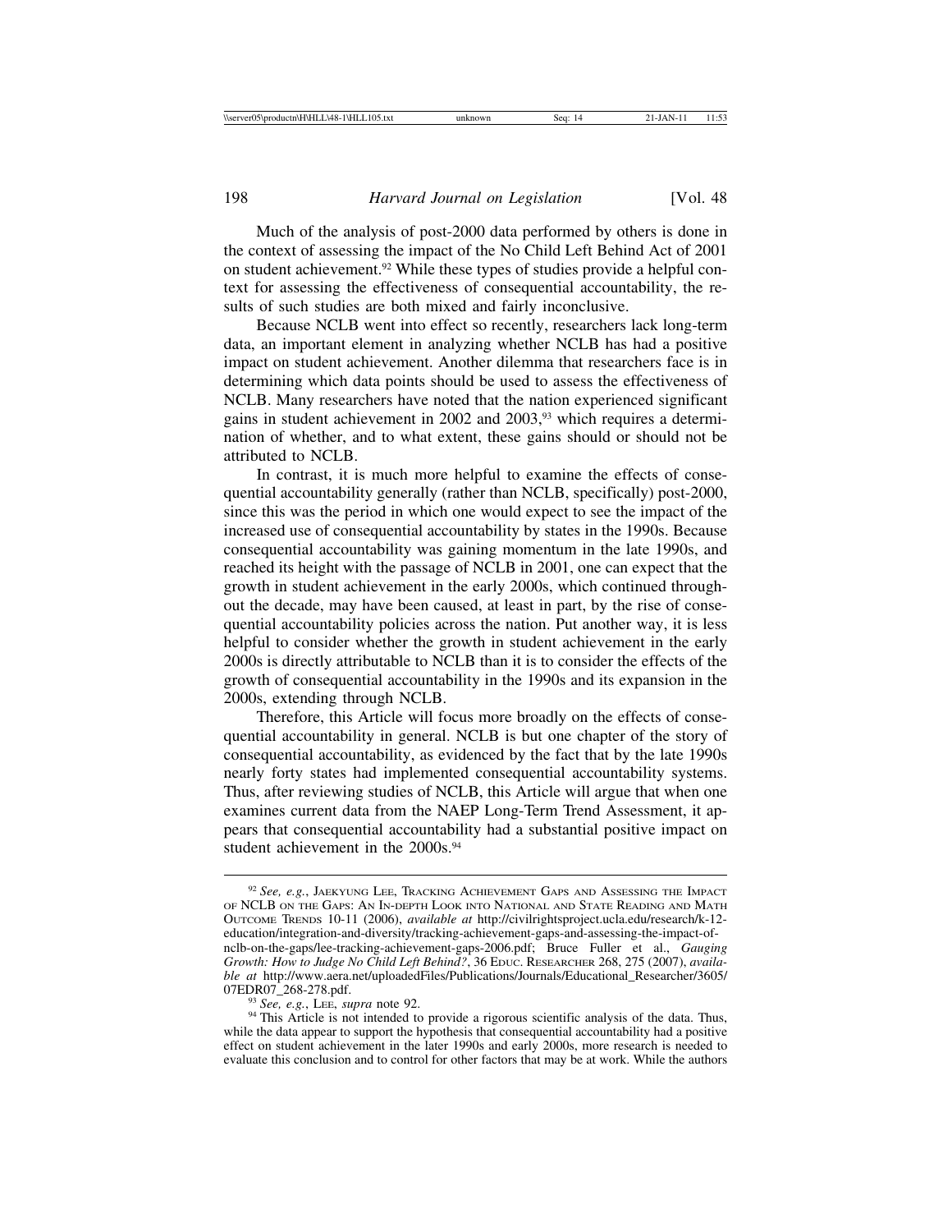Much of the analysis of post-2000 data performed by others is done in the context of assessing the impact of the No Child Left Behind Act of 2001 on student achievement.[92] While these types of studies provide a helpful context for assessing the effectiveness of consequential accountability, the results of such studies are both mixed and fairly inconclusive.

Because NCLB went into effect so recently, researchers lack long-term data, an important element in analyzing whether NCLB has had a positive impact on student achievement. Another dilemma that researchers face is in determining which data points should be used to assess the effectiveness of NCLB. Many researchers have noted that the nation experienced significant gains in student achievement in 2002 and 2003,[93] which requires a determination of whether, and to what extent, these gains should or should not be attributed to NCLB.

In contrast, it is much more helpful to examine the effects of consequential accountability generally (rather than NCLB, specifically) post-2000, since this was the period in which one would expect to see the impact of the increased use of consequential accountability by states in the 1990s. Because consequential accountability was gaining momentum in the late 1990s, and reached its height with the passage of NCLB in 2001, one can expect that the growth in student achievement in the early 2000s, which continued throughout the decade, may have been caused, at least in part, by the rise of consequential accountability policies across the nation. Put another way, it is less helpful to consider whether the growth in student achievement in the early 2000s is directly attributable to NCLB than it is to consider the effects of the growth of consequential accountability in the 1990s and its expansion in the 2000s, extending through NCLB.

Therefore, this Article will focus more broadly on the effects of consequential accountability in general. NCLB is but one chapter of the story of consequential accountability, as evidenced by the fact that by the late 1990s nearly forty states had implemented consequential accountability systems. Thus, after reviewing studies of NCLB, this Article will argue that when one examines current data from the NAEP Long-Term Trend Assessment, it appears that consequential accountability had a substantial positive impact on student achievement in the 2000s.[94]

---

[92] *See, e.g.*, Jaekyung Lee, Tracking Achievement Gaps and Assessing the Impact of NCLB on the Gaps: An In-depth Look into National and State Reading and Math Outcome Trends 10-11 (2006), *available at* http://civilrightsproject.ucla.edu/research/k-12-education/integration-and-diversity/tracking-achievement-gaps-and-assessing-the-impact-of-nclb-on-the-gaps/lee-tracking-achievement-gaps-2006.pdf; Bruce Fuller et al., *Gauging Growth: How to Judge No Child Left Behind?*, 36 Educ. Researcher 268, 275 (2007), *available at* http://www.aera.net/uploadedFiles/Publications/Journals/Educational_Researcher/3605/07EDR07_268-278.pdf.

[93] *See, e.g.*, Lee, *supra* note 92.

[94] This Article is not intended to provide a rigorous scientific analysis of the data. Thus, while the data appear to support the hypothesis that consequential accountability had a positive effect on student achievement in the later 1990s and early 2000s, more research is needed to evaluate this conclusion and to control for other factors that may be at work. While the authors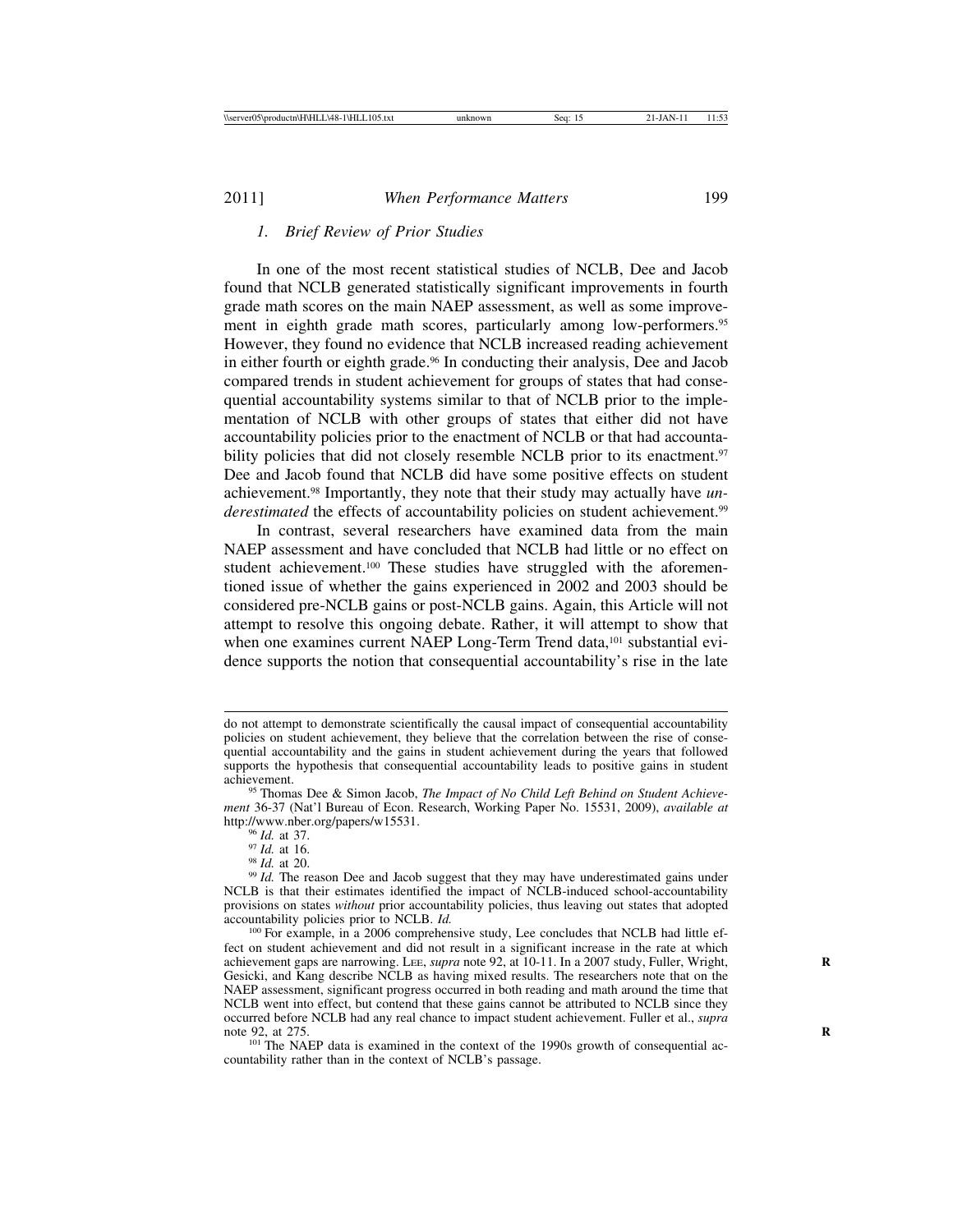### 1. *Brief Review of Prior Studies*

In one of the most recent statistical studies of NCLB, Dee and Jacob found that NCLB generated statistically significant improvements in fourth grade math scores on the main NAEP assessment, as well as some improvement in eighth grade math scores, particularly among low-performers.[95] However, they found no evidence that NCLB increased reading achievement in either fourth or eighth grade.[96] In conducting their analysis, Dee and Jacob compared trends in student achievement for groups of states that had consequential accountability systems similar to that of NCLB prior to the implementation of NCLB with other groups of states that either did not have accountability policies prior to the enactment of NCLB or that had accountability policies that did not closely resemble NCLB prior to its enactment.[97] Dee and Jacob found that NCLB did have some positive effects on student achievement.[98] Importantly, they note that their study may actually have *underestimated* the effects of accountability policies on student achievement.[99]

In contrast, several researchers have examined data from the main NAEP assessment and have concluded that NCLB had little or no effect on student achievement.[100] These studies have struggled with the aforementioned issue of whether the gains experienced in 2002 and 2003 should be considered pre-NCLB gains or post-NCLB gains. Again, this Article will not attempt to resolve this ongoing debate. Rather, it will attempt to show that when one examines current NAEP Long-Term Trend data,[101] substantial evidence supports the notion that consequential accountability's rise in the late

---

do not attempt to demonstrate scientifically the causal impact of consequential accountability policies on student achievement, they believe that the correlation between the rise of consequential accountability and the gains in student achievement during the years that followed supports the hypothesis that consequential accountability leads to positive gains in student achievement.

[95] Thomas Dee & Simon Jacob, *The Impact of No Child Left Behind on Student Achievement* 36-37 (Nat'l Bureau of Econ. Research, Working Paper No. 15531, 2009), *available at* http://www.nber.org/papers/w15531.

[96] *Id.* at 37.

[97] *Id.* at 16.

[98] *Id.* at 20.

[99] *Id.* The reason Dee and Jacob suggest that they may have underestimated gains under NCLB is that their estimates identified the impact of NCLB-induced school-accountability provisions on states *without* prior accountability policies, thus leaving out states that adopted accountability policies prior to NCLB. *Id.*

[100] For example, in a 2006 comprehensive study, Lee concludes that NCLB had little effect on student achievement and did not result in a significant increase in the rate at which achievement gaps are narrowing. LEE, *supra* note 92, at 10-11. In a 2007 study, Fuller, Wright, Gesicki, and Kang describe NCLB as having mixed results. The researchers note that on the NAEP assessment, significant progress occurred in both reading and math around the time that NCLB went into effect, but contend that these gains cannot be attributed to NCLB since they occurred before NCLB had any real chance to impact student achievement. Fuller et al., *supra* note 92, at 275.

[101] The NAEP data is examined in the context of the 1990s growth of consequential accountability rather than in the context of NCLB's passage.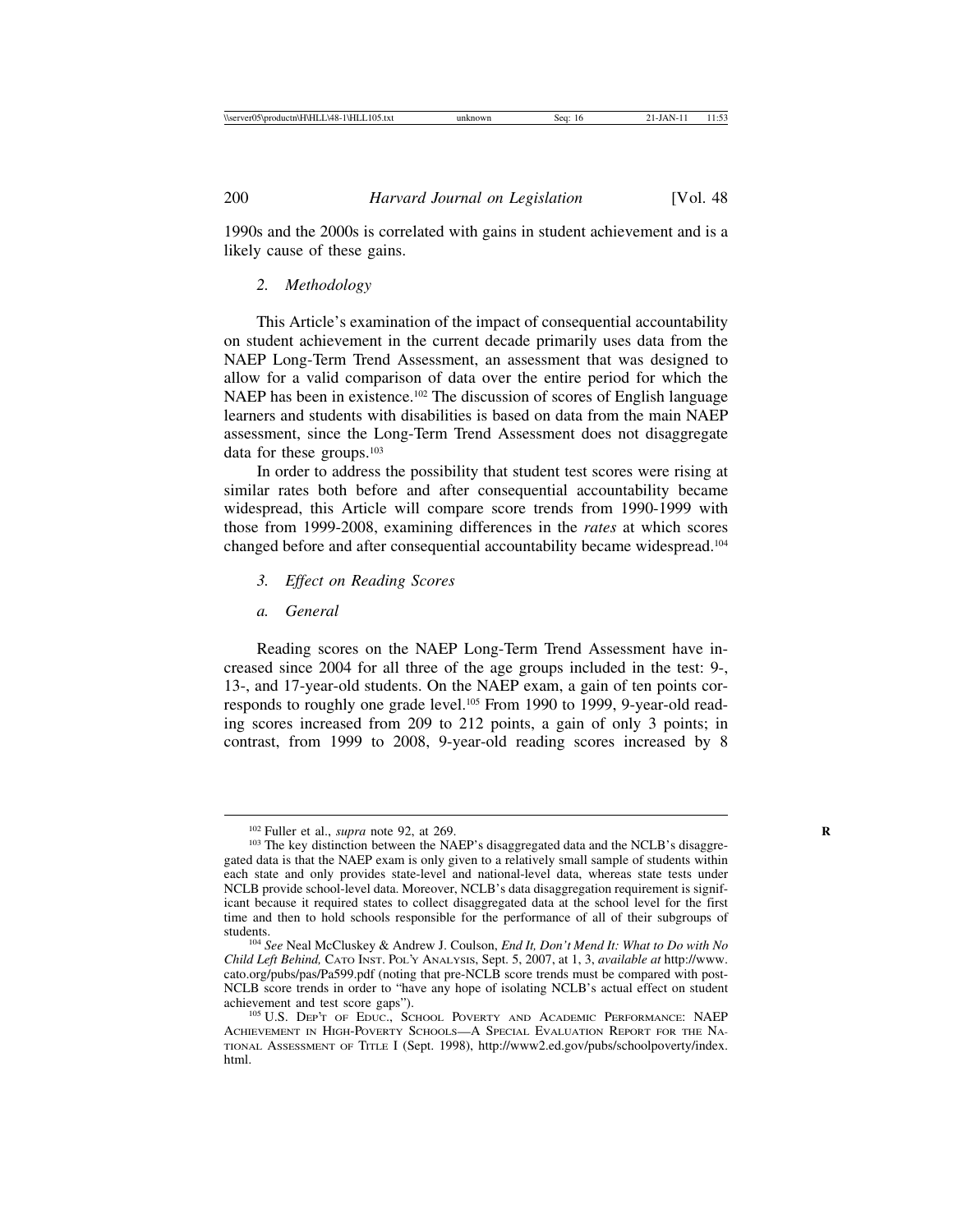1990s and the 2000s is correlated with gains in student achievement and is a likely cause of these gains.

### *2. Methodology*

This Article's examination of the impact of consequential accountability on student achievement in the current decade primarily uses data from the NAEP Long-Term Trend Assessment, an assessment that was designed to allow for a valid comparison of data over the entire period for which the NAEP has been in existence.[102] The discussion of scores of English language learners and students with disabilities is based on data from the main NAEP assessment, since the Long-Term Trend Assessment does not disaggregate data for these groups.[103]

In order to address the possibility that student test scores were rising at similar rates both before and after consequential accountability became widespread, this Article will compare score trends from 1990-1999 with those from 1999-2008, examining differences in the *rates* at which scores changed before and after consequential accountability became widespread.[104]

### *3. Effect on Reading Scores*

#### *a. General*

Reading scores on the NAEP Long-Term Trend Assessment have increased since 2004 for all three of the age groups included in the test: 9-, 13-, and 17-year-old students. On the NAEP exam, a gain of ten points corresponds to roughly one grade level.[105] From 1990 to 1999, 9-year-old reading scores increased from 209 to 212 points, a gain of only 3 points; in contrast, from 1999 to 2008, 9-year-old reading scores increased by 8

---

[102] Fuller et al., *supra* note 92, at 269.

[103] The key distinction between the NAEP's disaggregated data and the NCLB's disaggregated data is that the NAEP exam is only given to a relatively small sample of students within each state and only provides state-level and national-level data, whereas state tests under NCLB provide school-level data. Moreover, NCLB's data disaggregation requirement is significant because it required states to collect disaggregated data at the school level for the first time and then to hold schools responsible for the performance of all of their subgroups of students.

[104] *See* Neal McCluskey & Andrew J. Coulson, *End It, Don't Mend It: What to Do with No Child Left Behind,* CATO INST. POL'Y ANALYSIS, Sept. 5, 2007, at 1, 3, *available at* http://www.cato.org/pubs/pas/Pa599.pdf (noting that pre-NCLB score trends must be compared with post-NCLB score trends in order to "have any hope of isolating NCLB's actual effect on student achievement and test score gaps").

[105] U.S. DEP'T OF EDUC., SCHOOL POVERTY AND ACADEMIC PERFORMANCE: NAEP ACHIEVEMENT IN HIGH-POVERTY SCHOOLS—A SPECIAL EVALUATION REPORT FOR THE NATIONAL ASSESSMENT OF TITLE I (Sept. 1998), http://www2.ed.gov/pubs/schoolpoverty/index.html.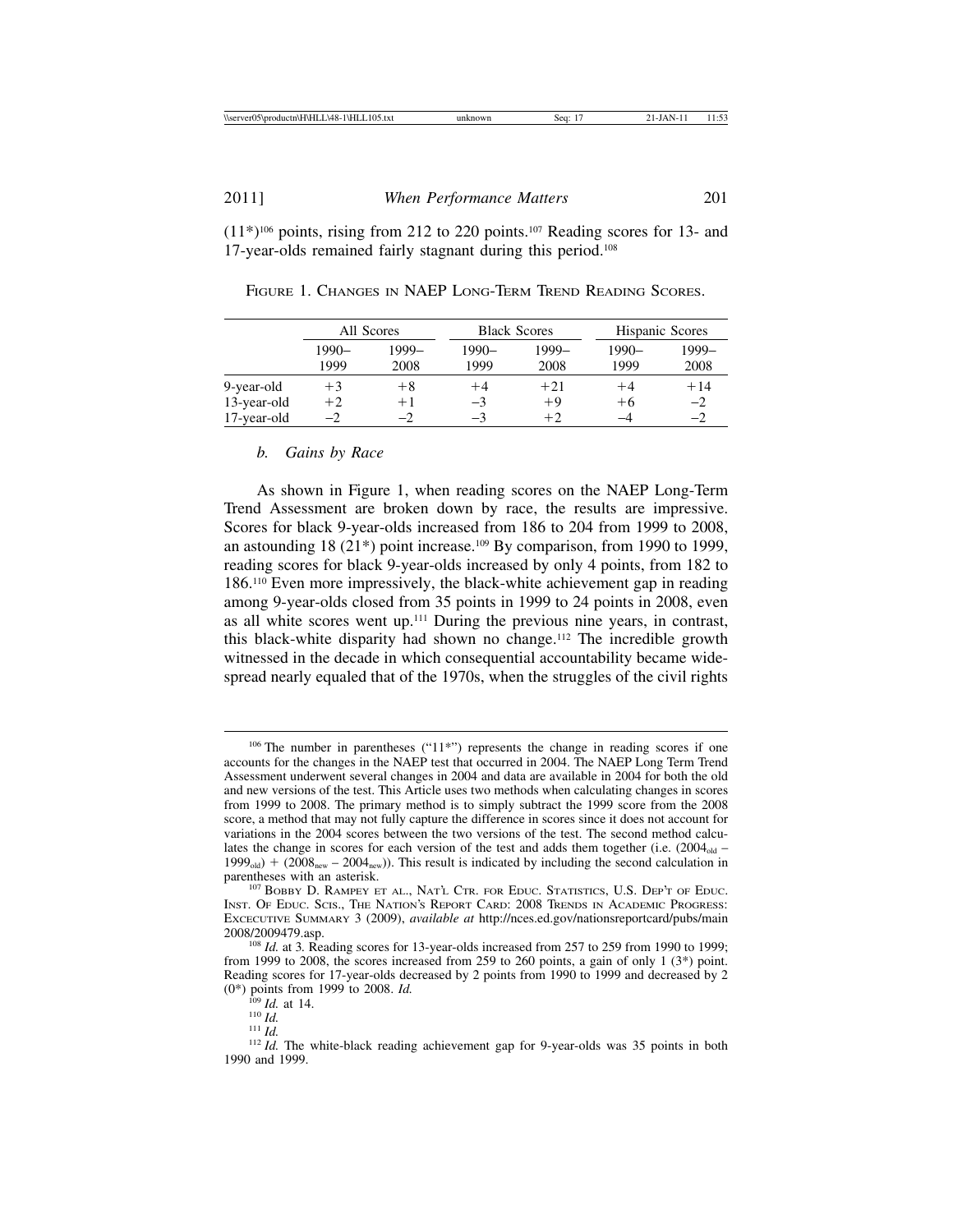(11*)[106] points, rising from 212 to 220 points.[107] Reading scores for 13- and 17-year-olds remained fairly stagnant during this period.[108]

FIGURE 1. CHANGES IN NAEP LONG-TERM TREND READING SCORES.

| | All Scores | | Black Scores | | Hispanic Scores | |
|---|---|---|---|---|---|---|
| | 1990–1999 | 1999–2008 | 1990–1999 | 1999–2008 | 1990–1999 | 1999–2008 |
| 9-year-old | +3 | +8 | +4 | +21 | +4 | +14 |
| 13-year-old | +2 | +1 | −3 | +9 | +6 | −2 |
| 17-year-old | −2 | −2 | −3 | +2 | −4 | −2 |

#### *b. Gains by Race*

As shown in Figure 1, when reading scores on the NAEP Long-Term Trend Assessment are broken down by race, the results are impressive. Scores for black 9-year-olds increased from 186 to 204 from 1999 to 2008, an astounding 18 (21*) point increase.[109] By comparison, from 1990 to 1999, reading scores for black 9-year-olds increased by only 4 points, from 182 to 186.[110] Even more impressively, the black-white achievement gap in reading among 9-year-olds closed from 35 points in 1999 to 24 points in 2008, even as all white scores went up.[111] During the previous nine years, in contrast, this black-white disparity had shown no change.[112] The incredible growth witnessed in the decade in which consequential accountability became widespread nearly equaled that of the 1970s, when the struggles of the civil rights

---

[106] The number in parentheses ("11*") represents the change in reading scores if one accounts for the changes in the NAEP test that occurred in 2004. The NAEP Long Term Trend Assessment underwent several changes in 2004 and data are available in 2004 for both the old and new versions of the test. This Article uses two methods when calculating changes in scores from 1999 to 2008. The primary method is to simply subtract the 1999 score from the 2008 score, a method that may not fully capture the difference in scores since it does not account for variations in the 2004 scores between the two versions of the test. The second method calculates the change in scores for each version of the test and adds them together (i.e. $(2004_{old} - 1999_{old}) + (2008_{new} - 2004_{new})$). This result is indicated by including the second calculation in parentheses with an asterisk.

[107] BOBBY D. RAMPEY ET AL., NAT'L CTR. FOR EDUC. STATISTICS, U.S. DEP'T OF EDUC. INST. OF EDUC. SCIS., THE NATION'S REPORT CARD: 2008 TRENDS IN ACADEMIC PROGRESS: EXCECUTIVE SUMMARY 3 (2009), *available at* http://nces.ed.gov/nationsreportcard/pubs/main2008/2009479.asp.

[108] *Id.* at 3. Reading scores for 13-year-olds increased from 257 to 259 from 1990 to 1999; from 1999 to 2008, the scores increased from 259 to 260 points, a gain of only 1 (3*) point. Reading scores for 17-year-olds decreased by 2 points from 1990 to 1999 and decreased by 2 (0*) points from 1999 to 2008. *Id.*

[109] *Id.* at 14.

[110] *Id.*

[111] *Id.*

[112] *Id.* The white-black reading achievement gap for 9-year-olds was 35 points in both 1990 and 1999.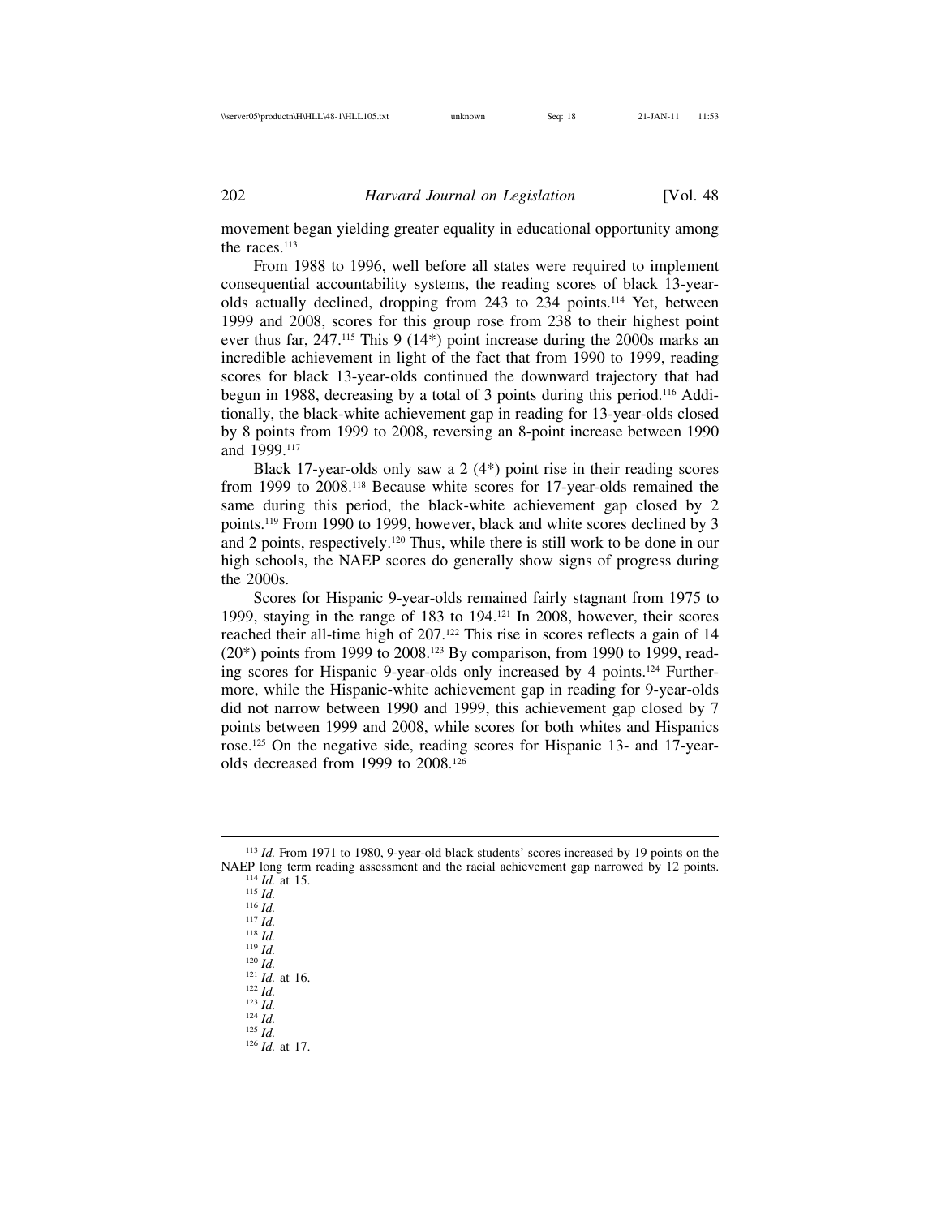movement began yielding greater equality in educational opportunity among the races.[113]

From 1988 to 1996, well before all states were required to implement consequential accountability systems, the reading scores of black 13-year-olds actually declined, dropping from 243 to 234 points.[114] Yet, between 1999 and 2008, scores for this group rose from 238 to their highest point ever thus far, 247.[115] This 9 (14*) point increase during the 2000s marks an incredible achievement in light of the fact that from 1990 to 1999, reading scores for black 13-year-olds continued the downward trajectory that had begun in 1988, decreasing by a total of 3 points during this period.[116] Additionally, the black-white achievement gap in reading for 13-year-olds closed by 8 points from 1999 to 2008, reversing an 8-point increase between 1990 and 1999.[117]

Black 17-year-olds only saw a 2 (4*) point rise in their reading scores from 1999 to 2008.[118] Because white scores for 17-year-olds remained the same during this period, the black-white achievement gap closed by 2 points.[119] From 1990 to 1999, however, black and white scores declined by 3 and 2 points, respectively.[120] Thus, while there is still work to be done in our high schools, the NAEP scores do generally show signs of progress during the 2000s.

Scores for Hispanic 9-year-olds remained fairly stagnant from 1975 to 1999, staying in the range of 183 to 194.[121] In 2008, however, their scores reached their all-time high of 207.[122] This rise in scores reflects a gain of 14 (20*) points from 1999 to 2008.[123] By comparison, from 1990 to 1999, reading scores for Hispanic 9-year-olds only increased by 4 points.[124] Furthermore, while the Hispanic-white achievement gap in reading for 9-year-olds did not narrow between 1990 and 1999, this achievement gap closed by 7 points between 1999 and 2008, while scores for both whites and Hispanics rose.[125] On the negative side, reading scores for Hispanic 13- and 17-year-olds decreased from 1999 to 2008.[126]

---

[113] *Id.* From 1971 to 1980, 9-year-old black students' scores increased by 19 points on the NAEP long term reading assessment and the racial achievement gap narrowed by 12 points.

[114] *Id.* at 15.

[115] *Id.*

[116] *Id.*

[117] *Id.*

[118] *Id.*

[119] *Id.*

[120] *Id.*

[121] *Id.* at 16.

[122] *Id.*

[123] *Id.*

[124] *Id.*

[125] *Id.*

[126] *Id.* at 17.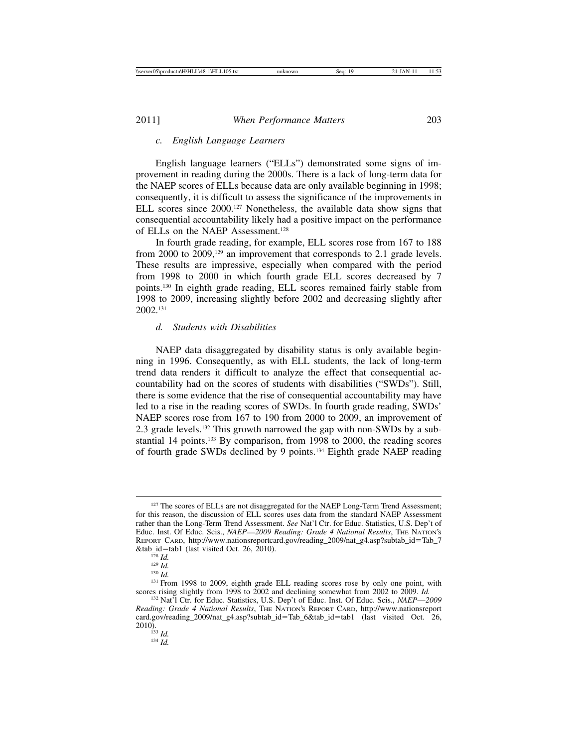*c. English Language Learners*

English language learners ("ELLs") demonstrated some signs of improvement in reading during the 2000s. There is a lack of long-term data for the NAEP scores of ELLs because data are only available beginning in 1998; consequently, it is difficult to assess the significance of the improvements in ELL scores since 2000.[127] Nonetheless, the available data show signs that consequential accountability likely had a positive impact on the performance of ELLs on the NAEP Assessment.[128]

In fourth grade reading, for example, ELL scores rose from 167 to 188 from 2000 to 2009,[129] an improvement that corresponds to 2.1 grade levels. These results are impressive, especially when compared with the period from 1998 to 2000 in which fourth grade ELL scores decreased by 7 points.[130] In eighth grade reading, ELL scores remained fairly stable from 1998 to 2009, increasing slightly before 2002 and decreasing slightly after 2002.[131]

*d. Students with Disabilities*

NAEP data disaggregated by disability status is only available beginning in 1996. Consequently, as with ELL students, the lack of long-term trend data renders it difficult to analyze the effect that consequential accountability had on the scores of students with disabilities ("SWDs"). Still, there is some evidence that the rise of consequential accountability may have led to a rise in the reading scores of SWDs. In fourth grade reading, SWDs' NAEP scores rose from 167 to 190 from 2000 to 2009, an improvement of 2.3 grade levels.[132] This growth narrowed the gap with non-SWDs by a substantial 14 points.[133] By comparison, from 1998 to 2000, the reading scores of fourth grade SWDs declined by 9 points.[134] Eighth grade NAEP reading

---

[127] The scores of ELLs are not disaggregated for the NAEP Long-Term Trend Assessment; for this reason, the discussion of ELL scores uses data from the standard NAEP Assessment rather than the Long-Term Trend Assessment. *See* Nat'l Ctr. for Educ. Statistics, U.S. Dep't of Educ. Inst. Of Educ. Scis., *NAEP—2009 Reading: Grade 4 National Results*, THE NATION'S REPORT CARD, http://www.nationsreportcard.gov/reading_2009/nat_g4.asp?subtab_id=Tab_7&tab_id=tab1 (last visited Oct. 26, 2010).

[128] *Id.*

[129] *Id.*

[130] *Id.*

[131] From 1998 to 2009, eighth grade ELL reading scores rose by only one point, with scores rising slightly from 1998 to 2002 and declining somewhat from 2002 to 2009. *Id.*

[132] Nat'l Ctr. for Educ. Statistics, U.S. Dep't of Educ. Inst. Of Educ. Scis., *NAEP—2009 Reading: Grade 4 National Results*, THE NATION'S REPORT CARD, http://www.nationsreportcard.gov/reading_2009/nat_g4.asp?subtab_id=Tab_6&tab_id=tab1 (last visited Oct. 26, 2010).

[133] *Id.*

[134] *Id.*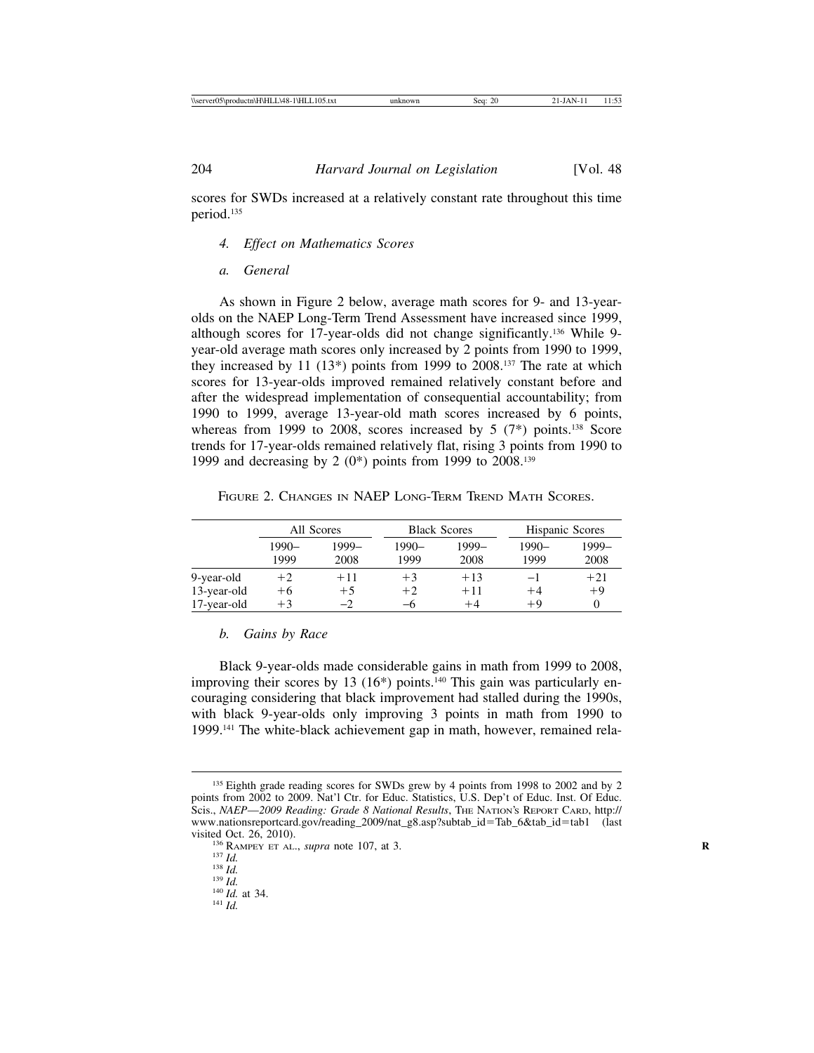scores for SWDs increased at a relatively constant rate throughout this time period.[135]

#### 4. *Effect on Mathematics Scores*

##### a. *General*

As shown in Figure 2 below, average math scores for 9- and 13-year-olds on the NAEP Long-Term Trend Assessment have increased since 1999, although scores for 17-year-olds did not change significantly.[136] While 9-year-old average math scores only increased by 2 points from 1990 to 1999, they increased by 11 (13*) points from 1999 to 2008.[137] The rate at which scores for 13-year-olds improved remained relatively constant before and after the widespread implementation of consequential accountability; from 1990 to 1999, average 13-year-old math scores increased by 6 points, whereas from 1999 to 2008, scores increased by 5 (7*) points.[138] Score trends for 17-year-olds remained relatively flat, rising 3 points from 1990 to 1999 and decreasing by 2 (0*) points from 1999 to 2008.[139]

FIGURE 2. CHANGES IN NAEP LONG-TERM TREND MATH SCORES.

| | All Scores | | Black Scores | | Hispanic Scores | |
|---|---|---|---|---|---|---|
| | 1990–1999 | 1999–2008 | 1990–1999 | 1999–2008 | 1990–1999 | 1999–2008 |
| 9-year-old | +2 | +11 | +3 | +13 | −1 | +21 |
| 13-year-old | +6 | +5 | +2 | +11 | +4 | +9 |
| 17-year-old | +3 | −2 | −6 | +4 | +9 | 0 |

##### b. *Gains by Race*

Black 9-year-olds made considerable gains in math from 1999 to 2008, improving their scores by 13 (16*) points.[140] This gain was particularly encouraging considering that black improvement had stalled during the 1990s, with black 9-year-olds only improving 3 points in math from 1990 to 1999.[141] The white-black achievement gap in math, however, remained rela-

---

[135] Eighth grade reading scores for SWDs grew by 4 points from 1998 to 2002 and by 2 points from 2002 to 2009. Nat'l Ctr. for Educ. Statistics, U.S. Dep't of Educ. Inst. Of Educ. Scis., *NAEP—2009 Reading: Grade 8 National Results*, THE NATION'S REPORT CARD, http://www.nationsreportcard.gov/reading_2009/nat_g8.asp?subtab_id=Tab_6&tab_id=tab1 (last visited Oct. 26, 2010).

[136] RAMPEY ET AL., *supra* note 107, at 3.

[137] *Id.*

[138] *Id.*

[139] *Id.*

[140] *Id.* at 34.

[141] *Id.*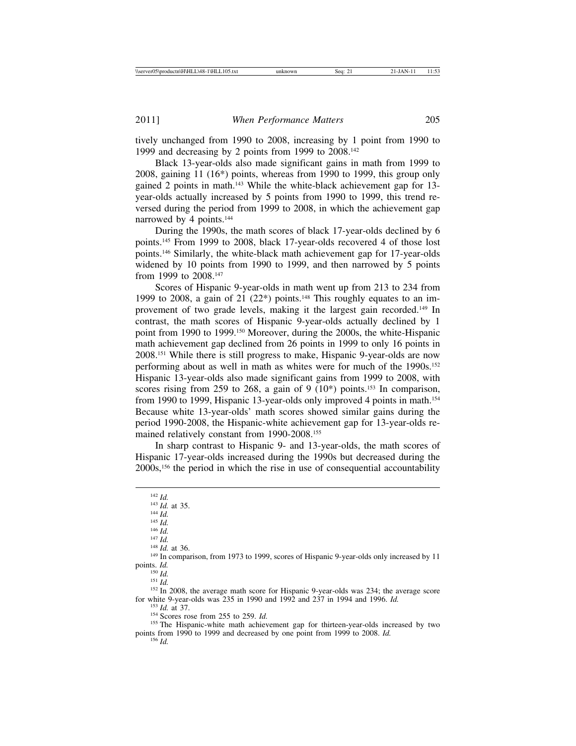tively unchanged from 1990 to 2008, increasing by 1 point from 1990 to 1999 and decreasing by 2 points from 1999 to 2008.[142]

Black 13-year-olds also made significant gains in math from 1999 to 2008, gaining 11 (16*) points, whereas from 1990 to 1999, this group only gained 2 points in math.[143] While the white-black achievement gap for 13-year-olds actually increased by 5 points from 1990 to 1999, this trend reversed during the period from 1999 to 2008, in which the achievement gap narrowed by 4 points.[144]

During the 1990s, the math scores of black 17-year-olds declined by 6 points.[145] From 1999 to 2008, black 17-year-olds recovered 4 of those lost points.[146] Similarly, the white-black math achievement gap for 17-year-olds widened by 10 points from 1990 to 1999, and then narrowed by 5 points from 1999 to 2008.[147]

Scores of Hispanic 9-year-olds in math went up from 213 to 234 from 1999 to 2008, a gain of 21 (22*) points.[148] This roughly equates to an improvement of two grade levels, making it the largest gain recorded.[149] In contrast, the math scores of Hispanic 9-year-olds actually declined by 1 point from 1990 to 1999.[150] Moreover, during the 2000s, the white-Hispanic math achievement gap declined from 26 points in 1999 to only 16 points in 2008.[151] While there is still progress to make, Hispanic 9-year-olds are now performing about as well in math as whites were for much of the 1990s.[152] Hispanic 13-year-olds also made significant gains from 1999 to 2008, with scores rising from 259 to 268, a gain of 9 (10*) points.[153] In comparison, from 1990 to 1999, Hispanic 13-year-olds only improved 4 points in math.[154] Because white 13-year-olds' math scores showed similar gains during the period 1990-2008, the Hispanic-white achievement gap for 13-year-olds remained relatively constant from 1990-2008.[155]

In sharp contrast to Hispanic 9- and 13-year-olds, the math scores of Hispanic 17-year-olds increased during the 1990s but decreased during the 2000s,[156] the period in which the rise in use of consequential accountability

---

[142] *Id.*

[143] *Id.* at 35.

[144] *Id.*

[145] *Id.*

[146] *Id.*

[147] *Id.*

[148] *Id.* at 36.

[149] In comparison, from 1973 to 1999, scores of Hispanic 9-year-olds only increased by 11 points. *Id.*

[150] *Id.*

[151] *Id.*

[152] In 2008, the average math score for Hispanic 9-year-olds was 234; the average score for white 9-year-olds was 235 in 1990 and 1992 and 237 in 1994 and 1996. *Id.*

[153] *Id.* at 37.

[154] Scores rose from 255 to 259. *Id.*

[155] The Hispanic-white math achievement gap for thirteen-year-olds increased by two points from 1990 to 1999 and decreased by one point from 1999 to 2008. *Id.*

[156] *Id.*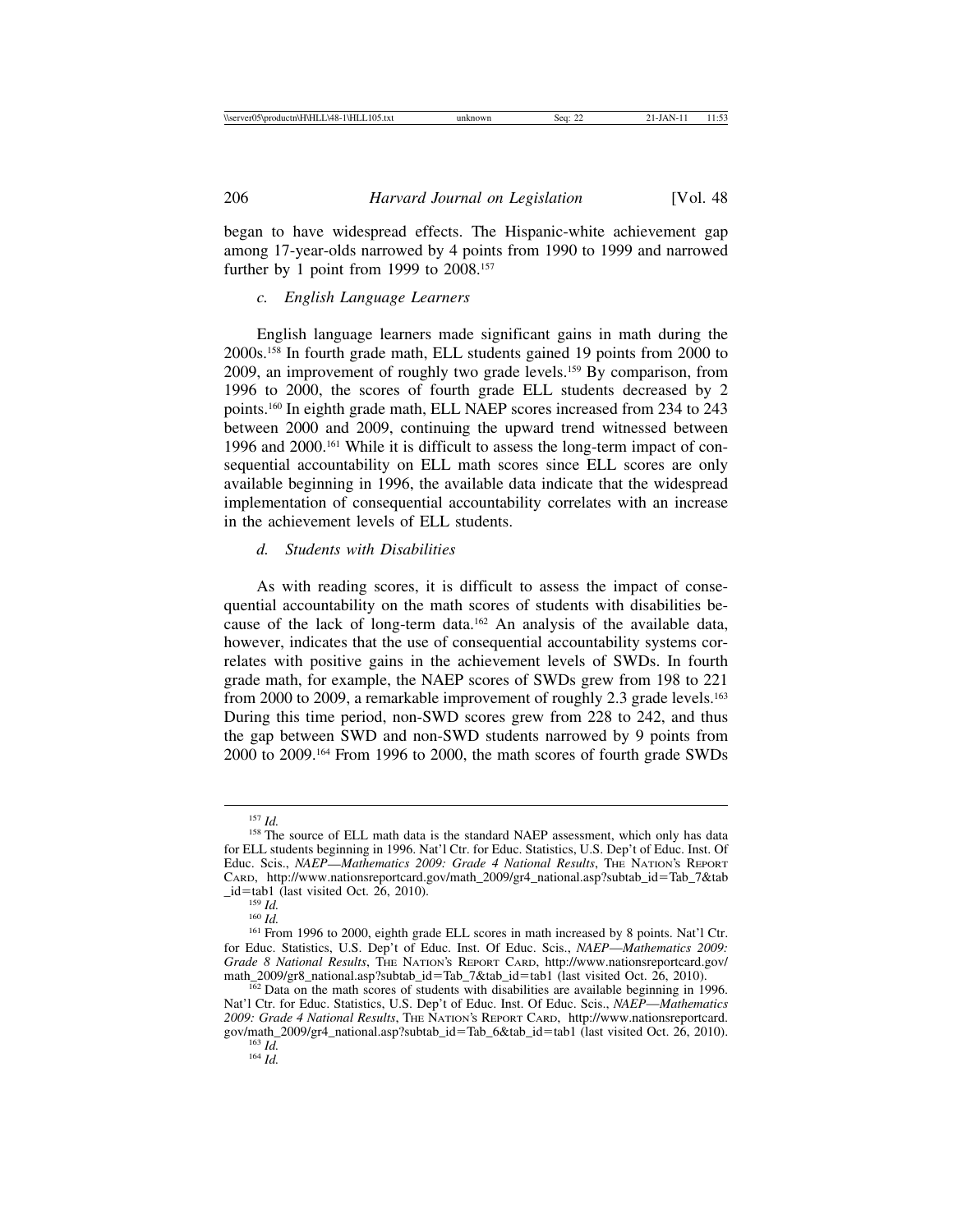began to have widespread effects. The Hispanic-white achievement gap among 17-year-olds narrowed by 4 points from 1990 to 1999 and narrowed further by 1 point from 1999 to 2008.[157]

#### *c. English Language Learners*

English language learners made significant gains in math during the 2000s.[158] In fourth grade math, ELL students gained 19 points from 2000 to 2009, an improvement of roughly two grade levels.[159] By comparison, from 1996 to 2000, the scores of fourth grade ELL students decreased by 2 points.[160] In eighth grade math, ELL NAEP scores increased from 234 to 243 between 2000 and 2009, continuing the upward trend witnessed between 1996 and 2000.[161] While it is difficult to assess the long-term impact of consequential accountability on ELL math scores since ELL scores are only available beginning in 1996, the available data indicate that the widespread implementation of consequential accountability correlates with an increase in the achievement levels of ELL students.

#### *d. Students with Disabilities*

As with reading scores, it is difficult to assess the impact of consequential accountability on the math scores of students with disabilities because of the lack of long-term data.[162] An analysis of the available data, however, indicates that the use of consequential accountability systems correlates with positive gains in the achievement levels of SWDs. In fourth grade math, for example, the NAEP scores of SWDs grew from 198 to 221 from 2000 to 2009, a remarkable improvement of roughly 2.3 grade levels.[163] During this time period, non-SWD scores grew from 228 to 242, and thus the gap between SWD and non-SWD students narrowed by 9 points from 2000 to 2009.[164] From 1996 to 2000, the math scores of fourth grade SWDs

---

[157] *Id.*

[158] The source of ELL math data is the standard NAEP assessment, which only has data for ELL students beginning in 1996. Nat'l Ctr. for Educ. Statistics, U.S. Dep't of Educ. Inst. Of Educ. Scis., *NAEP—Mathematics 2009: Grade 4 National Results*, THE NATION'S REPORT CARD, http://www.nationsreportcard.gov/math_2009/gr4_national.asp?subtab_id=Tab_7&tab_id=tab1 (last visited Oct. 26, 2010).

[159] *Id.*

[160] *Id.*

[161] From 1996 to 2000, eighth grade ELL scores in math increased by 8 points. Nat'l Ctr. for Educ. Statistics, U.S. Dep't of Educ. Inst. Of Educ. Scis., *NAEP—Mathematics 2009: Grade 8 National Results*, THE NATION'S REPORT CARD, http://www.nationsreportcard.gov/math_2009/gr8_national.asp?subtab_id=Tab_7&tab_id=tab1 (last visited Oct. 26, 2010).

[162] Data on the math scores of students with disabilities are available beginning in 1996. Nat'l Ctr. for Educ. Statistics, U.S. Dep't of Educ. Inst. Of Educ. Scis., *NAEP—Mathematics 2009: Grade 4 National Results*, THE NATION'S REPORT CARD, http://www.nationsreportcard.gov/math_2009/gr4_national.asp?subtab_id=Tab_6&tab_id=tab1 (last visited Oct. 26, 2010).

[163] *Id.*

[164] *Id.*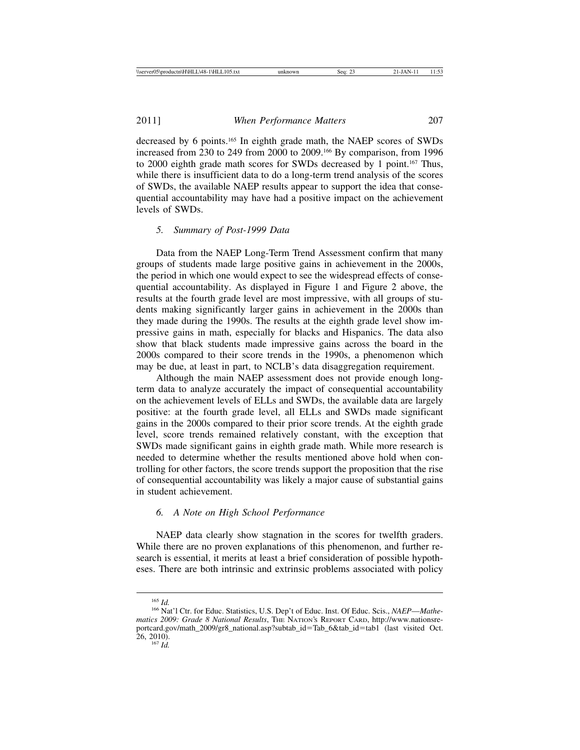decreased by 6 points.[165] In eighth grade math, the NAEP scores of SWDs increased from 230 to 249 from 2000 to 2009.[166] By comparison, from 1996 to 2000 eighth grade math scores for SWDs decreased by 1 point.[167] Thus, while there is insufficient data to do a long-term trend analysis of the scores of SWDs, the available NAEP results appear to support the idea that consequential accountability may have had a positive impact on the achievement levels of SWDs.

### *5. Summary of Post-1999 Data*

Data from the NAEP Long-Term Trend Assessment confirm that many groups of students made large positive gains in achievement in the 2000s, the period in which one would expect to see the widespread effects of consequential accountability. As displayed in Figure 1 and Figure 2 above, the results at the fourth grade level are most impressive, with all groups of students making significantly larger gains in achievement in the 2000s than they made during the 1990s. The results at the eighth grade level show impressive gains in math, especially for blacks and Hispanics. The data also show that black students made impressive gains across the board in the 2000s compared to their score trends in the 1990s, a phenomenon which may be due, at least in part, to NCLB's data disaggregation requirement.

Although the main NAEP assessment does not provide enough long-term data to analyze accurately the impact of consequential accountability on the achievement levels of ELLs and SWDs, the available data are largely positive: at the fourth grade level, all ELLs and SWDs made significant gains in the 2000s compared to their prior score trends. At the eighth grade level, score trends remained relatively constant, with the exception that SWDs made significant gains in eighth grade math. While more research is needed to determine whether the results mentioned above hold when controlling for other factors, the score trends support the proposition that the rise of consequential accountability was likely a major cause of substantial gains in student achievement.

### *6. A Note on High School Performance*

NAEP data clearly show stagnation in the scores for twelfth graders. While there are no proven explanations of this phenomenon, and further research is essential, it merits at least a brief consideration of possible hypotheses. There are both intrinsic and extrinsic problems associated with policy

---

[165] *Id.*

[166] Nat'l Ctr. for Educ. Statistics, U.S. Dep't of Educ. Inst. Of Educ. Scis., *NAEP—Mathematics 2009: Grade 8 National Results*, THE NATION'S REPORT CARD, http://www.nationsreportcard.gov/math_2009/gr8_national.asp?subtab_id=Tab_6&tab_id=tab1 (last visited Oct. 26, 2010).

[167] *Id.*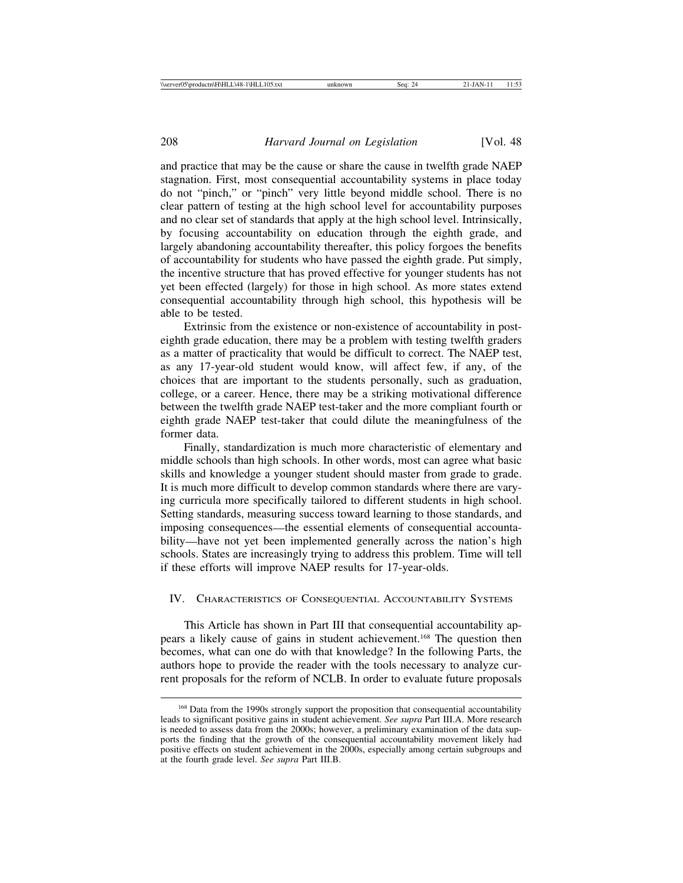and practice that may be the cause or share the cause in twelfth grade NAEP stagnation. First, most consequential accountability systems in place today do not "pinch," or "pinch" very little beyond middle school. There is no clear pattern of testing at the high school level for accountability purposes and no clear set of standards that apply at the high school level. Intrinsically, by focusing accountability on education through the eighth grade, and largely abandoning accountability thereafter, this policy forgoes the benefits of accountability for students who have passed the eighth grade. Put simply, the incentive structure that has proved effective for younger students has not yet been effected (largely) for those in high school. As more states extend consequential accountability through high school, this hypothesis will be able to be tested.

Extrinsic from the existence or non-existence of accountability in post-eighth grade education, there may be a problem with testing twelfth graders as a matter of practicality that would be difficult to correct. The NAEP test, as any 17-year-old student would know, will affect few, if any, of the choices that are important to the students personally, such as graduation, college, or a career. Hence, there may be a striking motivational difference between the twelfth grade NAEP test-taker and the more compliant fourth or eighth grade NAEP test-taker that could dilute the meaningfulness of the former data.

Finally, standardization is much more characteristic of elementary and middle schools than high schools. In other words, most can agree what basic skills and knowledge a younger student should master from grade to grade. It is much more difficult to develop common standards where there are varying curricula more specifically tailored to different students in high school. Setting standards, measuring success toward learning to those standards, and imposing consequences—the essential elements of consequential accountability—have not yet been implemented generally across the nation's high schools. States are increasingly trying to address this problem. Time will tell if these efforts will improve NAEP results for 17-year-olds.

## IV. Characteristics of Consequential Accountability Systems

This Article has shown in Part III that consequential accountability appears a likely cause of gains in student achievement.[168] The question then becomes, what can one do with that knowledge? In the following Parts, the authors hope to provide the reader with the tools necessary to analyze current proposals for the reform of NCLB. In order to evaluate future proposals

---

[168] Data from the 1990s strongly support the proposition that consequential accountability leads to significant positive gains in student achievement. *See supra* Part III.A. More research is needed to assess data from the 2000s; however, a preliminary examination of the data supports the finding that the growth of the consequential accountability movement likely had positive effects on student achievement in the 2000s, especially among certain subgroups and at the fourth grade level. *See supra* Part III.B.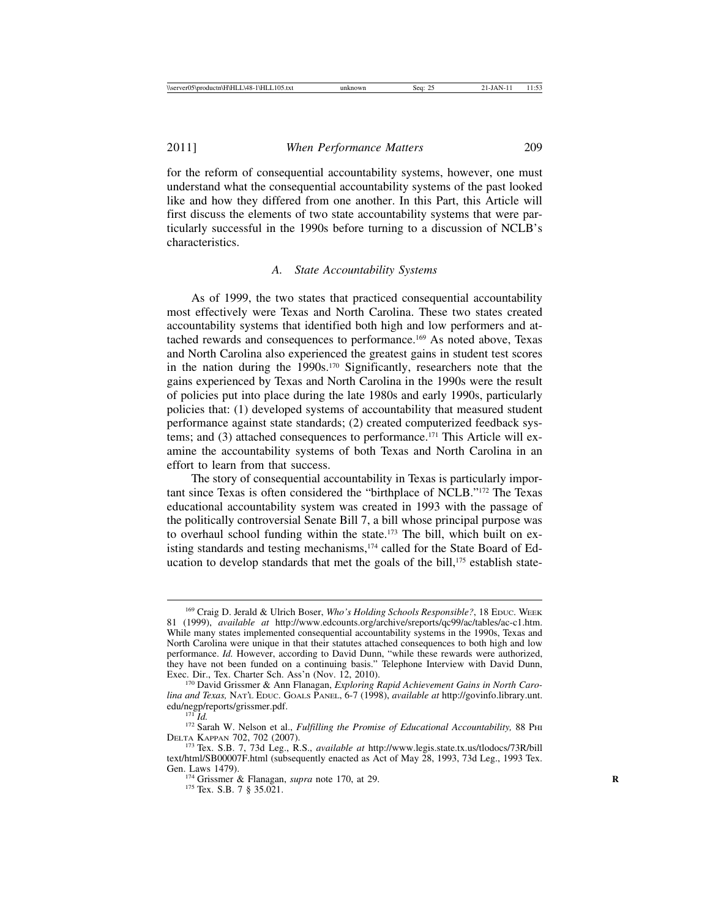for the reform of consequential accountability systems, however, one must understand what the consequential accountability systems of the past looked like and how they differed from one another. In this Part, this Article will first discuss the elements of two state accountability systems that were particularly successful in the 1990s before turning to a discussion of NCLB's characteristics.

### *A. State Accountability Systems*

As of 1999, the two states that practiced consequential accountability most effectively were Texas and North Carolina. These two states created accountability systems that identified both high and low performers and attached rewards and consequences to performance.[169] As noted above, Texas and North Carolina also experienced the greatest gains in student test scores in the nation during the 1990s.[170] Significantly, researchers note that the gains experienced by Texas and North Carolina in the 1990s were the result of policies put into place during the late 1980s and early 1990s, particularly policies that: (1) developed systems of accountability that measured student performance against state standards; (2) created computerized feedback systems; and (3) attached consequences to performance.[171] This Article will examine the accountability systems of both Texas and North Carolina in an effort to learn from that success.

The story of consequential accountability in Texas is particularly important since Texas is often considered the "birthplace of NCLB."[172] The Texas educational accountability system was created in 1993 with the passage of the politically controversial Senate Bill 7, a bill whose principal purpose was to overhaul school funding within the state.[173] The bill, which built on existing standards and testing mechanisms,[174] called for the State Board of Education to develop standards that met the goals of the bill,[175] establish state-

---

[169] Craig D. Jerald & Ulrich Boser, *Who's Holding Schools Responsible?*, 18 EDUC. WEEK 81 (1999), *available at* http://www.edcounts.org/archive/sreports/qc99/ac/tables/ac-c1.htm. While many states implemented consequential accountability systems in the 1990s, Texas and North Carolina were unique in that their statutes attached consequences to both high and low performance. *Id.* However, according to David Dunn, "while these rewards were authorized, they have not been funded on a continuing basis." Telephone Interview with David Dunn, Exec. Dir., Tex. Charter Sch. Ass'n (Nov. 12, 2010).

[170] David Grissmer & Ann Flanagan, *Exploring Rapid Achievement Gains in North Carolina and Texas,* NAT'L EDUC. GOALS PANEL, 6-7 (1998), *available at* http://govinfo.library.unt.edu/negp/reports/grissmer.pdf.

[171] *Id.*

[172] Sarah W. Nelson et al., *Fulfilling the Promise of Educational Accountability,* 88 PHI DELTA KAPPAN 702, 702 (2007).

[173] Tex. S.B. 7, 73d Leg., R.S., *available at* http://www.legis.state.tx.us/tlodocs/73R/billtext/html/SB00007F.html (subsequently enacted as Act of May 28, 1993, 73d Leg., 1993 Tex. Gen. Laws 1479).

[174] Grissmer & Flanagan, *supra* note 170, at 29.

[175] Tex. S.B. 7 § 35.021.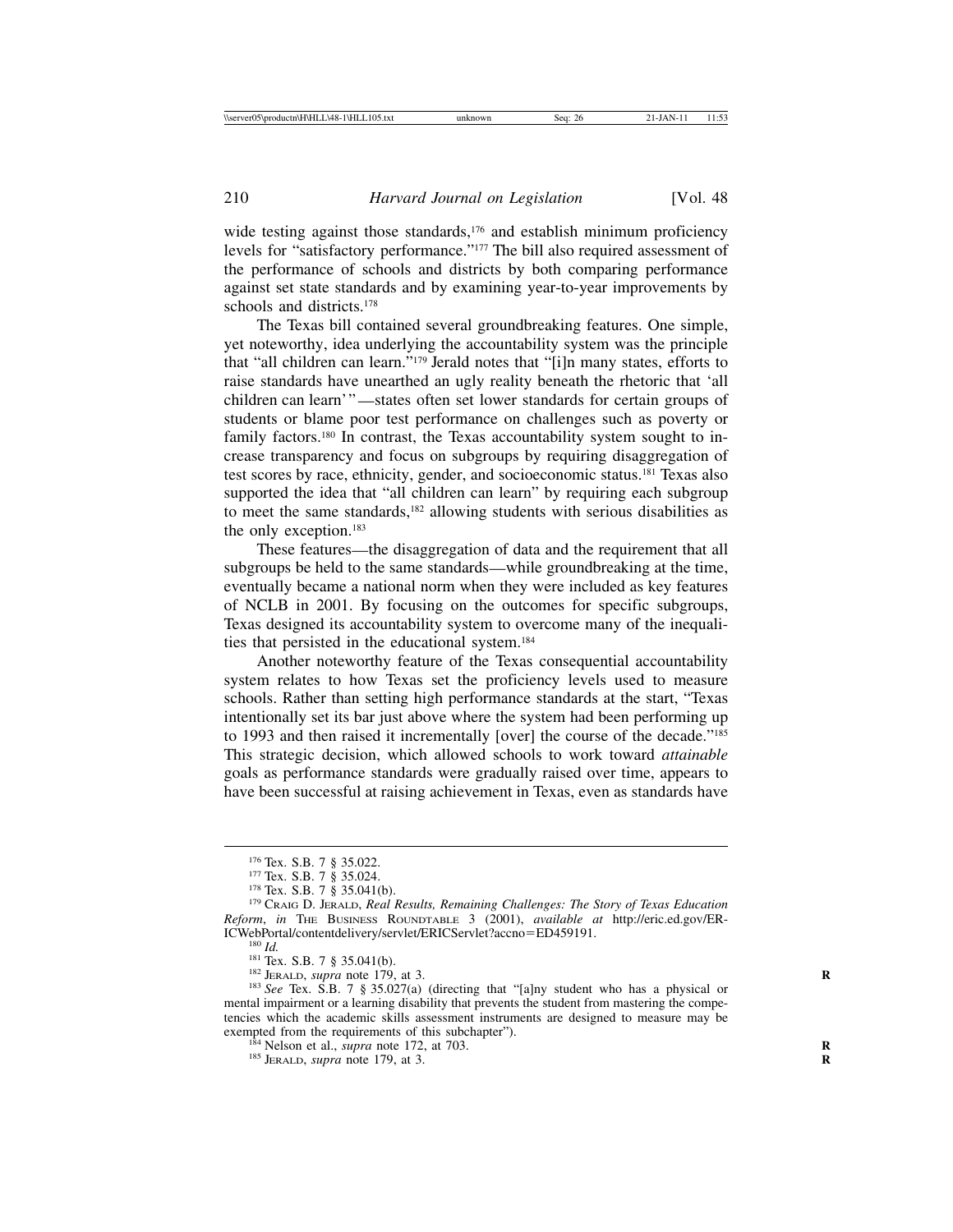wide testing against those standards,[176] and establish minimum proficiency levels for "satisfactory performance."[177] The bill also required assessment of the performance of schools and districts by both comparing performance against set state standards and by examining year-to-year improvements by schools and districts.[178]

The Texas bill contained several groundbreaking features. One simple, yet noteworthy, idea underlying the accountability system was the principle that "all children can learn."[179] Jerald notes that "[i]n many states, efforts to raise standards have unearthed an ugly reality beneath the rhetoric that 'all children can learn'"—states often set lower standards for certain groups of students or blame poor test performance on challenges such as poverty or family factors.[180] In contrast, the Texas accountability system sought to increase transparency and focus on subgroups by requiring disaggregation of test scores by race, ethnicity, gender, and socioeconomic status.[181] Texas also supported the idea that "all children can learn" by requiring each subgroup to meet the same standards,[182] allowing students with serious disabilities as the only exception.[183]

These features—the disaggregation of data and the requirement that all subgroups be held to the same standards—while groundbreaking at the time, eventually became a national norm when they were included as key features of NCLB in 2001. By focusing on the outcomes for specific subgroups, Texas designed its accountability system to overcome many of the inequalities that persisted in the educational system.[184]

Another noteworthy feature of the Texas consequential accountability system relates to how Texas set the proficiency levels used to measure schools. Rather than setting high performance standards at the start, "Texas intentionally set its bar just above where the system had been performing up to 1993 and then raised it incrementally [over] the course of the decade."[185] This strategic decision, which allowed schools to work toward *attainable* goals as performance standards were gradually raised over time, appears to have been successful at raising achievement in Texas, even as standards have

---

[176] Tex. S.B. 7 § 35.022.

[177] Tex. S.B. 7 § 35.024.

[178] Tex. S.B. 7 § 35.041(b).

[179] Craig D. Jerald, *Real Results, Remaining Challenges: The Story of Texas Education Reform*, *in* The Business Roundtable 3 (2001), *available at* http://eric.ed.gov/ERICWebPortal/contentdelivery/servlet/ERICServlet?accno=ED459191.

[180] *Id.*

[181] Tex. S.B. 7 § 35.041(b).

[182] Jerald, *supra* note 179, at 3.

[183] *See* Tex. S.B. 7 § 35.027(a) (directing that "[a]ny student who has a physical or mental impairment or a learning disability that prevents the student from mastering the competencies which the academic skills assessment instruments are designed to measure may be exempted from the requirements of this subchapter").

[184] Nelson et al., *supra* note 172, at 703.

[185] Jerald, *supra* note 179, at 3.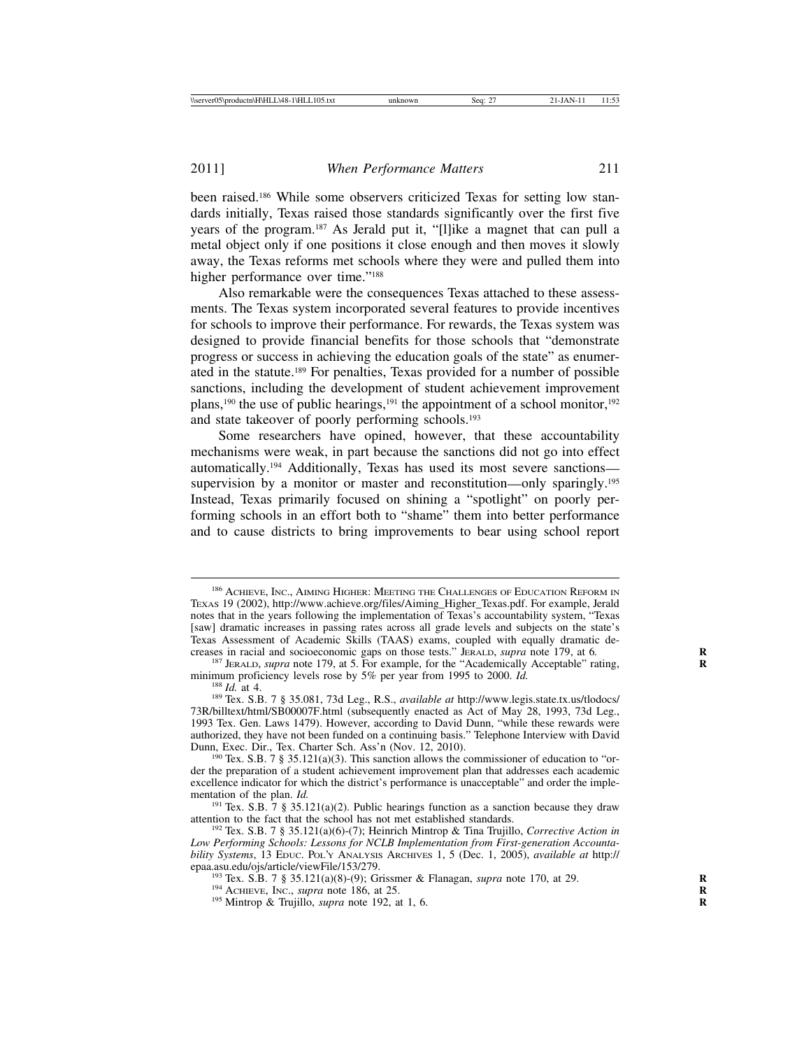been raised.[186] While some observers criticized Texas for setting low standards initially, Texas raised those standards significantly over the first five years of the program.[187] As Jerald put it, "[l]ike a magnet that can pull a metal object only if one positions it close enough and then moves it slowly away, the Texas reforms met schools where they were and pulled them into higher performance over time."[188]

Also remarkable were the consequences Texas attached to these assessments. The Texas system incorporated several features to provide incentives for schools to improve their performance. For rewards, the Texas system was designed to provide financial benefits for those schools that "demonstrate progress or success in achieving the education goals of the state" as enumerated in the statute.[189] For penalties, Texas provided for a number of possible sanctions, including the development of student achievement improvement plans,[190] the use of public hearings,[191] the appointment of a school monitor,[192] and state takeover of poorly performing schools.[193]

Some researchers have opined, however, that these accountability mechanisms were weak, in part because the sanctions did not go into effect automatically.[194] Additionally, Texas has used its most severe sanctions—supervision by a monitor or master and reconstitution—only sparingly.[195] Instead, Texas primarily focused on shining a "spotlight" on poorly performing schools in an effort both to "shame" them into better performance and to cause districts to bring improvements to bear using school report

---

[186] ACHIEVE, INC., AIMING HIGHER: MEETING THE CHALLENGES OF EDUCATION REFORM IN TEXAS 19 (2002), http://www.achieve.org/files/Aiming_Higher_Texas.pdf. For example, Jerald notes that in the years following the implementation of Texas's accountability system, "Texas [saw] dramatic increases in passing rates across all grade levels and subjects on the state's Texas Assessment of Academic Skills (TAAS) exams, coupled with equally dramatic decreases in racial and socioeconomic gaps on those tests." JERALD, *supra* note 179, at 6.

[187] JERALD, *supra* note 179, at 5. For example, for the "Academically Acceptable" rating, minimum proficiency levels rose by 5% per year from 1995 to 2000. *Id.*

[188] *Id.* at 4.

[189] Tex. S.B. 7 § 35.081, 73d Leg., R.S., *available at* http://www.legis.state.tx.us/tlodocs/73R/billtext/html/SB00007F.html (subsequently enacted as Act of May 28, 1993, 73d Leg., 1993 Tex. Gen. Laws 1479). However, according to David Dunn, "while these rewards were authorized, they have not been funded on a continuing basis." Telephone Interview with David Dunn, Exec. Dir., Tex. Charter Sch. Ass'n (Nov. 12, 2010).

[190] Tex. S.B. 7 § 35.121(a)(3). This sanction allows the commissioner of education to "order the preparation of a student achievement improvement plan that addresses each academic excellence indicator for which the district's performance is unacceptable" and order the implementation of the plan. *Id.*

[191] Tex. S.B. 7 § 35.121(a)(2). Public hearings function as a sanction because they draw attention to the fact that the school has not met established standards.

[192] Tex. S.B. 7 § 35.121(a)(6)-(7); Heinrich Mintrop & Tina Trujillo, *Corrective Action in Low Performing Schools: Lessons for NCLB Implementation from First-generation Accountability Systems*, 13 EDUC. POL'Y ANALYSIS ARCHIVES 1, 5 (Dec. 1, 2005), *available at* http://epaa.asu.edu/ojs/article/viewFile/153/279.

[193] Tex. S.B. 7 § 35.121(a)(8)-(9); Grissmer & Flanagan, *supra* note 170, at 29.

[194] ACHIEVE, INC., *supra* note 186, at 25.

[195] Mintrop & Trujillo, *supra* note 192, at 1, 6.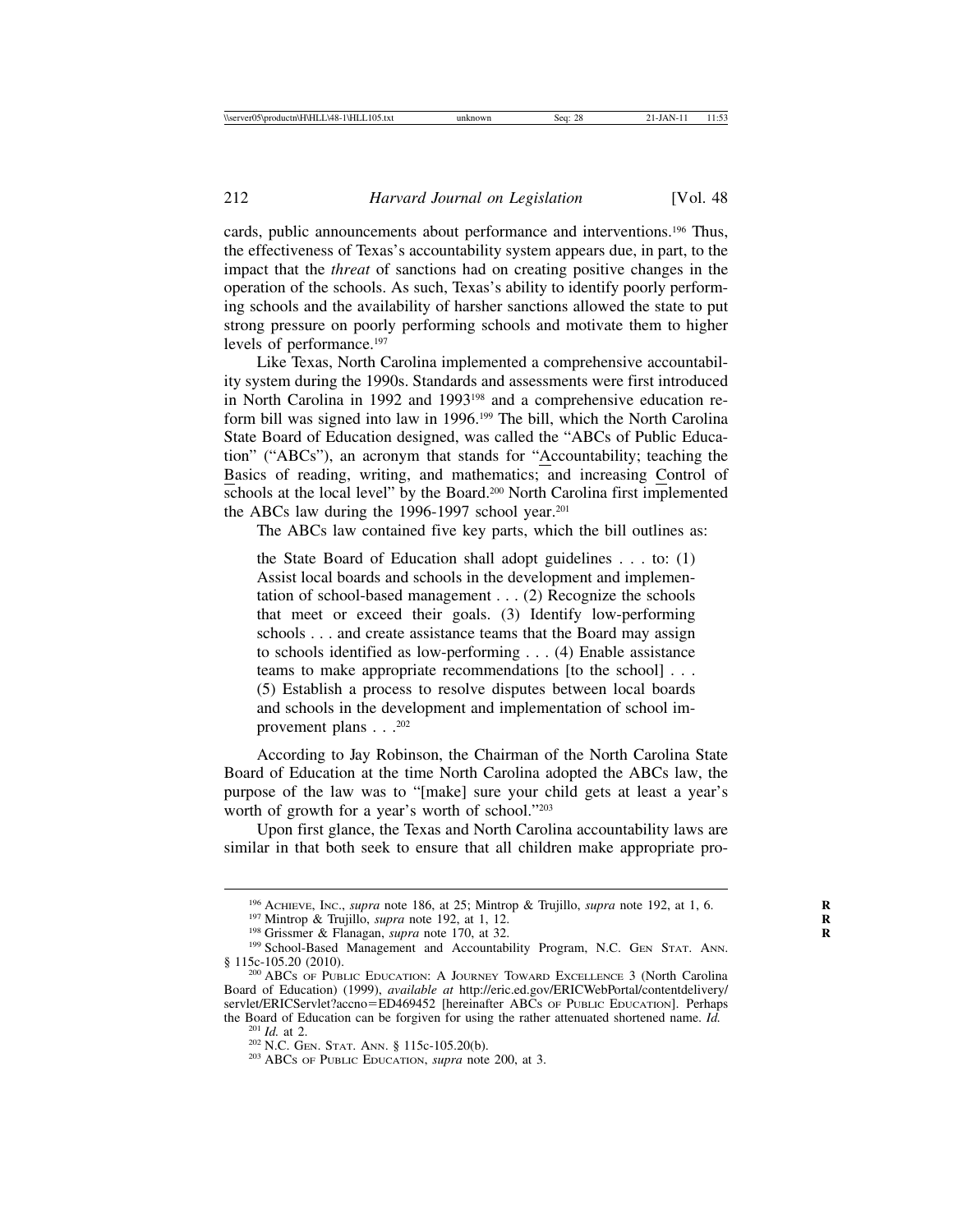cards, public announcements about performance and interventions.[196] Thus, the effectiveness of Texas's accountability system appears due, in part, to the impact that the *threat* of sanctions had on creating positive changes in the operation of the schools. As such, Texas's ability to identify poorly performing schools and the availability of harsher sanctions allowed the state to put strong pressure on poorly performing schools and motivate them to higher levels of performance.[197]

Like Texas, North Carolina implemented a comprehensive accountability system during the 1990s. Standards and assessments were first introduced in North Carolina in 1992 and 1993[198] and a comprehensive education reform bill was signed into law in 1996.[199] The bill, which the North Carolina State Board of Education designed, was called the "ABCs of Public Education" ("ABCs"), an acronym that stands for "Accountability; teaching the Basics of reading, writing, and mathematics; and increasing Control of schools at the local level" by the Board.[200] North Carolina first implemented the ABCs law during the 1996-1997 school year.[201]

The ABCs law contained five key parts, which the bill outlines as:

> the State Board of Education shall adopt guidelines . . . to: (1) Assist local boards and schools in the development and implementation of school-based management . . . (2) Recognize the schools that meet or exceed their goals. (3) Identify low-performing schools . . . and create assistance teams that the Board may assign to schools identified as low-performing . . . (4) Enable assistance teams to make appropriate recommendations [to the school] . . . (5) Establish a process to resolve disputes between local boards and schools in the development and implementation of school improvement plans . . .[202]

According to Jay Robinson, the Chairman of the North Carolina State Board of Education at the time North Carolina adopted the ABCs law, the purpose of the law was to "[make] sure your child gets at least a year's worth of growth for a year's worth of school."[203]

Upon first glance, the Texas and North Carolina accountability laws are similar in that both seek to ensure that all children make appropriate pro-

---

[196] Achieve, Inc., *supra* note 186, at 25; Mintrop & Trujillo, *supra* note 192, at 1, 6.

[197] Mintrop & Trujillo, *supra* note 192, at 1, 12.

[198] Grissmer & Flanagan, *supra* note 170, at 32.

[199] School-Based Management and Accountability Program, N.C. Gen Stat. Ann. § 115c-105.20 (2010).

[200] ABCs of Public Education: A Journey Toward Excellence 3 (North Carolina Board of Education) (1999), *available at* http://eric.ed.gov/ERICWebPortal/contentdelivery/servlet/ERICServlet?accno=ED469452 [hereinafter ABCs of Public Education]. Perhaps the Board of Education can be forgiven for using the rather attenuated shortened name. *Id.*

[201] *Id.* at 2.

[202] N.C. Gen. Stat. Ann. § 115c-105.20(b).

[203] ABCs of Public Education, *supra* note 200, at 3.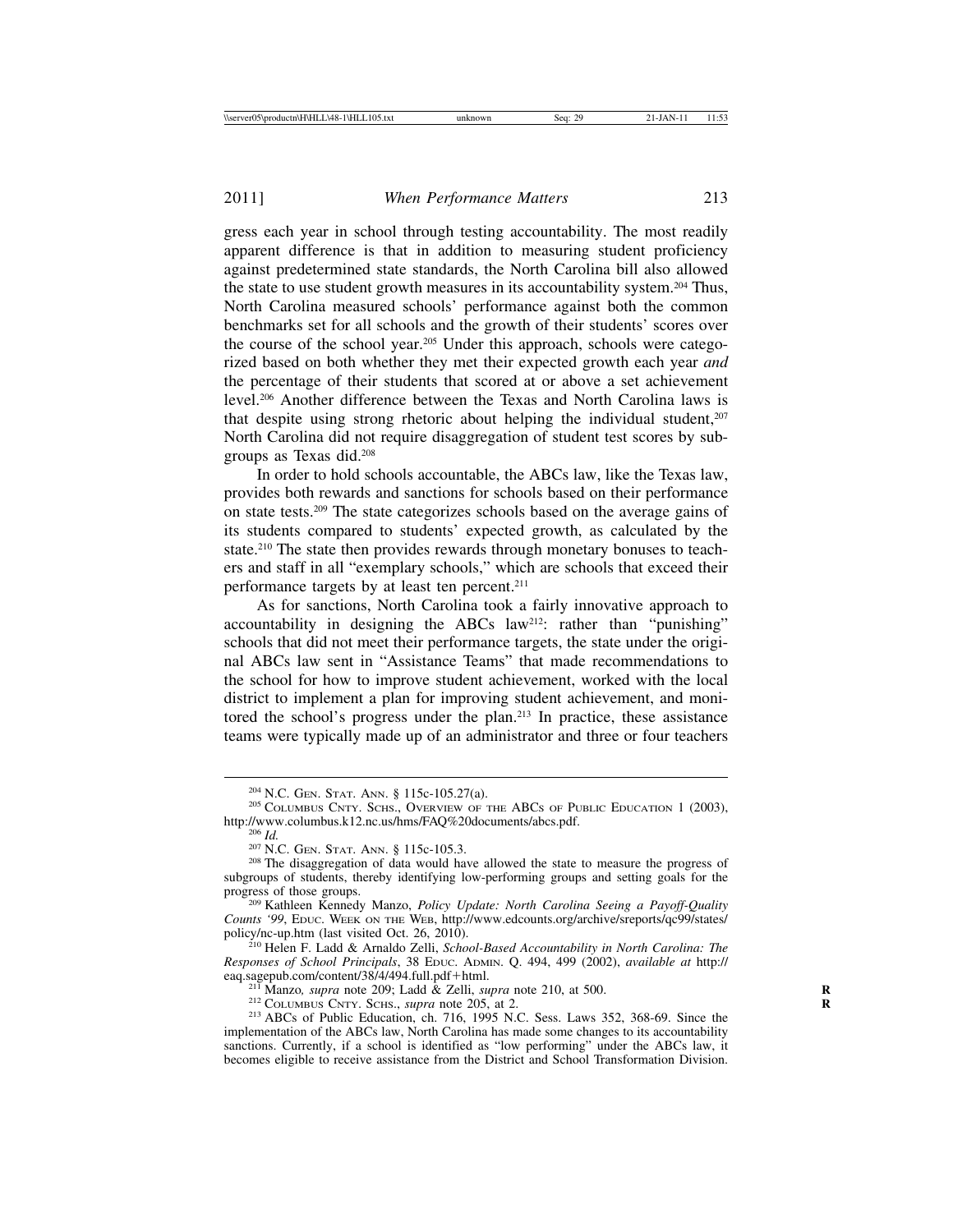gress each year in school through testing accountability. The most readily apparent difference is that in addition to measuring student proficiency against predetermined state standards, the North Carolina bill also allowed the state to use student growth measures in its accountability system.[204] Thus, North Carolina measured schools' performance against both the common benchmarks set for all schools and the growth of their students' scores over the course of the school year.[205] Under this approach, schools were categorized based on both whether they met their expected growth each year *and* the percentage of their students that scored at or above a set achievement level.[206] Another difference between the Texas and North Carolina laws is that despite using strong rhetoric about helping the individual student,[207] North Carolina did not require disaggregation of student test scores by subgroups as Texas did.[208]

In order to hold schools accountable, the ABCs law, like the Texas law, provides both rewards and sanctions for schools based on their performance on state tests.[209] The state categorizes schools based on the average gains of its students compared to students' expected growth, as calculated by the state.[210] The state then provides rewards through monetary bonuses to teachers and staff in all "exemplary schools," which are schools that exceed their performance targets by at least ten percent.[211]

As for sanctions, North Carolina took a fairly innovative approach to accountability in designing the ABCs law[212]: rather than "punishing" schools that did not meet their performance targets, the state under the original ABCs law sent in "Assistance Teams" that made recommendations to the school for how to improve student achievement, worked with the local district to implement a plan for improving student achievement, and monitored the school's progress under the plan.[213] In practice, these assistance teams were typically made up of an administrator and three or four teachers

---

[204] N.C. Gen. Stat. Ann. § 115c-105.27(a).

[205] Columbus Cnty. Schs., Overview of the ABCs of Public Education 1 (2003), http://www.columbus.k12.nc.us/hms/FAQ%20documents/abcs.pdf.

[206] *Id.*

[207] N.C. Gen. Stat. Ann. § 115c-105.3.

[208] The disaggregation of data would have allowed the state to measure the progress of subgroups of students, thereby identifying low-performing groups and setting goals for the progress of those groups.

[209] Kathleen Kennedy Manzo, *Policy Update: North Carolina Seeing a Payoff-Quality Counts '99*, Educ. Week on the Web, http://www.edcounts.org/archive/sreports/qc99/states/policy/nc-up.htm (last visited Oct. 26, 2010).

[210] Helen F. Ladd & Arnaldo Zelli, *School-Based Accountability in North Carolina: The Responses of School Principals*, 38 Educ. Admin. Q. 494, 499 (2002), *available at* http://eaq.sagepub.com/content/38/4/494.full.pdf+html.

[211] Manzo, *supra* note 209; Ladd & Zelli, *supra* note 210, at 500.

[212] Columbus Cnty. Schs., *supra* note 205, at 2.

[213] ABCs of Public Education, ch. 716, 1995 N.C. Sess. Laws 352, 368-69. Since the implementation of the ABCs law, North Carolina has made some changes to its accountability sanctions. Currently, if a school is identified as "low performing" under the ABCs law, it becomes eligible to receive assistance from the District and School Transformation Division.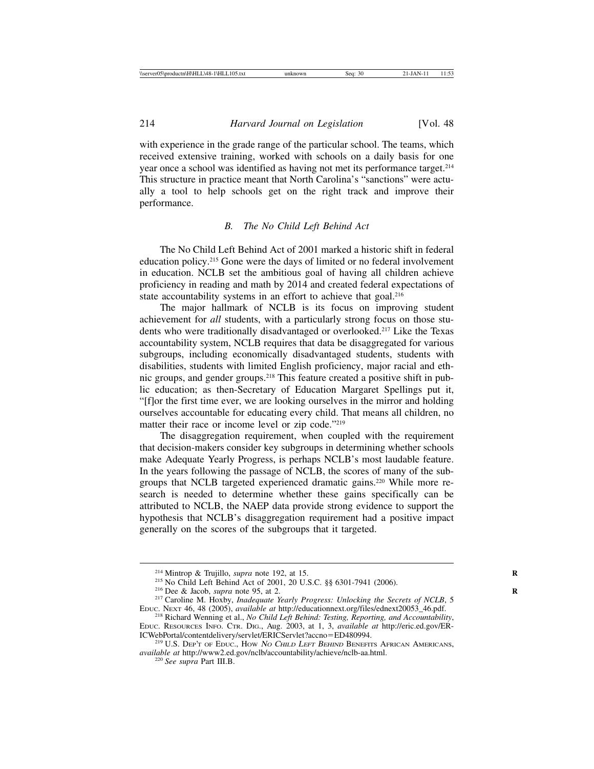with experience in the grade range of the particular school. The teams, which received extensive training, worked with schools on a daily basis for one year once a school was identified as having not met its performance target.[214] This structure in practice meant that North Carolina's "sanctions" were actually a tool to help schools get on the right track and improve their performance.

### *B. The No Child Left Behind Act*

The No Child Left Behind Act of 2001 marked a historic shift in federal education policy.[215] Gone were the days of limited or no federal involvement in education. NCLB set the ambitious goal of having all children achieve proficiency in reading and math by 2014 and created federal expectations of state accountability systems in an effort to achieve that goal.[216]

The major hallmark of NCLB is its focus on improving student achievement for *all* students, with a particularly strong focus on those students who were traditionally disadvantaged or overlooked.[217] Like the Texas accountability system, NCLB requires that data be disaggregated for various subgroups, including economically disadvantaged students, students with disabilities, students with limited English proficiency, major racial and ethnic groups, and gender groups.[218] This feature created a positive shift in public education; as then-Secretary of Education Margaret Spellings put it, "[f]or the first time ever, we are looking ourselves in the mirror and holding ourselves accountable for educating every child. That means all children, no matter their race or income level or zip code."[219]

The disaggregation requirement, when coupled with the requirement that decision-makers consider key subgroups in determining whether schools make Adequate Yearly Progress, is perhaps NCLB's most laudable feature. In the years following the passage of NCLB, the scores of many of the subgroups that NCLB targeted experienced dramatic gains.[220] While more research is needed to determine whether these gains specifically can be attributed to NCLB, the NAEP data provide strong evidence to support the hypothesis that NCLB's disaggregation requirement had a positive impact generally on the scores of the subgroups that it targeted.

---

[214] Mintrop & Trujillo, *supra* note 192, at 15.

[215] No Child Left Behind Act of 2001, 20 U.S.C. §§ 6301-7941 (2006).

[216] Dee & Jacob, *supra* note 95, at 2.

[217] Caroline M. Hoxby, *Inadequate Yearly Progress: Unlocking the Secrets of NCLB*, 5 Educ. Next 46, 48 (2005), *available at* http://educationnext.org/files/ednext20053_46.pdf.

[218] Richard Wenning et al., *No Child Left Behind: Testing, Reporting, and Accountability*, Educ. Resources Info. Ctr. Dig., Aug. 2003, at 1, 3, *available at* http://eric.ed.gov/ERICWebPortal/contentdelivery/servlet/ERICServlet?accno=ED480994.

[219] U.S. Dep't of Educ., How *No Child Left Behind* Benefits African Americans, *available at* http://www2.ed.gov/nclb/accountability/achieve/nclb-aa.html.

[220] *See supra* Part III.B.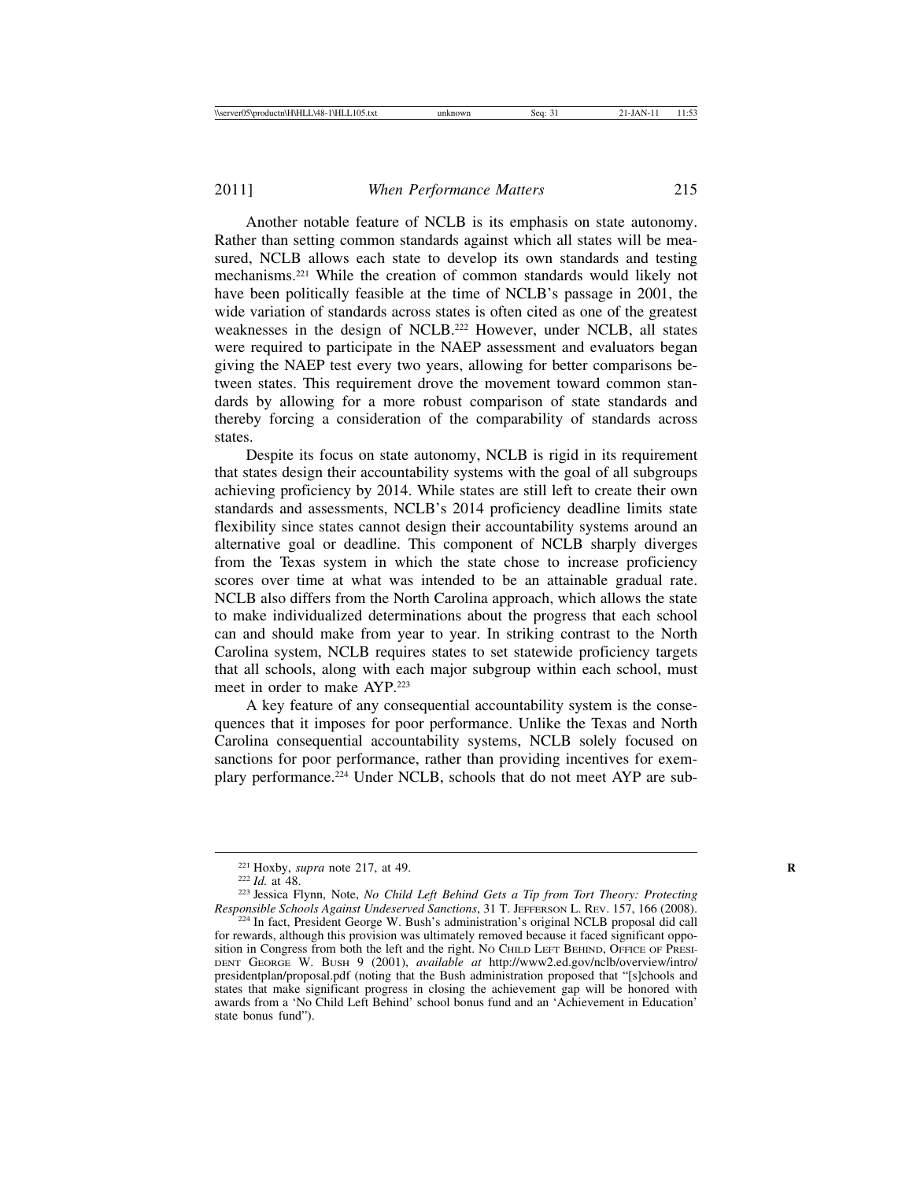Another notable feature of NCLB is its emphasis on state autonomy. Rather than setting common standards against which all states will be measured, NCLB allows each state to develop its own standards and testing mechanisms.[221] While the creation of common standards would likely not have been politically feasible at the time of NCLB's passage in 2001, the wide variation of standards across states is often cited as one of the greatest weaknesses in the design of NCLB.[222] However, under NCLB, all states were required to participate in the NAEP assessment and evaluators began giving the NAEP test every two years, allowing for better comparisons between states. This requirement drove the movement toward common standards by allowing for a more robust comparison of state standards and thereby forcing a consideration of the comparability of standards across states.

Despite its focus on state autonomy, NCLB is rigid in its requirement that states design their accountability systems with the goal of all subgroups achieving proficiency by 2014. While states are still left to create their own standards and assessments, NCLB's 2014 proficiency deadline limits state flexibility since states cannot design their accountability systems around an alternative goal or deadline. This component of NCLB sharply diverges from the Texas system in which the state chose to increase proficiency scores over time at what was intended to be an attainable gradual rate. NCLB also differs from the North Carolina approach, which allows the state to make individualized determinations about the progress that each school can and should make from year to year. In striking contrast to the North Carolina system, NCLB requires states to set statewide proficiency targets that all schools, along with each major subgroup within each school, must meet in order to make AYP.[223]

A key feature of any consequential accountability system is the consequences that it imposes for poor performance. Unlike the Texas and North Carolina consequential accountability systems, NCLB solely focused on sanctions for poor performance, rather than providing incentives for exemplary performance.[224] Under NCLB, schools that do not meet AYP are sub-

---

[221] Hoxby, *supra* note 217, at 49.

[222] *Id.* at 48.

[223] Jessica Flynn, Note, *No Child Left Behind Gets a Tip from Tort Theory: Protecting Responsible Schools Against Undeserved Sanctions*, 31 T. Jefferson L. Rev. 157, 166 (2008).

[224] In fact, President George W. Bush's administration's original NCLB proposal did call for rewards, although this provision was ultimately removed because it faced significant opposition in Congress from both the left and the right. No Child Left Behind, Office of President George W. Bush 9 (2001), *available at* http://www2.ed.gov/nclb/overview/intro/presidentplan/proposal.pdf (noting that the Bush administration proposed that "[s]chools and states that make significant progress in closing the achievement gap will be honored with awards from a 'No Child Left Behind' school bonus fund and an 'Achievement in Education' state bonus fund").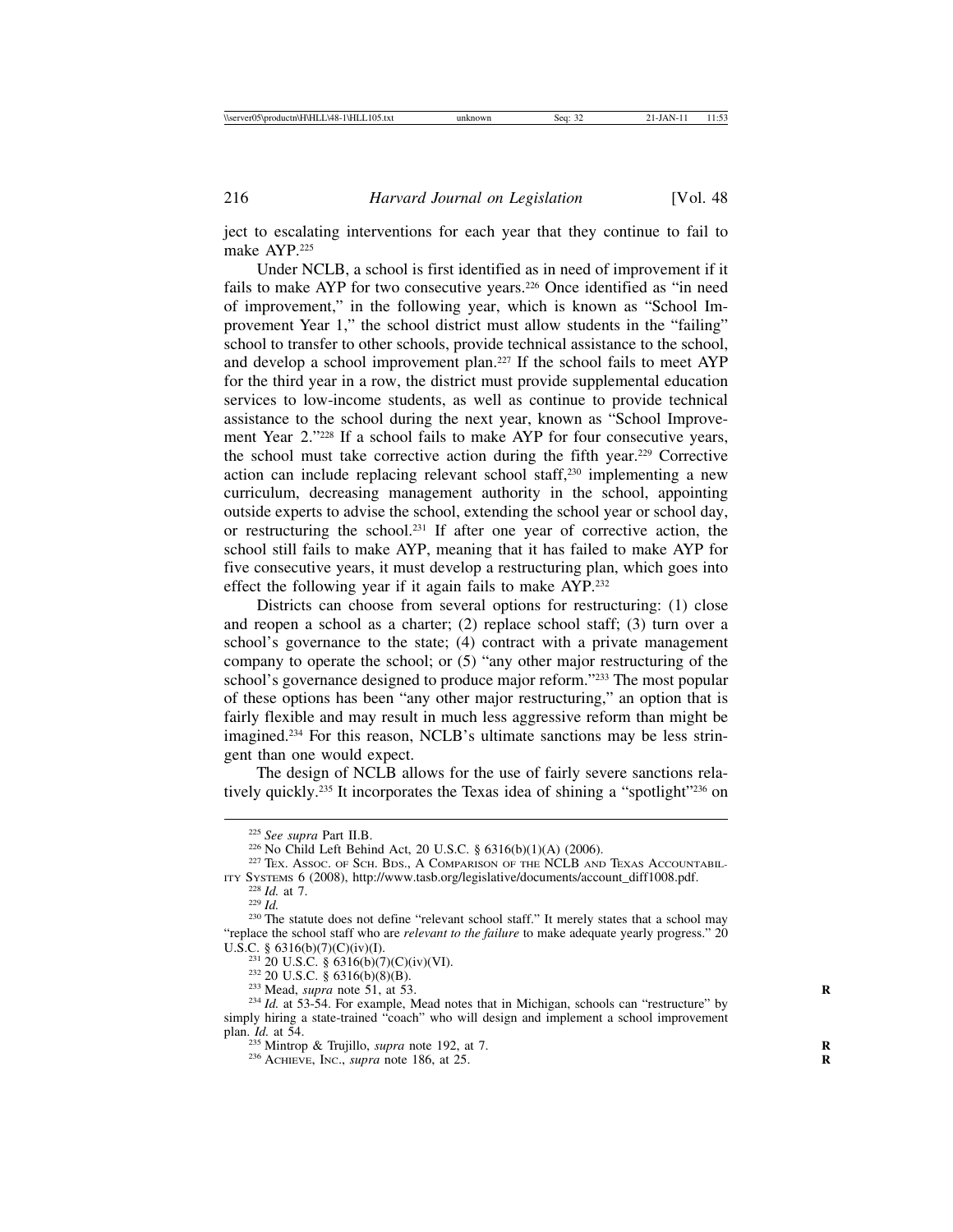ject to escalating interventions for each year that they continue to fail to make AYP.[225]

Under NCLB, a school is first identified as in need of improvement if it fails to make AYP for two consecutive years.[226] Once identified as "in need of improvement," in the following year, which is known as "School Improvement Year 1," the school district must allow students in the "failing" school to transfer to other schools, provide technical assistance to the school, and develop a school improvement plan.[227] If the school fails to meet AYP for the third year in a row, the district must provide supplemental education services to low-income students, as well as continue to provide technical assistance to the school during the next year, known as "School Improvement Year 2."[228] If a school fails to make AYP for four consecutive years, the school must take corrective action during the fifth year.[229] Corrective action can include replacing relevant school staff,[230] implementing a new curriculum, decreasing management authority in the school, appointing outside experts to advise the school, extending the school year or school day, or restructuring the school.[231] If after one year of corrective action, the school still fails to make AYP, meaning that it has failed to make AYP for five consecutive years, it must develop a restructuring plan, which goes into effect the following year if it again fails to make AYP.[232]

Districts can choose from several options for restructuring: (1) close and reopen a school as a charter; (2) replace school staff; (3) turn over a school's governance to the state; (4) contract with a private management company to operate the school; or (5) "any other major restructuring of the school's governance designed to produce major reform."[233] The most popular of these options has been "any other major restructuring," an option that is fairly flexible and may result in much less aggressive reform than might be imagined.[234] For this reason, NCLB's ultimate sanctions may be less stringent than one would expect.

The design of NCLB allows for the use of fairly severe sanctions relatively quickly.[235] It incorporates the Texas idea of shining a "spotlight"[236] on

---

[225] *See supra* Part II.B.

[226] No Child Left Behind Act, 20 U.S.C. § 6316(b)(1)(A) (2006).

[227] Tex. Assoc. of Sch. Bds., A Comparison of the NCLB and Texas Accountability Systems 6 (2008), http://www.tasb.org/legislative/documents/account_diff1008.pdf.

[228] *Id.* at 7.

[229] *Id.*

[230] The statute does not define "relevant school staff." It merely states that a school may "replace the school staff who are *relevant to the failure* to make adequate yearly progress." 20 U.S.C. § 6316(b)(7)(C)(iv)(I).

[231] 20 U.S.C. § 6316(b)(7)(C)(iv)(VI).

[232] 20 U.S.C. § 6316(b)(8)(B).

[233] Mead, *supra* note 51, at 53.

[234] *Id.* at 53-54. For example, Mead notes that in Michigan, schools can "restructure" by simply hiring a state-trained "coach" who will design and implement a school improvement plan. *Id.* at 54.

[235] Mintrop & Trujillo, *supra* note 192, at 7.

[236] Achieve, Inc., *supra* note 186, at 25.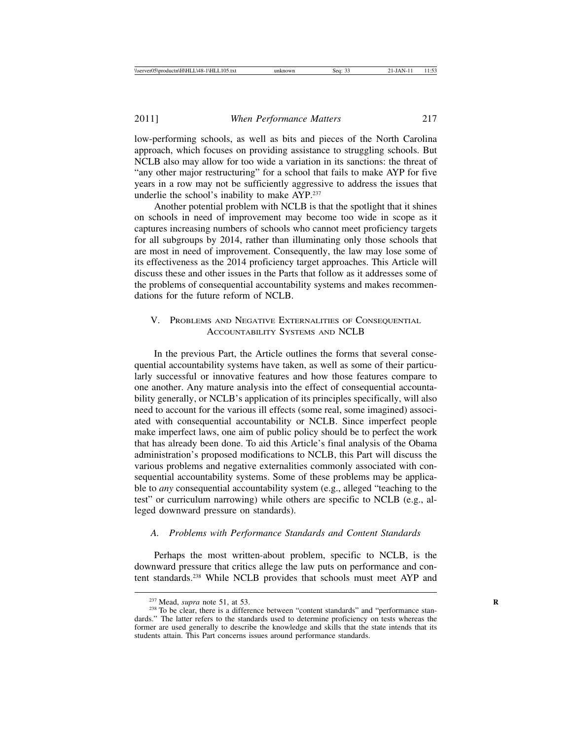low-performing schools, as well as bits and pieces of the North Carolina approach, which focuses on providing assistance to struggling schools. But NCLB also may allow for too wide a variation in its sanctions: the threat of "any other major restructuring" for a school that fails to make AYP for five years in a row may not be sufficiently aggressive to address the issues that underlie the school's inability to make AYP.[237]

Another potential problem with NCLB is that the spotlight that it shines on schools in need of improvement may become too wide in scope as it captures increasing numbers of schools who cannot meet proficiency targets for all subgroups by 2014, rather than illuminating only those schools that are most in need of improvement. Consequently, the law may lose some of its effectiveness as the 2014 proficiency target approaches. This Article will discuss these and other issues in the Parts that follow as it addresses some of the problems of consequential accountability systems and makes recommendations for the future reform of NCLB.

## V. Problems and Negative Externalities of Consequential Accountability Systems and NCLB

In the previous Part, the Article outlines the forms that several consequential accountability systems have taken, as well as some of their particularly successful or innovative features and how those features compare to one another. Any mature analysis into the effect of consequential accountability generally, or NCLB's application of its principles specifically, will also need to account for the various ill effects (some real, some imagined) associated with consequential accountability or NCLB. Since imperfect people make imperfect laws, one aim of public policy should be to perfect the work that has already been done. To aid this Article's final analysis of the Obama administration's proposed modifications to NCLB, this Part will discuss the various problems and negative externalities commonly associated with consequential accountability systems. Some of these problems may be applicable to *any* consequential accountability system (e.g., alleged "teaching to the test" or curriculum narrowing) while others are specific to NCLB (e.g., alleged downward pressure on standards).

### *A. Problems with Performance Standards and Content Standards*

Perhaps the most written-about problem, specific to NCLB, is the downward pressure that critics allege the law puts on performance and content standards.[238] While NCLB provides that schools must meet AYP and

---

[237] Mead, *supra* note 51, at 53.

[238] To be clear, there is a difference between "content standards" and "performance standards." The latter refers to the standards used to determine proficiency on tests whereas the former are used generally to describe the knowledge and skills that the state intends that its students attain. This Part concerns issues around performance standards.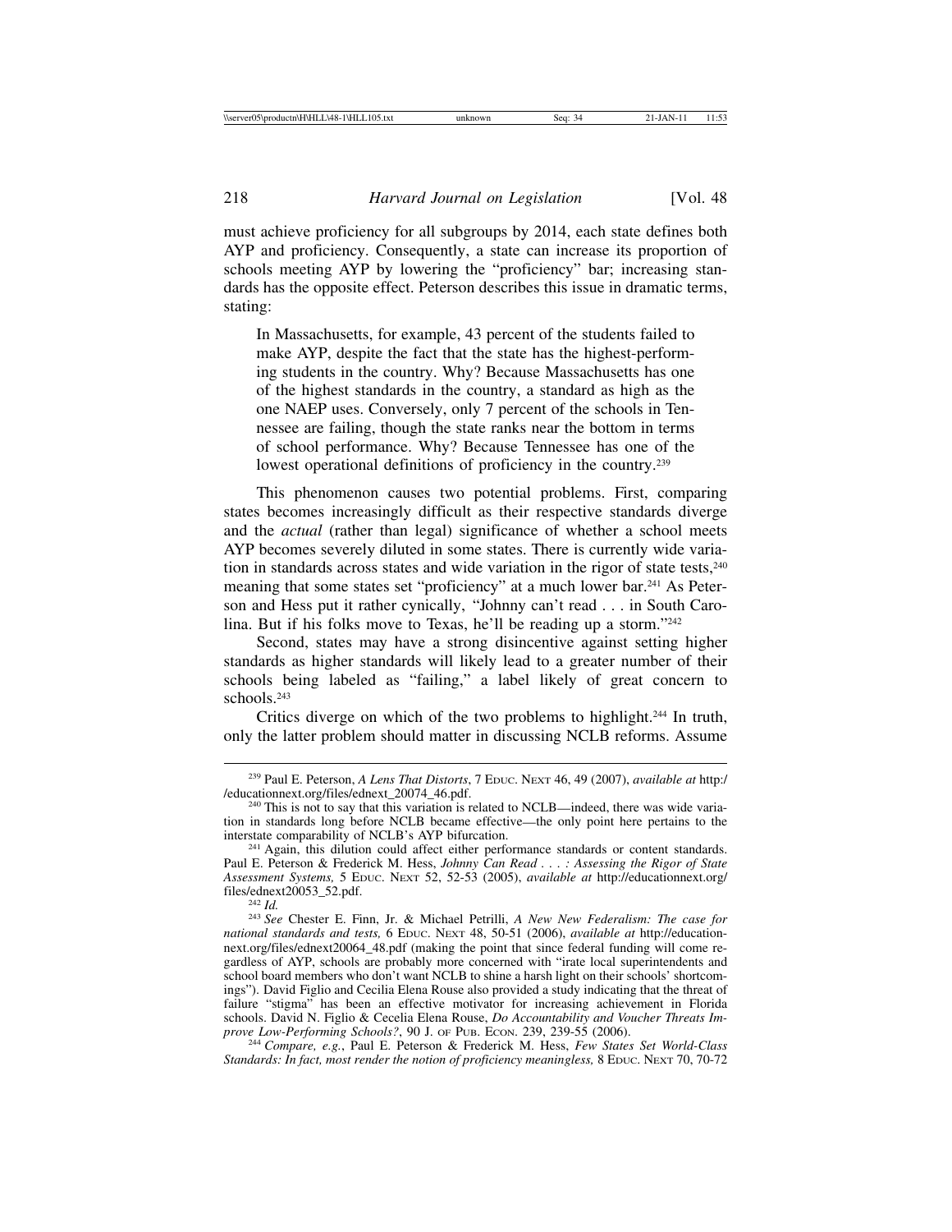must achieve proficiency for all subgroups by 2014, each state defines both AYP and proficiency. Consequently, a state can increase its proportion of schools meeting AYP by lowering the "proficiency" bar; increasing standards has the opposite effect. Peterson describes this issue in dramatic terms, stating:

> In Massachusetts, for example, 43 percent of the students failed to make AYP, despite the fact that the state has the highest-performing students in the country. Why? Because Massachusetts has one of the highest standards in the country, a standard as high as the one NAEP uses. Conversely, only 7 percent of the schools in Tennessee are failing, though the state ranks near the bottom in terms of school performance. Why? Because Tennessee has one of the lowest operational definitions of proficiency in the country.[239]

This phenomenon causes two potential problems. First, comparing states becomes increasingly difficult as their respective standards diverge and the *actual* (rather than legal) significance of whether a school meets AYP becomes severely diluted in some states. There is currently wide variation in standards across states and wide variation in the rigor of state tests,[240] meaning that some states set "proficiency" at a much lower bar.[241] As Peterson and Hess put it rather cynically, "Johnny can't read . . . in South Carolina. But if his folks move to Texas, he'll be reading up a storm."[242]

Second, states may have a strong disincentive against setting higher standards as higher standards will likely lead to a greater number of their schools being labeled as "failing," a label likely of great concern to schools.[243]

Critics diverge on which of the two problems to highlight.[244] In truth, only the latter problem should matter in discussing NCLB reforms. Assume

---

[239] Paul E. Peterson, *A Lens That Distorts*, 7 EDUC. NEXT 46, 49 (2007), *available at* http://educationnext.org/files/ednext_20074_46.pdf.

[240] This is not to say that this variation is related to NCLB—indeed, there was wide variation in standards long before NCLB became effective—the only point here pertains to the interstate comparability of NCLB's AYP bifurcation.

[241] Again, this dilution could affect either performance standards or content standards. Paul E. Peterson & Frederick M. Hess, *Johnny Can Read . . . : Assessing the Rigor of State Assessment Systems,* 5 EDUC. NEXT 52, 52-53 (2005), *available at* http://educationnext.org/files/ednext20053_52.pdf.

[242] *Id.*

[243] *See* Chester E. Finn, Jr. & Michael Petrilli, *A New New Federalism: The case for national standards and tests,* 6 EDUC. NEXT 48, 50-51 (2006), *available at* http://educationnext.org/files/ednext20064_48.pdf (making the point that since federal funding will come regardless of AYP, schools are probably more concerned with "irate local superintendents and school board members who don't want NCLB to shine a harsh light on their schools' shortcomings"). David Figlio and Cecilia Elena Rouse also provided a study indicating that the threat of failure "stigma" has been an effective motivator for increasing achievement in Florida schools. David N. Figlio & Cecelia Elena Rouse, *Do Accountability and Voucher Threats Improve Low-Performing Schools?*, 90 J. OF PUB. ECON. 239, 239-55 (2006).

[244] *Compare, e.g.*, Paul E. Peterson & Frederick M. Hess, *Few States Set World-Class Standards: In fact, most render the notion of proficiency meaningless,* 8 EDUC. NEXT 70, 70-72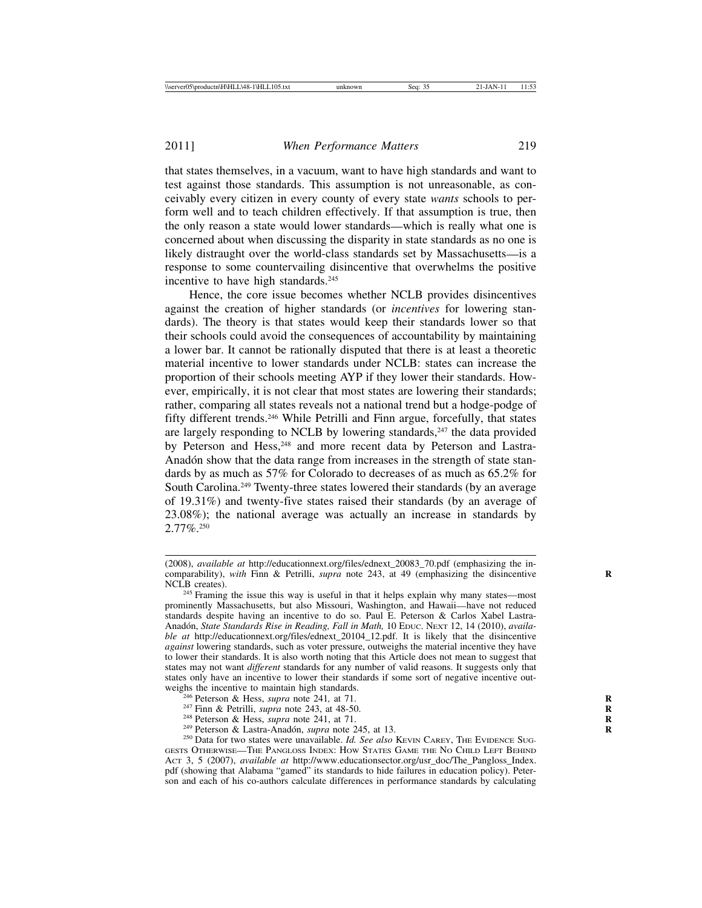that states themselves, in a vacuum, want to have high standards and want to test against those standards. This assumption is not unreasonable, as conceivably every citizen in every county of every state *wants* schools to perform well and to teach children effectively. If that assumption is true, then the only reason a state would lower standards—which is really what one is concerned about when discussing the disparity in state standards as no one is likely distraught over the world-class standards set by Massachusetts—is a response to some countervailing disincentive that overwhelms the positive incentive to have high standards.[245]

Hence, the core issue becomes whether NCLB provides disincentives against the creation of higher standards (or *incentives* for lowering standards). The theory is that states would keep their standards lower so that their schools could avoid the consequences of accountability by maintaining a lower bar. It cannot be rationally disputed that there is at least a theoretic material incentive to lower standards under NCLB: states can increase the proportion of their schools meeting AYP if they lower their standards. However, empirically, it is not clear that most states are lowering their standards; rather, comparing all states reveals not a national trend but a hodge-podge of fifty different trends.[246] While Petrilli and Finn argue, forcefully, that states are largely responding to NCLB by lowering standards,[247] the data provided by Peterson and Hess,[248] and more recent data by Peterson and Lastra-Anadón show that the data range from increases in the strength of state standards by as much as 57% for Colorado to decreases of as much as 65.2% for South Carolina.[249] Twenty-three states lowered their standards (by an average of 19.31%) and twenty-five states raised their standards (by an average of 23.08%); the national average was actually an increase in standards by 2.77%.[250]

---

(2008), *available at* http://educationnext.org/files/ednext_20083_70.pdf (emphasizing the incomparability), *with* Finn & Petrilli, *supra* note 243, at 49 (emphasizing the disincentive NCLB creates).

[245] Framing the issue this way is useful in that it helps explain why many states—most prominently Massachusetts, but also Missouri, Washington, and Hawaii—have not reduced standards despite having an incentive to do so. Paul E. Peterson & Carlos Xabel Lastra-Anadón, *State Standards Rise in Reading, Fall in Math,* 10 Educ. Next 12, 14 (2010), *available at* http://educationnext.org/files/ednext_20104_12.pdf. It is likely that the disincentive *against* lowering standards, such as voter pressure, outweighs the material incentive they have to lower their standards. It is also worth noting that this Article does not mean to suggest that states may not want *different* standards for any number of valid reasons. It suggests only that states only have an incentive to lower their standards if some sort of negative incentive outweighs the incentive to maintain high standards.

[246] Peterson & Hess, *supra* note 241, at 71.

[247] Finn & Petrilli, *supra* note 243, at 48-50.

[248] Peterson & Hess, *supra* note 241, at 71.

[249] Peterson & Lastra-Anadón, *supra* note 245, at 13.

[250] Data for two states were unavailable. *Id. See also* Kevin Carey, The Evidence Suggests Otherwise—The Pangloss Index: How States Game the No Child Left Behind Act 3, 5 (2007), *available at* http://www.educationsector.org/usr_doc/The_Pangloss_Index.pdf (showing that Alabama "gamed" its standards to hide failures in education policy). Peterson and each of his co-authors calculate differences in performance standards by calculating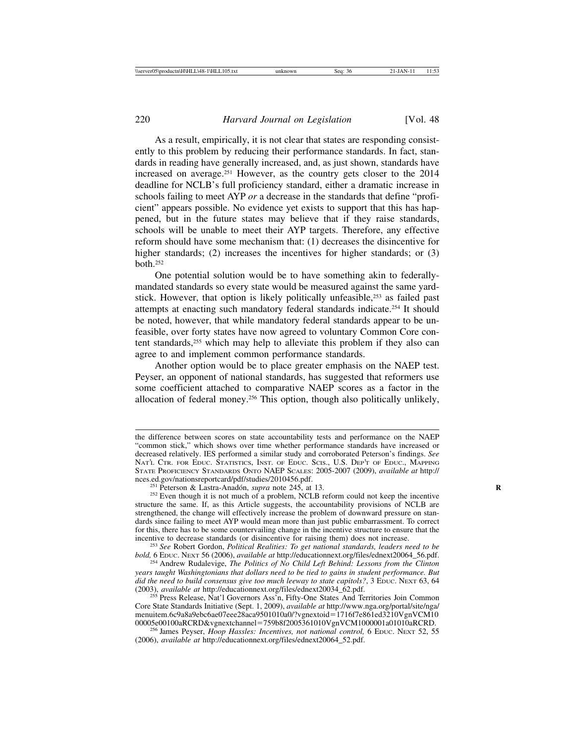As a result, empirically, it is not clear that states are responding consistently to this problem by reducing their performance standards. In fact, standards in reading have generally increased, and, as just shown, standards have increased on average.[251] However, as the country gets closer to the 2014 deadline for NCLB's full proficiency standard, either a dramatic increase in schools failing to meet AYP *or* a decrease in the standards that define "proficient" appears possible. No evidence yet exists to support that this has happened, but in the future states may believe that if they raise standards, schools will be unable to meet their AYP targets. Therefore, any effective reform should have some mechanism that: (1) decreases the disincentive for higher standards; (2) increases the incentives for higher standards; or (3) both.[252]

One potential solution would be to have something akin to federally-mandated standards so every state would be measured against the same yardstick. However, that option is likely politically unfeasible,[253] as failed past attempts at enacting such mandatory federal standards indicate.[254] It should be noted, however, that while mandatory federal standards appear to be unfeasible, over forty states have now agreed to voluntary Common Core content standards,[255] which may help to alleviate this problem if they also can agree to and implement common performance standards.

Another option would be to place greater emphasis on the NAEP test. Peyser, an opponent of national standards, has suggested that reformers use some coefficient attached to comparative NAEP scores as a factor in the allocation of federal money.[256] This option, though also politically unlikely,

---

the difference between scores on state accountability tests and performance on the NAEP "common stick," which shows over time whether performance standards have increased or decreased relatively. IES performed a similar study and corroborated Peterson's findings. *See* NAT'L CTR. FOR EDUC. STATISTICS, INST. OF EDUC. SCIS., U.S. DEP'T OF EDUC., MAPPING STATE PROFICIENCY STANDARDS ONTO NAEP SCALES: 2005-2007 (2009), *available at* http://nces.ed.gov/nationsreportcard/pdf/studies/2010456.pdf.

[251] Peterson & Lastra-Anadón, *supra* note 245, at 13.

[252] Even though it is not much of a problem, NCLB reform could not keep the incentive structure the same. If, as this Article suggests, the accountability provisions of NCLB are strengthened, the change will effectively increase the problem of downward pressure on standards since failing to meet AYP would mean more than just public embarrassment. To correct for this, there has to be some countervailing change in the incentive structure to ensure that the incentive to decrease standards (or disincentive for raising them) does not increase.

[253] *See* Robert Gordon, *Political Realities: To get national standards, leaders need to be bold,* 6 EDUC. NEXT 56 (2006), *available at* http://educationnext.org/files/ednext20064_56.pdf.

[254] Andrew Rudalevige, *The Politics of No Child Left Behind: Lessons from the Clinton years taught Washingtonians that dollars need to be tied to gains in student performance. But did the need to build consensus give too much leeway to state capitols?*, 3 EDUC. NEXT 63, 64 (2003), *available at* http://educationnext.org/files/ednext20034_62.pdf.

[255] Press Release, Nat'l Governors Ass'n, Fifty-One States And Territories Join Common Core State Standards Initiative (Sept. 1, 2009), *available at* http://www.nga.org/portal/site/nga/menuitem.6c9a8a9ebc6ae07eee28aca9501010a0/?vgnextoid=1716f7e861ed3210VgnVCM1000005e00100aRCRD&vgnextchannel=759b8f2005361010VgnVCM1000001a01010aRCRD.

[256] James Peyser, *Hoop Hassles: Incentives, not national control,* 6 EDUC. NEXT 52, 55 (2006), *available at* http://educationnext.org/files/ednext20064_52.pdf.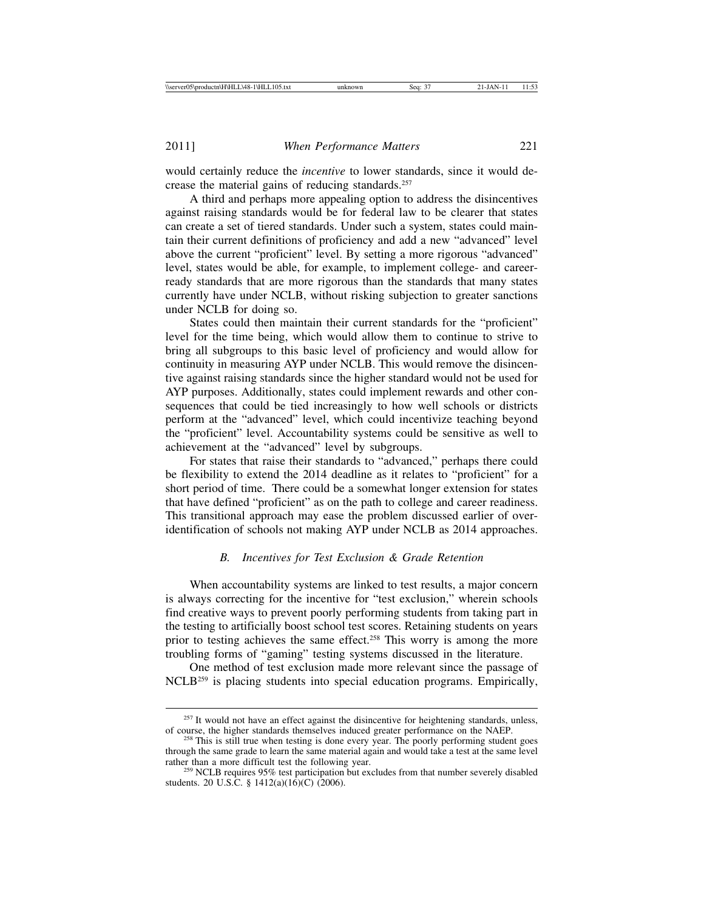would certainly reduce the *incentive* to lower standards, since it would decrease the material gains of reducing standards.[257]

A third and perhaps more appealing option to address the disincentives against raising standards would be for federal law to be clearer that states can create a set of tiered standards. Under such a system, states could maintain their current definitions of proficiency and add a new "advanced" level above the current "proficient" level. By setting a more rigorous "advanced" level, states would be able, for example, to implement college- and career-ready standards that are more rigorous than the standards that many states currently have under NCLB, without risking subjection to greater sanctions under NCLB for doing so.

States could then maintain their current standards for the "proficient" level for the time being, which would allow them to continue to strive to bring all subgroups to this basic level of proficiency and would allow for continuity in measuring AYP under NCLB. This would remove the disincentive against raising standards since the higher standard would not be used for AYP purposes. Additionally, states could implement rewards and other consequences that could be tied increasingly to how well schools or districts perform at the "advanced" level, which could incentivize teaching beyond the "proficient" level. Accountability systems could be sensitive as well to achievement at the "advanced" level by subgroups.

For states that raise their standards to "advanced," perhaps there could be flexibility to extend the 2014 deadline as it relates to "proficient" for a short period of time. There could be a somewhat longer extension for states that have defined "proficient" as on the path to college and career readiness. This transitional approach may ease the problem discussed earlier of over-identification of schools not making AYP under NCLB as 2014 approaches.

### *B. Incentives for Test Exclusion & Grade Retention*

When accountability systems are linked to test results, a major concern is always correcting for the incentive for "test exclusion," wherein schools find creative ways to prevent poorly performing students from taking part in the testing to artificially boost school test scores. Retaining students on years prior to testing achieves the same effect.[258] This worry is among the more troubling forms of "gaming" testing systems discussed in the literature.

One method of test exclusion made more relevant since the passage of NCLB[259] is placing students into special education programs. Empirically,

---

[257] It would not have an effect against the disincentive for heightening standards, unless, of course, the higher standards themselves induced greater performance on the NAEP.

[258] This is still true when testing is done every year. The poorly performing student goes through the same grade to learn the same material again and would take a test at the same level rather than a more difficult test the following year.

[259] NCLB requires 95% test participation but excludes from that number severely disabled students. 20 U.S.C. § 1412(a)(16)(C) (2006).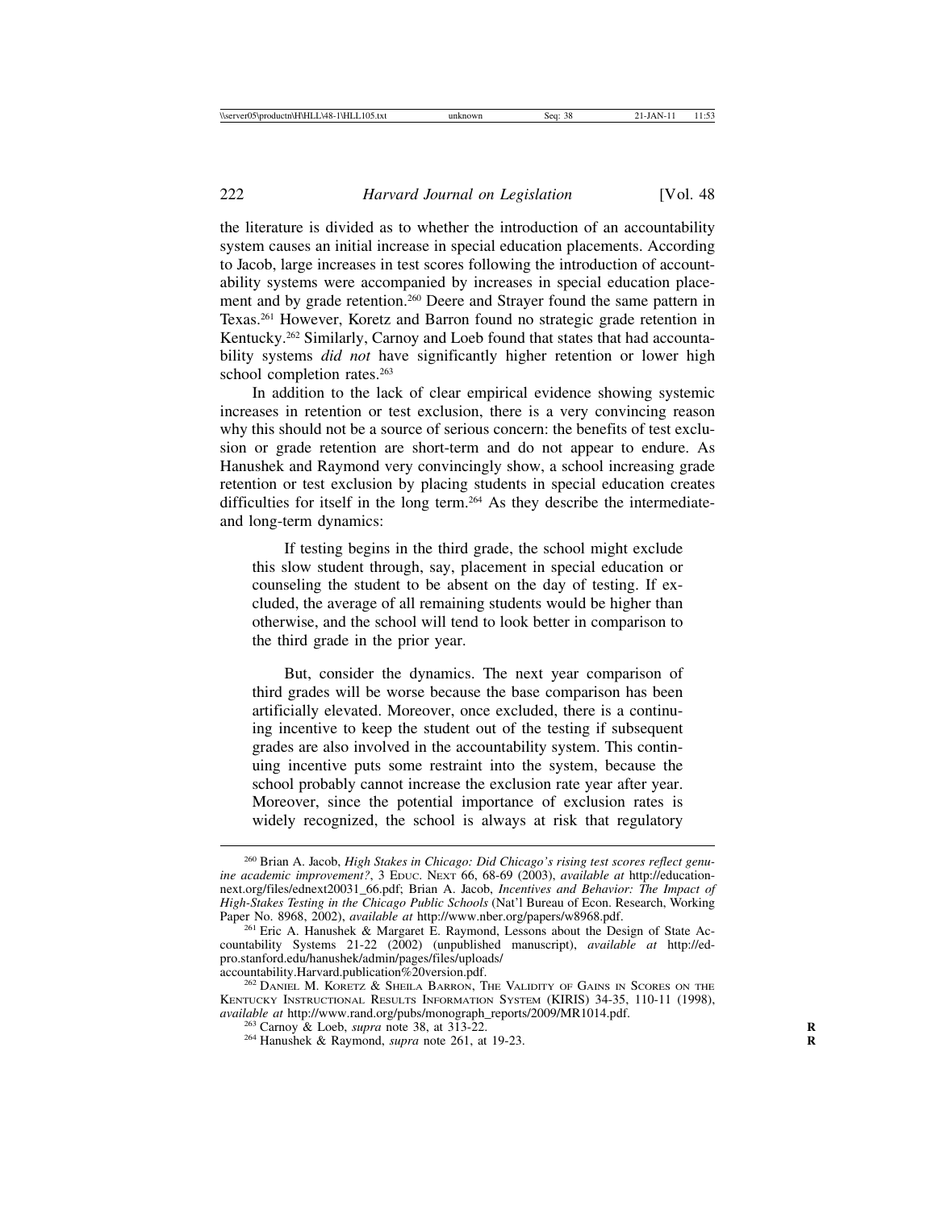the literature is divided as to whether the introduction of an accountability system causes an initial increase in special education placements. According to Jacob, large increases in test scores following the introduction of accountability systems were accompanied by increases in special education placement and by grade retention.[260] Deere and Strayer found the same pattern in Texas.[261] However, Koretz and Barron found no strategic grade retention in Kentucky.[262] Similarly, Carnoy and Loeb found that states that had accountability systems *did not* have significantly higher retention or lower high school completion rates.[263]

In addition to the lack of clear empirical evidence showing systemic increases in retention or test exclusion, there is a very convincing reason why this should not be a source of serious concern: the benefits of test exclusion or grade retention are short-term and do not appear to endure. As Hanushek and Raymond very convincingly show, a school increasing grade retention or test exclusion by placing students in special education creates difficulties for itself in the long term.[264] As they describe the intermediate- and long-term dynamics:

> If testing begins in the third grade, the school might exclude this slow student through, say, placement in special education or counseling the student to be absent on the day of testing. If excluded, the average of all remaining students would be higher than otherwise, and the school will tend to look better in comparison to the third grade in the prior year.
>
> But, consider the dynamics. The next year comparison of third grades will be worse because the base comparison has been artificially elevated. Moreover, once excluded, there is a continuing incentive to keep the student out of the testing if subsequent grades are also involved in the accountability system. This continuing incentive puts some restraint into the system, because the school probably cannot increase the exclusion rate year after year. Moreover, since the potential importance of exclusion rates is widely recognized, the school is always at risk that regulatory

---

[260] Brian A. Jacob, *High Stakes in Chicago: Did Chicago's rising test scores reflect genuine academic improvement?*, 3 Educ. Next 66, 68-69 (2003), *available at* http://educationnext.org/files/ednext20031_66.pdf; Brian A. Jacob, *Incentives and Behavior: The Impact of High-Stakes Testing in the Chicago Public Schools* (Nat'l Bureau of Econ. Research, Working Paper No. 8968, 2002), *available at* http://www.nber.org/papers/w8968.pdf.

[261] Eric A. Hanushek & Margaret E. Raymond, Lessons about the Design of State Accountability Systems 21-22 (2002) (unpublished manuscript), *available at* http://edpro.stanford.edu/hanushek/admin/pages/files/uploads/accountability.Harvard.publication%20version.pdf.

[262] Daniel M. Koretz & Sheila Barron, The Validity of Gains in Scores on the Kentucky Instructional Results Information System (KIRIS) 34-35, 110-11 (1998), *available at* http://www.rand.org/pubs/monograph_reports/2009/MR1014.pdf.

[263] Carnoy & Loeb, *supra* note 38, at 313-22.

[264] Hanushek & Raymond, *supra* note 261, at 19-23.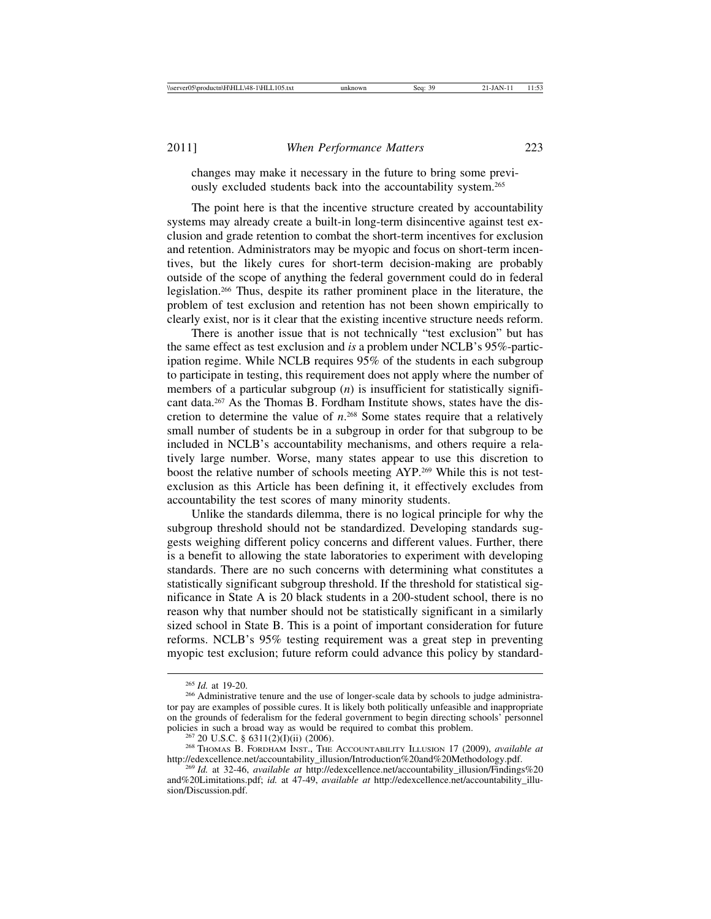changes may make it necessary in the future to bring some previously excluded students back into the accountability system.[265]

The point here is that the incentive structure created by accountability systems may already create a built-in long-term disincentive against test exclusion and grade retention to combat the short-term incentives for exclusion and retention. Administrators may be myopic and focus on short-term incentives, but the likely cures for short-term decision-making are probably outside of the scope of anything the federal government could do in federal legislation.[266] Thus, despite its rather prominent place in the literature, the problem of test exclusion and retention has not been shown empirically to clearly exist, nor is it clear that the existing incentive structure needs reform.

There is another issue that is not technically "test exclusion" but has the same effect as test exclusion and *is* a problem under NCLB's 95%-participation regime. While NCLB requires 95% of the students in each subgroup to participate in testing, this requirement does not apply where the number of members of a particular subgroup ($n$) is insufficient for statistically significant data.[267] As the Thomas B. Fordham Institute shows, states have the discretion to determine the value of $n$.[268] Some states require that a relatively small number of students be in a subgroup in order for that subgroup to be included in NCLB's accountability mechanisms, and others require a relatively large number. Worse, many states appear to use this discretion to boost the relative number of schools meeting AYP.[269] While this is not test-exclusion as this Article has been defining it, it effectively excludes from accountability the test scores of many minority students.

Unlike the standards dilemma, there is no logical principle for why the subgroup threshold should not be standardized. Developing standards suggests weighing different policy concerns and different values. Further, there is a benefit to allowing the state laboratories to experiment with developing standards. There are no such concerns with determining what constitutes a statistically significant subgroup threshold. If the threshold for statistical significance in State A is 20 black students in a 200-student school, there is no reason why that number should not be statistically significant in a similarly sized school in State B. This is a point of important consideration for future reforms. NCLB's 95% testing requirement was a great step in preventing myopic test exclusion; future reform could advance this policy by standard-

---

[265] *Id.* at 19-20.

[266] Administrative tenure and the use of longer-scale data by schools to judge administrator pay are examples of possible cures. It is likely both politically unfeasible and inappropriate on the grounds of federalism for the federal government to begin directing schools' personnel policies in such a broad way as would be required to combat this problem.

[267] 20 U.S.C. § 6311(2)(I)(ii) (2006).

[268] Thomas B. Fordham Inst., The Accountability Illusion 17 (2009), *available at* http://edexcellence.net/accountability_illusion/Introduction%20and%20Methodology.pdf.

[269] *Id.* at 32-46, *available at* http://edexcellence.net/accountability_illusion/Findings%20and%20Limitations.pdf; *id.* at 47-49, *available at* http://edexcellence.net/accountability_illusion/Discussion.pdf.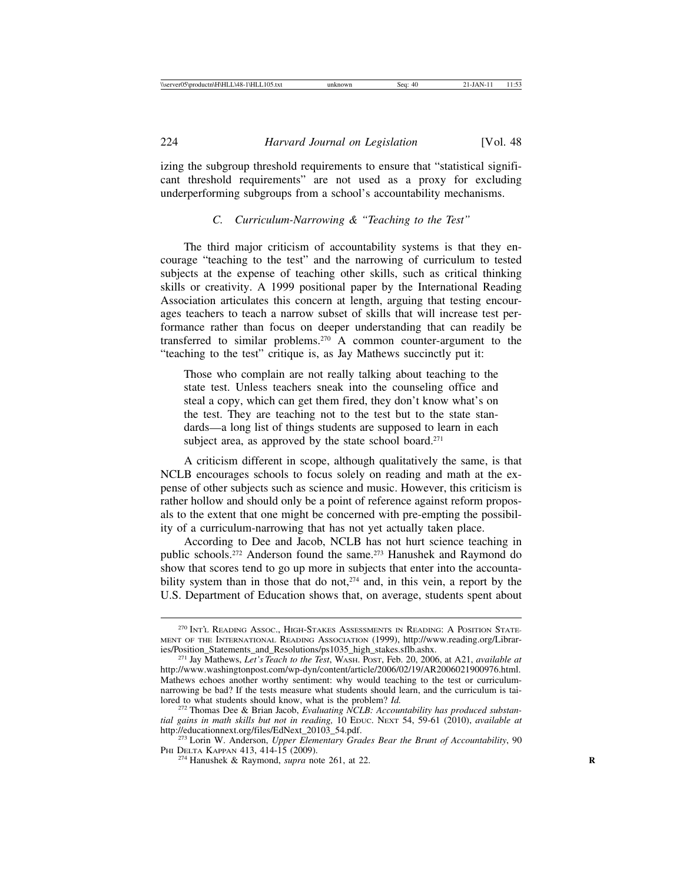izing the subgroup threshold requirements to ensure that "statistical significant threshold requirements" are not used as a proxy for excluding underperforming subgroups from a school's accountability mechanisms.

### *C. Curriculum-Narrowing & "Teaching to the Test"*

The third major criticism of accountability systems is that they encourage "teaching to the test" and the narrowing of curriculum to tested subjects at the expense of teaching other skills, such as critical thinking skills or creativity. A 1999 positional paper by the International Reading Association articulates this concern at length, arguing that testing encourages teachers to teach a narrow subset of skills that will increase test performance rather than focus on deeper understanding that can readily be transferred to similar problems.[270] A common counter-argument to the "teaching to the test" critique is, as Jay Mathews succinctly put it:

> Those who complain are not really talking about teaching to the state test. Unless teachers sneak into the counseling office and steal a copy, which can get them fired, they don't know what's on the test. They are teaching not to the test but to the state standards—a long list of things students are supposed to learn in each subject area, as approved by the state school board.[271]

A criticism different in scope, although qualitatively the same, is that NCLB encourages schools to focus solely on reading and math at the expense of other subjects such as science and music. However, this criticism is rather hollow and should only be a point of reference against reform proposals to the extent that one might be concerned with pre-empting the possibility of a curriculum-narrowing that has not yet actually taken place.

According to Dee and Jacob, NCLB has not hurt science teaching in public schools.[272] Anderson found the same.[273] Hanushek and Raymond do show that scores tend to go up more in subjects that enter into the accountability system than in those that do not,[274] and, in this vein, a report by the U.S. Department of Education shows that, on average, students spent about

---

[270] INT'L READING ASSOC., HIGH-STAKES ASSESSMENTS IN READING: A POSITION STATEMENT OF THE INTERNATIONAL READING ASSOCIATION (1999), http://www.reading.org/Libraries/Position_Statements_and_Resolutions/ps1035_high_stakes.sflb.ashx.

[271] Jay Mathews, *Let's Teach to the Test*, WASH. POST, Feb. 20, 2006, at A21, *available at* http://www.washingtonpost.com/wp-dyn/content/article/2006/02/19/AR2006021900976.html. Mathews echoes another worthy sentiment: why would teaching to the test or curriculum-narrowing be bad? If the tests measure what students should learn, and the curriculum is tailored to what students should know, what is the problem? *Id.*

[272] Thomas Dee & Brian Jacob, *Evaluating NCLB: Accountability has produced substantial gains in math skills but not in reading,* 10 EDUC. NEXT 54, 59-61 (2010), *available at* http://educationnext.org/files/EdNext_20103_54.pdf.

[273] Lorin W. Anderson, *Upper Elementary Grades Bear the Brunt of Accountability*, 90 PHI DELTA KAPPAN 413, 414-15 (2009).

[274] Hanushek & Raymond, *supra* note 261, at 22.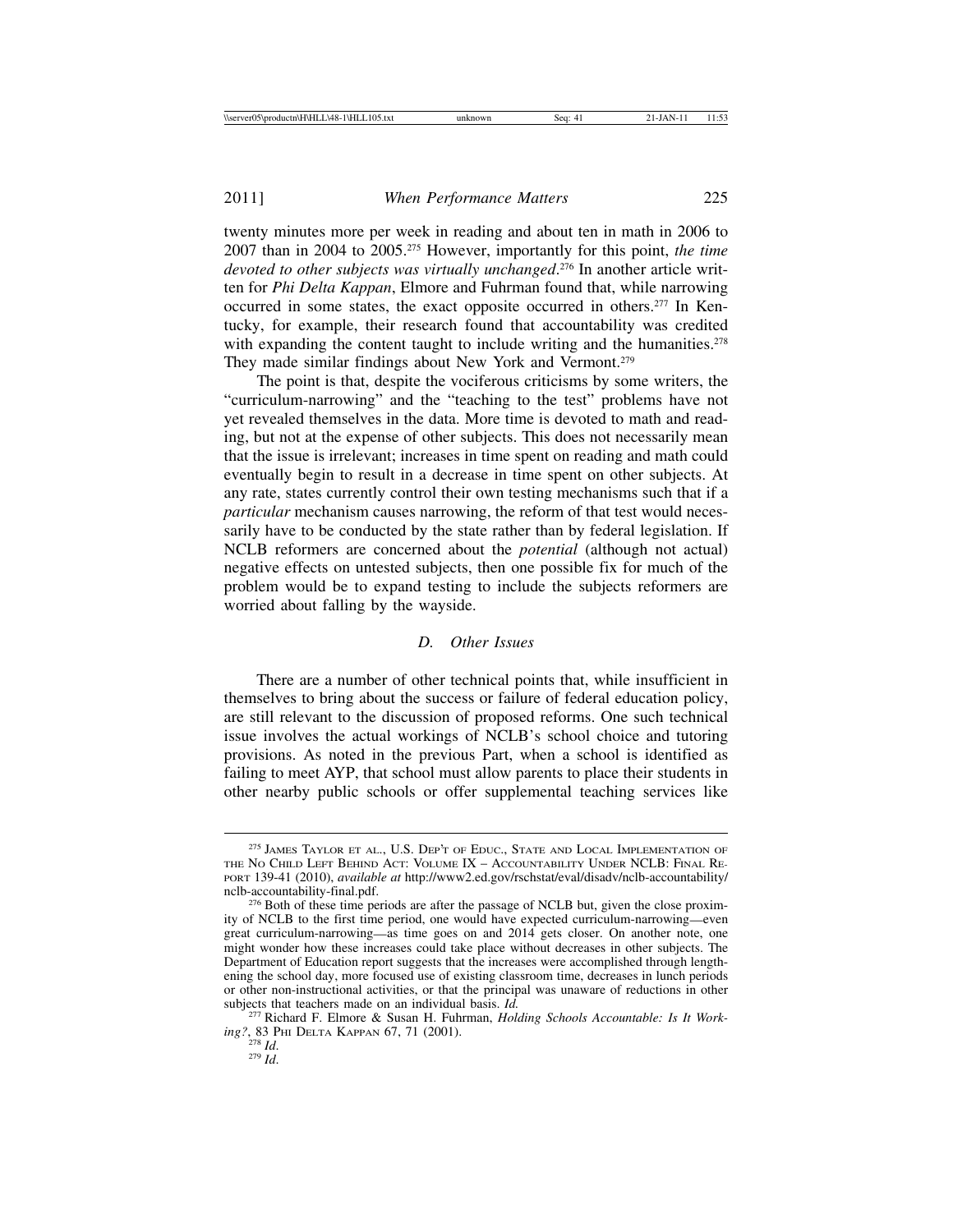twenty minutes more per week in reading and about ten in math in 2006 to 2007 than in 2004 to 2005.[275] However, importantly for this point, *the time devoted to other subjects was virtually unchanged*.[276] In another article written for *Phi Delta Kappan*, Elmore and Fuhrman found that, while narrowing occurred in some states, the exact opposite occurred in others.[277] In Kentucky, for example, their research found that accountability was credited with expanding the content taught to include writing and the humanities.[278] They made similar findings about New York and Vermont.[279]

The point is that, despite the vociferous criticisms by some writers, the "curriculum-narrowing" and the "teaching to the test" problems have not yet revealed themselves in the data. More time is devoted to math and reading, but not at the expense of other subjects. This does not necessarily mean that the issue is irrelevant; increases in time spent on reading and math could eventually begin to result in a decrease in time spent on other subjects. At any rate, states currently control their own testing mechanisms such that if a *particular* mechanism causes narrowing, the reform of that test would necessarily have to be conducted by the state rather than by federal legislation. If NCLB reformers are concerned about the *potential* (although not actual) negative effects on untested subjects, then one possible fix for much of the problem would be to expand testing to include the subjects reformers are worried about falling by the wayside.

### *D. Other Issues*

There are a number of other technical points that, while insufficient in themselves to bring about the success or failure of federal education policy, are still relevant to the discussion of proposed reforms. One such technical issue involves the actual workings of NCLB's school choice and tutoring provisions. As noted in the previous Part, when a school is identified as failing to meet AYP, that school must allow parents to place their students in other nearby public schools or offer supplemental teaching services like

---

[275] JAMES TAYLOR ET AL., U.S. DEP'T OF EDUC., STATE AND LOCAL IMPLEMENTATION OF THE NO CHILD LEFT BEHIND ACT: VOLUME IX – ACCOUNTABILITY UNDER NCLB: FINAL REPORT 139-41 (2010), *available at* http://www2.ed.gov/rschstat/eval/disadv/nclb-accountability/nclb-accountability-final.pdf.

[276] Both of these time periods are after the passage of NCLB but, given the close proximity of NCLB to the first time period, one would have expected curriculum-narrowing—even great curriculum-narrowing—as time goes on and 2014 gets closer. On another note, one might wonder how these increases could take place without decreases in other subjects. The Department of Education report suggests that the increases were accomplished through lengthening the school day, more focused use of existing classroom time, decreases in lunch periods or other non-instructional activities, or that the principal was unaware of reductions in other subjects that teachers made on an individual basis. *Id.*

[277] Richard F. Elmore & Susan H. Fuhrman, *Holding Schools Accountable: Is It Working?*, 83 PHI DELTA KAPPAN 67, 71 (2001).

[278] *Id.*

[279] *Id.*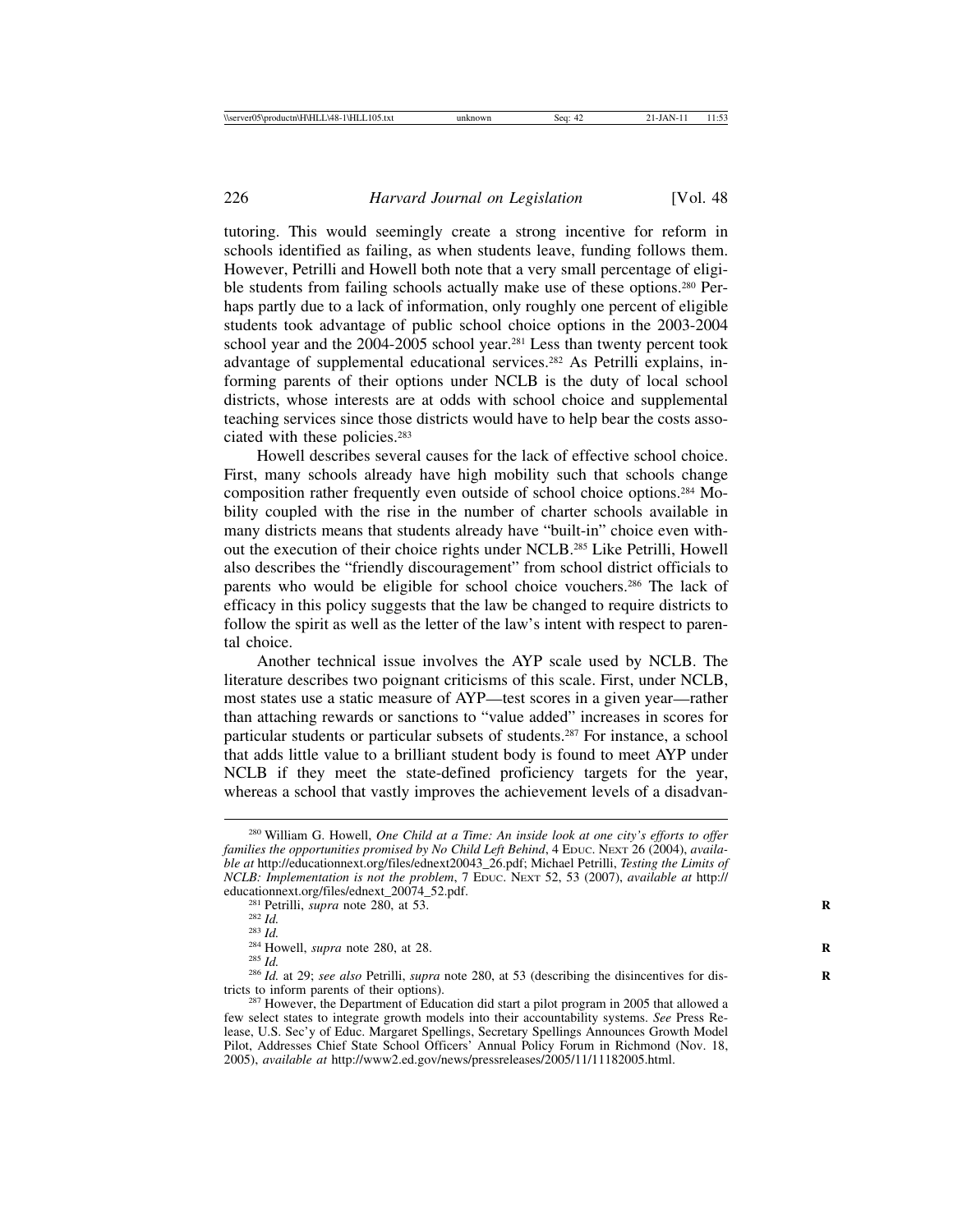tutoring. This would seemingly create a strong incentive for reform in schools identified as failing, as when students leave, funding follows them. However, Petrilli and Howell both note that a very small percentage of eligible students from failing schools actually make use of these options.[280] Perhaps partly due to a lack of information, only roughly one percent of eligible students took advantage of public school choice options in the 2003-2004 school year and the 2004-2005 school year.[281] Less than twenty percent took advantage of supplemental educational services.[282] As Petrilli explains, informing parents of their options under NCLB is the duty of local school districts, whose interests are at odds with school choice and supplemental teaching services since those districts would have to help bear the costs associated with these policies.[283]

Howell describes several causes for the lack of effective school choice. First, many schools already have high mobility such that schools change composition rather frequently even outside of school choice options.[284] Mobility coupled with the rise in the number of charter schools available in many districts means that students already have "built-in" choice even without the execution of their choice rights under NCLB.[285] Like Petrilli, Howell also describes the "friendly discouragement" from school district officials to parents who would be eligible for school choice vouchers.[286] The lack of efficacy in this policy suggests that the law be changed to require districts to follow the spirit as well as the letter of the law's intent with respect to parental choice.

Another technical issue involves the AYP scale used by NCLB. The literature describes two poignant criticisms of this scale. First, under NCLB, most states use a static measure of AYP—test scores in a given year—rather than attaching rewards or sanctions to "value added" increases in scores for particular students or particular subsets of students.[287] For instance, a school that adds little value to a brilliant student body is found to meet AYP under NCLB if they meet the state-defined proficiency targets for the year, whereas a school that vastly improves the achievement levels of a disadvan-

---

[280] William G. Howell, *One Child at a Time: An inside look at one city's efforts to offer families the opportunities promised by No Child Left Behind*, 4 Educ. Next 26 (2004), *available at* http://educationnext.org/files/ednext20043_26.pdf; Michael Petrilli, *Testing the Limits of NCLB: Implementation is not the problem*, 7 Educ. Next 52, 53 (2007), *available at* http://educationnext.org/files/ednext_20074_52.pdf.

[281] Petrilli, *supra* note 280, at 53.

[282] *Id.*

[283] *Id.*

[284] Howell, *supra* note 280, at 28.

[285] *Id.*

[286] *Id.* at 29; *see also* Petrilli, *supra* note 280, at 53 (describing the disincentives for districts to inform parents of their options).

[287] However, the Department of Education did start a pilot program in 2005 that allowed a few select states to integrate growth models into their accountability systems. *See* Press Release, U.S. Sec'y of Educ. Margaret Spellings, Secretary Spellings Announces Growth Model Pilot, Addresses Chief State School Officers' Annual Policy Forum in Richmond (Nov. 18, 2005), *available at* http://www2.ed.gov/news/pressreleases/2005/11/11182005.html.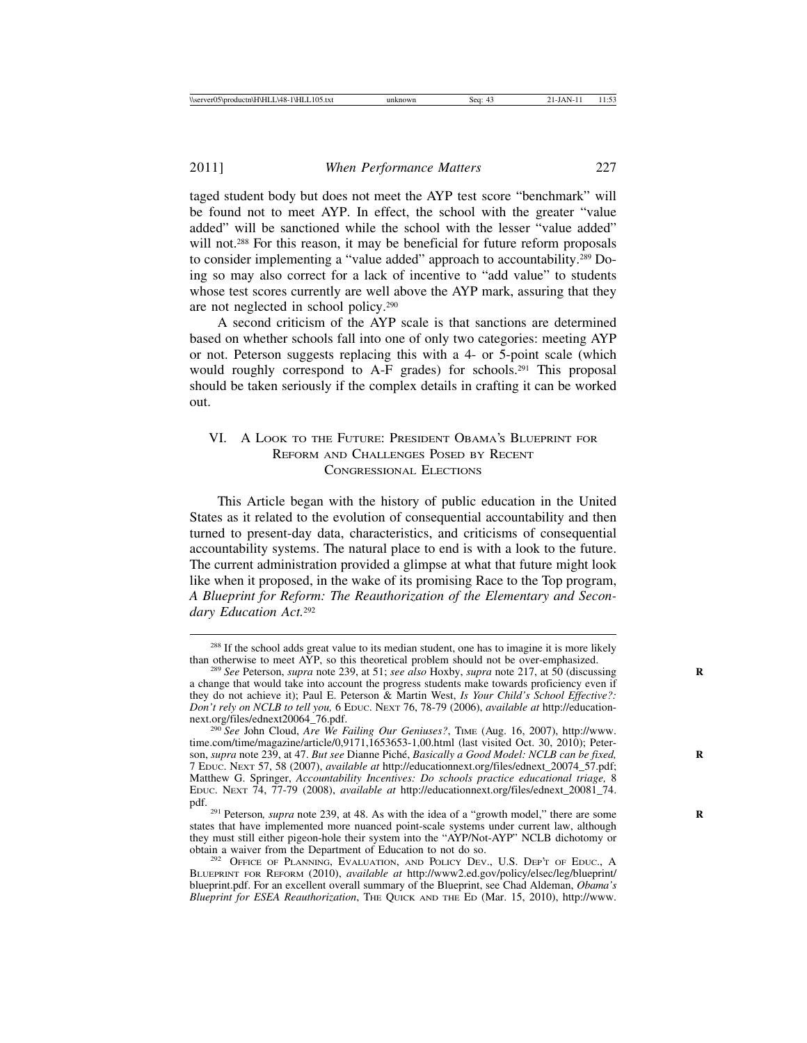taged student body but does not meet the AYP test score "benchmark" will be found not to meet AYP. In effect, the school with the greater "value added" will be sanctioned while the school with the lesser "value added" will not.[288] For this reason, it may be beneficial for future reform proposals to consider implementing a "value added" approach to accountability.[289] Doing so may also correct for a lack of incentive to "add value" to students whose test scores currently are well above the AYP mark, assuring that they are not neglected in school policy.[290]

A second criticism of the AYP scale is that sanctions are determined based on whether schools fall into one of only two categories: meeting AYP or not. Peterson suggests replacing this with a 4- or 5-point scale (which would roughly correspond to A-F grades) for schools.[291] This proposal should be taken seriously if the complex details in crafting it can be worked out.

## VI. A Look to the Future: President Obama's Blueprint for Reform and Challenges Posed by Recent Congressional Elections

This Article began with the history of public education in the United States as it related to the evolution of consequential accountability and then turned to present-day data, characteristics, and criticisms of consequential accountability systems. The natural place to end is with a look to the future. The current administration provided a glimpse at what that future might look like when it proposed, in the wake of its promising Race to the Top program, *A Blueprint for Reform: The Reauthorization of the Elementary and Secondary Education Act.*[292]

---

[288] If the school adds great value to its median student, one has to imagine it is more likely than otherwise to meet AYP, so this theoretical problem should not be over-emphasized.

[289] *See* Peterson, *supra* note 239, at 51; *see also* Hoxby, *supra* note 217, at 50 (discussing a change that would take into account the progress students make towards proficiency even if they do not achieve it); Paul E. Peterson & Martin West, *Is Your Child's School Effective?: Don't rely on NCLB to tell you,* 6 Educ. Next 76, 78-79 (2006), *available at* http://educationnext.org/files/ednext20064_76.pdf.

[290] *See* John Cloud, *Are We Failing Our Geniuses?*, Time (Aug. 16, 2007), http://www.time.com/time/magazine/article/0,9171,1653653-1,00.html (last visited Oct. 30, 2010); Peterson, *supra* note 239, at 47. *But see* Dianne Piché, *Basically a Good Model: NCLB can be fixed,* 7 Educ. Next 57, 58 (2007), *available at* http://educationnext.org/files/ednext_20074_57.pdf; Matthew G. Springer, *Accountability Incentives: Do schools practice educational triage,* 8 Educ. Next 74, 77-79 (2008), *available at* http://educationnext.org/files/ednext_20081_74.pdf.

[291] Peterson*, supra* note 239, at 48. As with the idea of a "growth model," there are some states that have implemented more nuanced point-scale systems under current law, although they must still either pigeon-hole their system into the "AYP/Not-AYP" NCLB dichotomy or obtain a waiver from the Department of Education to not do so.

[292] Office of Planning, Evaluation, and Policy Dev., U.S. Dep't of Educ., A Blueprint for Reform (2010), *available at* http://www2.ed.gov/policy/elsec/leg/blueprint/blueprint.pdf. For an excellent overall summary of the Blueprint, see Chad Aldeman, *Obama's Blueprint for ESEA Reauthorization*, The Quick and the Ed (Mar. 15, 2010), http://www.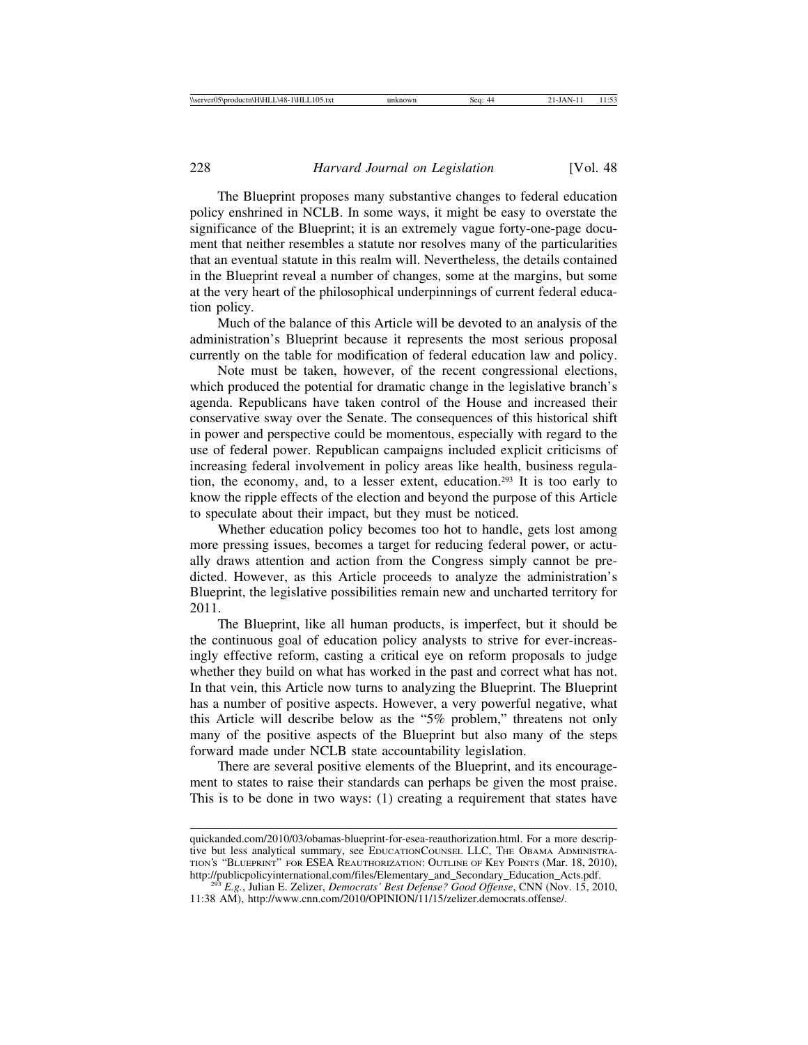The Blueprint proposes many substantive changes to federal education policy enshrined in NCLB. In some ways, it might be easy to overstate the significance of the Blueprint; it is an extremely vague forty-one-page document that neither resembles a statute nor resolves many of the particularities that an eventual statute in this realm will. Nevertheless, the details contained in the Blueprint reveal a number of changes, some at the margins, but some at the very heart of the philosophical underpinnings of current federal education policy.

Much of the balance of this Article will be devoted to an analysis of the administration's Blueprint because it represents the most serious proposal currently on the table for modification of federal education law and policy.

Note must be taken, however, of the recent congressional elections, which produced the potential for dramatic change in the legislative branch's agenda. Republicans have taken control of the House and increased their conservative sway over the Senate. The consequences of this historical shift in power and perspective could be momentous, especially with regard to the use of federal power. Republican campaigns included explicit criticisms of increasing federal involvement in policy areas like health, business regulation, the economy, and, to a lesser extent, education.[293] It is too early to know the ripple effects of the election and beyond the purpose of this Article to speculate about their impact, but they must be noticed.

Whether education policy becomes too hot to handle, gets lost among more pressing issues, becomes a target for reducing federal power, or actually draws attention and action from the Congress simply cannot be predicted. However, as this Article proceeds to analyze the administration's Blueprint, the legislative possibilities remain new and uncharted territory for 2011.

The Blueprint, like all human products, is imperfect, but it should be the continuous goal of education policy analysts to strive for ever-increasingly effective reform, casting a critical eye on reform proposals to judge whether they build on what has worked in the past and correct what has not. In that vein, this Article now turns to analyzing the Blueprint. The Blueprint has a number of positive aspects. However, a very powerful negative, what this Article will describe below as the "5% problem," threatens not only many of the positive aspects of the Blueprint but also many of the steps forward made under NCLB state accountability legislation.

There are several positive elements of the Blueprint, and its encouragement to states to raise their standards can perhaps be given the most praise. This is to be done in two ways: (1) creating a requirement that states have

---

quickanded.com/2010/03/obamas-blueprint-for-esea-reauthorization.html. For a more descriptive but less analytical summary, see EducationCounsel LLC, The Obama Administration's "Blueprint" for ESEA Reauthorization: Outline of Key Points (Mar. 18, 2010), http://publicpolicyinternational.com/files/Elementary_and_Secondary_Education_Acts.pdf.

[293] *E.g.*, Julian E. Zelizer, *Democrats' Best Defense? Good Offense*, CNN (Nov. 15, 2010, 11:38 AM), http://www.cnn.com/2010/OPINION/11/15/zelizer.democrats.offense/.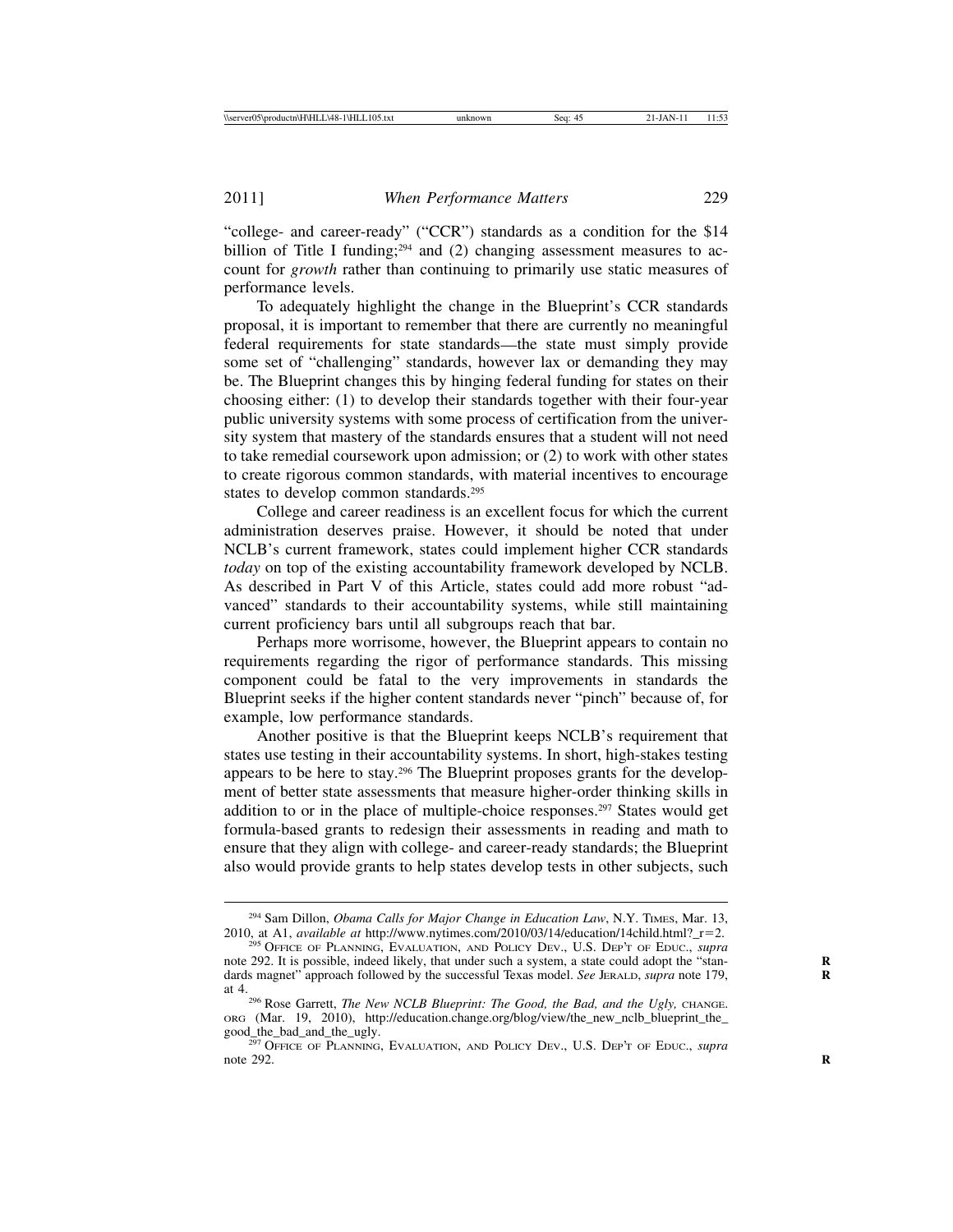"college- and career-ready" ("CCR") standards as a condition for the $14 billion of Title I funding;[294] and (2) changing assessment measures to account for *growth* rather than continuing to primarily use static measures of performance levels.

To adequately highlight the change in the Blueprint's CCR standards proposal, it is important to remember that there are currently no meaningful federal requirements for state standards—the state must simply provide some set of "challenging" standards, however lax or demanding they may be. The Blueprint changes this by hinging federal funding for states on their choosing either: (1) to develop their standards together with their four-year public university systems with some process of certification from the university system that mastery of the standards ensures that a student will not need to take remedial coursework upon admission; or (2) to work with other states to create rigorous common standards, with material incentives to encourage states to develop common standards.[295]

College and career readiness is an excellent focus for which the current administration deserves praise. However, it should be noted that under NCLB's current framework, states could implement higher CCR standards *today* on top of the existing accountability framework developed by NCLB. As described in Part V of this Article, states could add more robust "advanced" standards to their accountability systems, while still maintaining current proficiency bars until all subgroups reach that bar.

Perhaps more worrisome, however, the Blueprint appears to contain no requirements regarding the rigor of performance standards. This missing component could be fatal to the very improvements in standards the Blueprint seeks if the higher content standards never "pinch" because of, for example, low performance standards.

Another positive is that the Blueprint keeps NCLB's requirement that states use testing in their accountability systems. In short, high-stakes testing appears to be here to stay.[296] The Blueprint proposes grants for the development of better state assessments that measure higher-order thinking skills in addition to or in the place of multiple-choice responses.[297] States would get formula-based grants to redesign their assessments in reading and math to ensure that they align with college- and career-ready standards; the Blueprint also would provide grants to help states develop tests in other subjects, such

---

[294] Sam Dillon, *Obama Calls for Major Change in Education Law*, N.Y. TIMES, Mar. 13, 2010, at A1, *available at* http://www.nytimes.com/2010/03/14/education/14child.html?_r=2.

[295] OFFICE OF PLANNING, EVALUATION, AND POLICY DEV., U.S. DEP'T OF EDUC., *supra* note 292. It is possible, indeed likely, that under such a system, a state could adopt the "standards magnet" approach followed by the successful Texas model. *See* JERALD, *supra* note 179, at 4.

[296] Rose Garrett, *The New NCLB Blueprint: The Good, the Bad, and the Ugly,* CHANGE.ORG (Mar. 19, 2010), http://education.change.org/blog/view/the_new_nclb_blueprint_the_good_the_bad_and_the_ugly.

[297] OFFICE OF PLANNING, EVALUATION, AND POLICY DEV., U.S. DEP'T OF EDUC., *supra* note 292.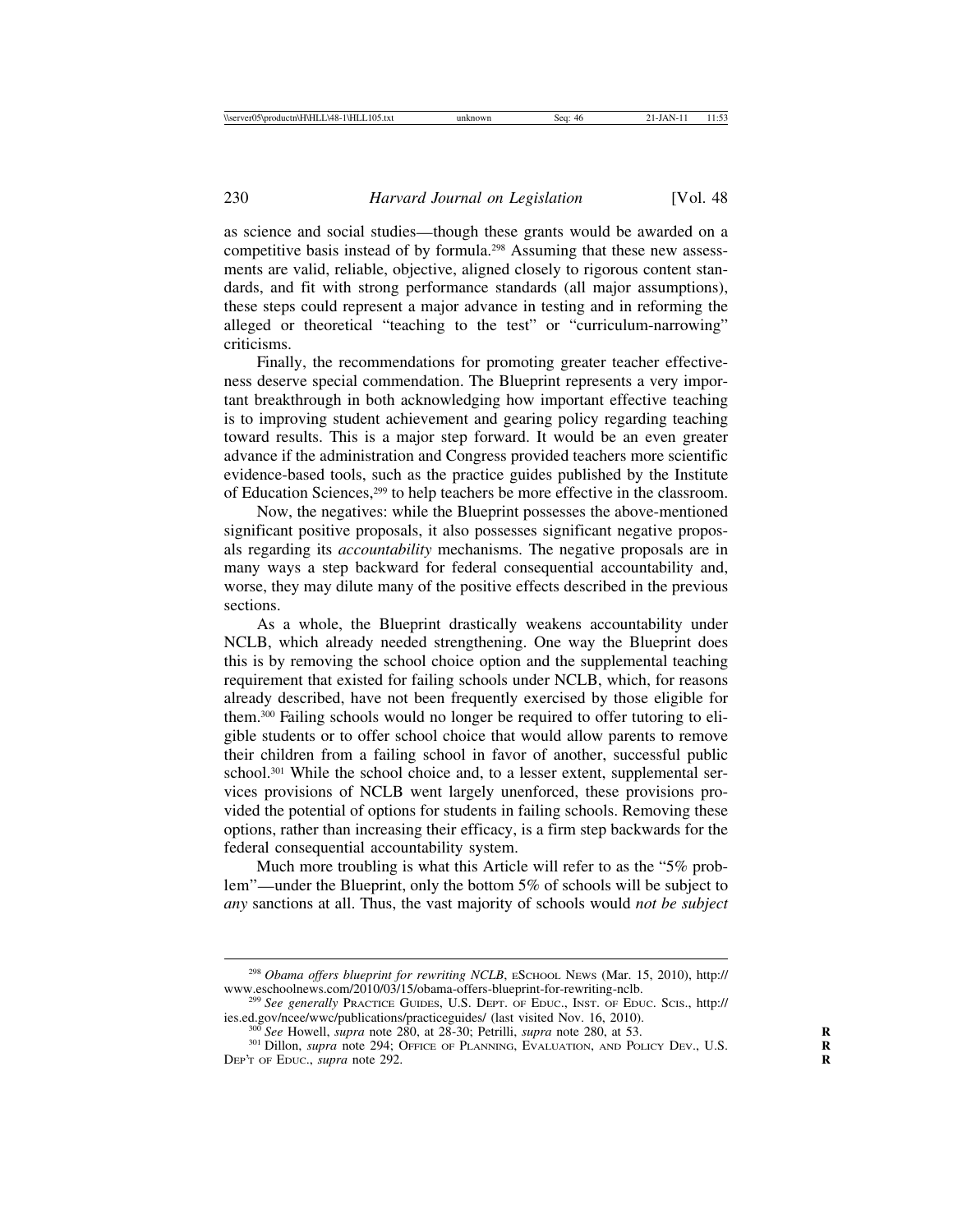as science and social studies—though these grants would be awarded on a competitive basis instead of by formula.[298] Assuming that these new assessments are valid, reliable, objective, aligned closely to rigorous content standards, and fit with strong performance standards (all major assumptions), these steps could represent a major advance in testing and in reforming the alleged or theoretical "teaching to the test" or "curriculum-narrowing" criticisms.

Finally, the recommendations for promoting greater teacher effectiveness deserve special commendation. The Blueprint represents a very important breakthrough in both acknowledging how important effective teaching is to improving student achievement and gearing policy regarding teaching toward results. This is a major step forward. It would be an even greater advance if the administration and Congress provided teachers more scientific evidence-based tools, such as the practice guides published by the Institute of Education Sciences,[299] to help teachers be more effective in the classroom.

Now, the negatives: while the Blueprint possesses the above-mentioned significant positive proposals, it also possesses significant negative proposals regarding its *accountability* mechanisms. The negative proposals are in many ways a step backward for federal consequential accountability and, worse, they may dilute many of the positive effects described in the previous sections.

As a whole, the Blueprint drastically weakens accountability under NCLB, which already needed strengthening. One way the Blueprint does this is by removing the school choice option and the supplemental teaching requirement that existed for failing schools under NCLB, which, for reasons already described, have not been frequently exercised by those eligible for them.[300] Failing schools would no longer be required to offer tutoring to eligible students or to offer school choice that would allow parents to remove their children from a failing school in favor of another, successful public school.[301] While the school choice and, to a lesser extent, supplemental services provisions of NCLB went largely unenforced, these provisions provided the potential of options for students in failing schools. Removing these options, rather than increasing their efficacy, is a firm step backwards for the federal consequential accountability system.

Much more troubling is what this Article will refer to as the "5% problem"—under the Blueprint, only the bottom 5% of schools will be subject to *any* sanctions at all. Thus, the vast majority of schools would *not be subject*

---

[298] *Obama offers blueprint for rewriting NCLB*, eSCHOOL NEWS (Mar. 15, 2010), http://www.eschoolnews.com/2010/03/15/obama-offers-blueprint-for-rewriting-nclb.

[299] *See generally* PRACTICE GUIDES, U.S. DEPT. OF EDUC., INST. OF EDUC. SCIS., http://ies.ed.gov/ncee/wwc/publications/practiceguides/ (last visited Nov. 16, 2010).

[300] *See* Howell, *supra* note 280, at 28-30; Petrilli, *supra* note 280, at 53.

[301] Dillon, *supra* note 294; OFFICE OF PLANNING, EVALUATION, AND POLICY DEV., U.S. DEP'T OF EDUC., *supra* note 292.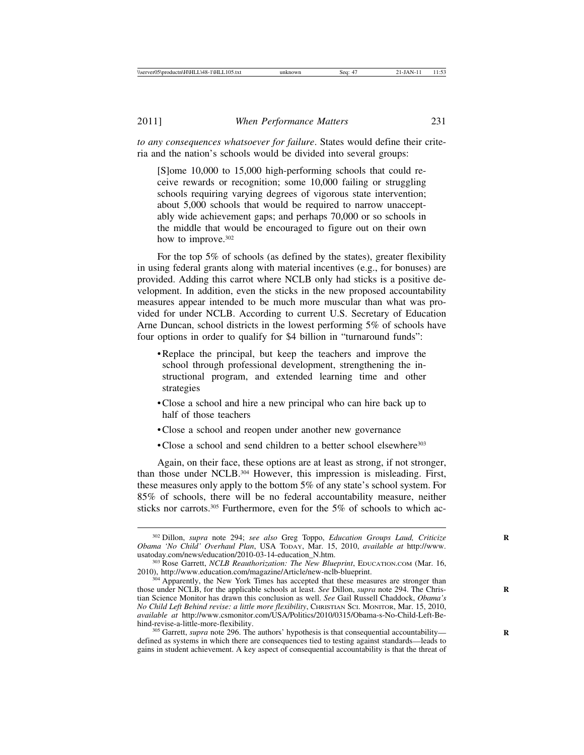*to any consequences whatsoever for failure*. States would define their criteria and the nation's schools would be divided into several groups:

> [S]ome 10,000 to 15,000 high-performing schools that could receive rewards or recognition; some 10,000 failing or struggling schools requiring varying degrees of vigorous state intervention; about 5,000 schools that would be required to narrow unacceptably wide achievement gaps; and perhaps 70,000 or so schools in the middle that would be encouraged to figure out on their own how to improve.[302]

For the top 5% of schools (as defined by the states), greater flexibility in using federal grants along with material incentives (e.g., for bonuses) are provided. Adding this carrot where NCLB only had sticks is a positive development. In addition, even the sticks in the new proposed accountability measures appear intended to be much more muscular than what was provided for under NCLB. According to current U.S. Secretary of Education Arne Duncan, school districts in the lowest performing 5% of schools have four options in order to qualify for $4 billion in "turnaround funds":

- Replace the principal, but keep the teachers and improve the school through professional development, strengthening the instructional program, and extended learning time and other strategies
- Close a school and hire a new principal who can hire back up to half of those teachers
- Close a school and reopen under another new governance
- Close a school and send children to a better school elsewhere[303]

Again, on their face, these options are at least as strong, if not stronger, than those under NCLB.[304] However, this impression is misleading. First, these measures only apply to the bottom 5% of any state's school system. For 85% of schools, there will be no federal accountability measure, neither sticks nor carrots.[305] Furthermore, even for the 5% of schools to which ac-

---

[302] Dillon, *supra* note 294; *see also* Greg Toppo, *Education Groups Laud, Criticize Obama 'No Child' Overhaul Plan*, USA TODAY, Mar. 15, 2010, *available at* http://www.usatoday.com/news/education/2010-03-14-education_N.htm.

[303] Rose Garrett, *NCLB Reauthorization: The New Blueprint*, EDUCATION.COM (Mar. 16, 2010), http://www.education.com/magazine/Article/new-nclb-blueprint.

[304] Apparently, the New York Times has accepted that these measures are stronger than those under NCLB, for the applicable schools at least. *See* Dillon, *supra* note 294. The Christian Science Monitor has drawn this conclusion as well. *See* Gail Russell Chaddock, *Obama's No Child Left Behind revise: a little more flexibility*, CHRISTIAN SCI. MONITOR, Mar. 15, 2010, *available at* http://www.csmonitor.com/USA/Politics/2010/0315/Obama-s-No-Child-Left-Behind-revise-a-little-more-flexibility.

[305] Garrett, *supra* note 296. The authors' hypothesis is that consequential accountability—defined as systems in which there are consequences tied to testing against standards—leads to gains in student achievement. A key aspect of consequential accountability is that the threat of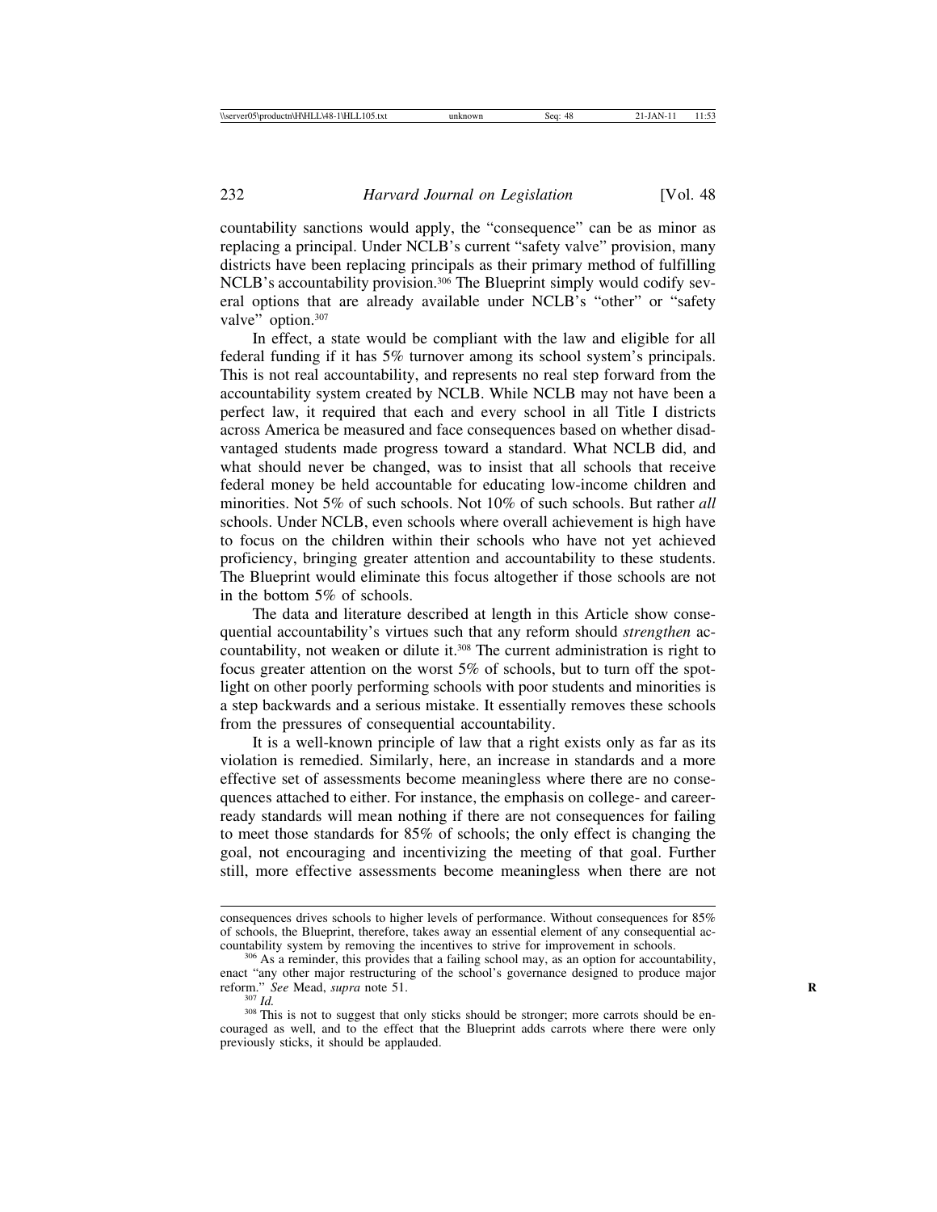countability sanctions would apply, the "consequence" can be as minor as replacing a principal. Under NCLB's current "safety valve" provision, many districts have been replacing principals as their primary method of fulfilling NCLB's accountability provision.[306] The Blueprint simply would codify several options that are already available under NCLB's "other" or "safety valve" option.[307]

In effect, a state would be compliant with the law and eligible for all federal funding if it has 5% turnover among its school system's principals. This is not real accountability, and represents no real step forward from the accountability system created by NCLB. While NCLB may not have been a perfect law, it required that each and every school in all Title I districts across America be measured and face consequences based on whether disadvantaged students made progress toward a standard. What NCLB did, and what should never be changed, was to insist that all schools that receive federal money be held accountable for educating low-income children and minorities. Not 5% of such schools. Not 10% of such schools. But rather *all* schools. Under NCLB, even schools where overall achievement is high have to focus on the children within their schools who have not yet achieved proficiency, bringing greater attention and accountability to these students. The Blueprint would eliminate this focus altogether if those schools are not in the bottom 5% of schools.

The data and literature described at length in this Article show consequential accountability's virtues such that any reform should *strengthen* accountability, not weaken or dilute it.[308] The current administration is right to focus greater attention on the worst 5% of schools, but to turn off the spotlight on other poorly performing schools with poor students and minorities is a step backwards and a serious mistake. It essentially removes these schools from the pressures of consequential accountability.

It is a well-known principle of law that a right exists only as far as its violation is remedied. Similarly, here, an increase in standards and a more effective set of assessments become meaningless where there are no consequences attached to either. For instance, the emphasis on college- and career-ready standards will mean nothing if there are not consequences for failing to meet those standards for 85% of schools; the only effect is changing the goal, not encouraging and incentivizing the meeting of that goal. Further still, more effective assessments become meaningless when there are not

---

consequences drives schools to higher levels of performance. Without consequences for 85% of schools, the Blueprint, therefore, takes away an essential element of any consequential accountability system by removing the incentives to strive for improvement in schools.

[306] As a reminder, this provides that a failing school may, as an option for accountability, enact "any other major restructuring of the school's governance designed to produce major reform." *See* Mead, *supra* note 51.

[307] *Id.*

[308] This is not to suggest that only sticks should be stronger; more carrots should be encouraged as well, and to the effect that the Blueprint adds carrots where there were only previously sticks, it should be applauded.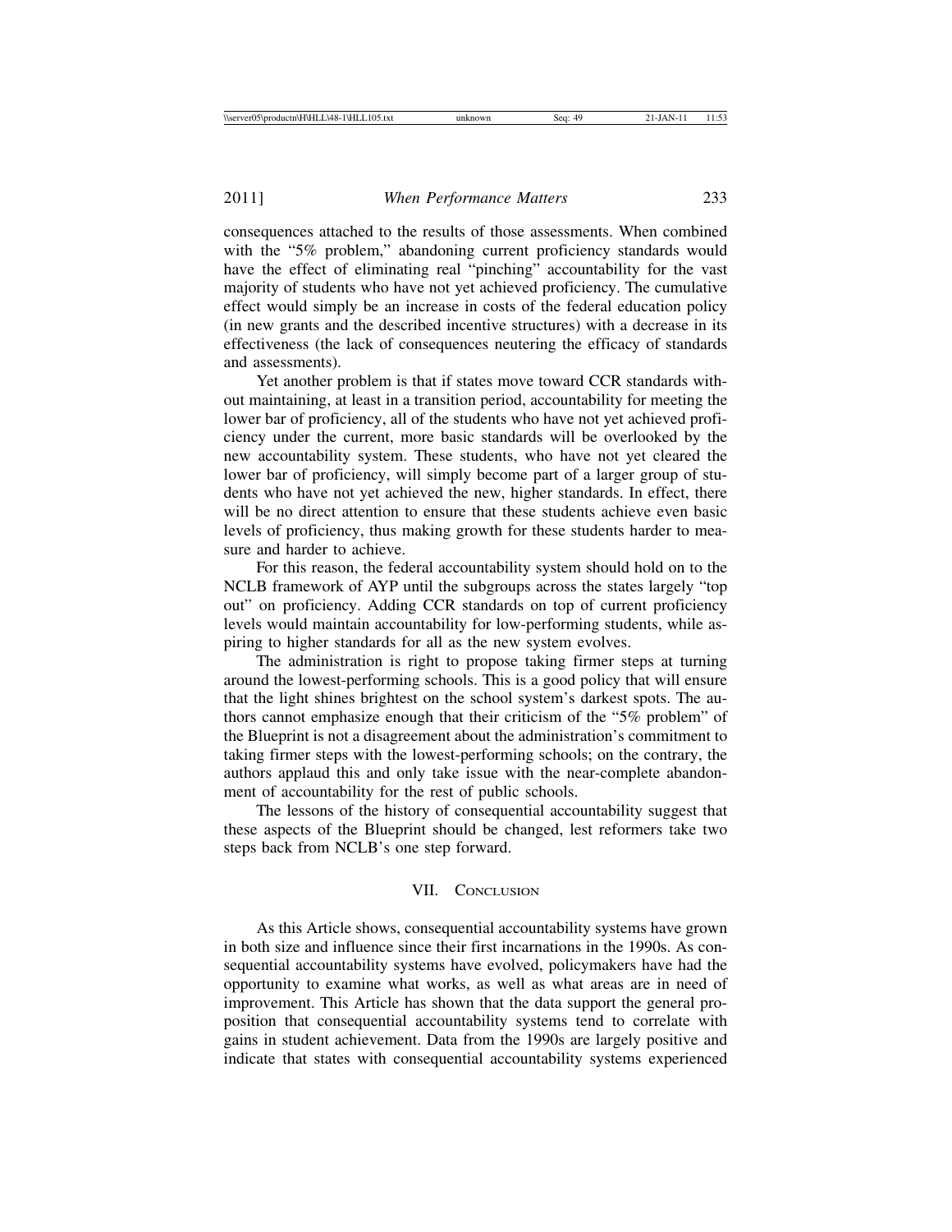consequences attached to the results of those assessments. When combined with the "5% problem," abandoning current proficiency standards would have the effect of eliminating real "pinching" accountability for the vast majority of students who have not yet achieved proficiency. The cumulative effect would simply be an increase in costs of the federal education policy (in new grants and the described incentive structures) with a decrease in its effectiveness (the lack of consequences neutering the efficacy of standards and assessments).

Yet another problem is that if states move toward CCR standards without maintaining, at least in a transition period, accountability for meeting the lower bar of proficiency, all of the students who have not yet achieved proficiency under the current, more basic standards will be overlooked by the new accountability system. These students, who have not yet cleared the lower bar of proficiency, will simply become part of a larger group of students who have not yet achieved the new, higher standards. In effect, there will be no direct attention to ensure that these students achieve even basic levels of proficiency, thus making growth for these students harder to measure and harder to achieve.

For this reason, the federal accountability system should hold on to the NCLB framework of AYP until the subgroups across the states largely "top out" on proficiency. Adding CCR standards on top of current proficiency levels would maintain accountability for low-performing students, while aspiring to higher standards for all as the new system evolves.

The administration is right to propose taking firmer steps at turning around the lowest-performing schools. This is a good policy that will ensure that the light shines brightest on the school system's darkest spots. The authors cannot emphasize enough that their criticism of the "5% problem" of the Blueprint is not a disagreement about the administration's commitment to taking firmer steps with the lowest-performing schools; on the contrary, the authors applaud this and only take issue with the near-complete abandonment of accountability for the rest of public schools.

The lessons of the history of consequential accountability suggest that these aspects of the Blueprint should be changed, lest reformers take two steps back from NCLB's one step forward.

## VII. Conclusion

As this Article shows, consequential accountability systems have grown in both size and influence since their first incarnations in the 1990s. As consequential accountability systems have evolved, policymakers have had the opportunity to examine what works, as well as what areas are in need of improvement. This Article has shown that the data support the general proposition that consequential accountability systems tend to correlate with gains in student achievement. Data from the 1990s are largely positive and indicate that states with consequential accountability systems experienced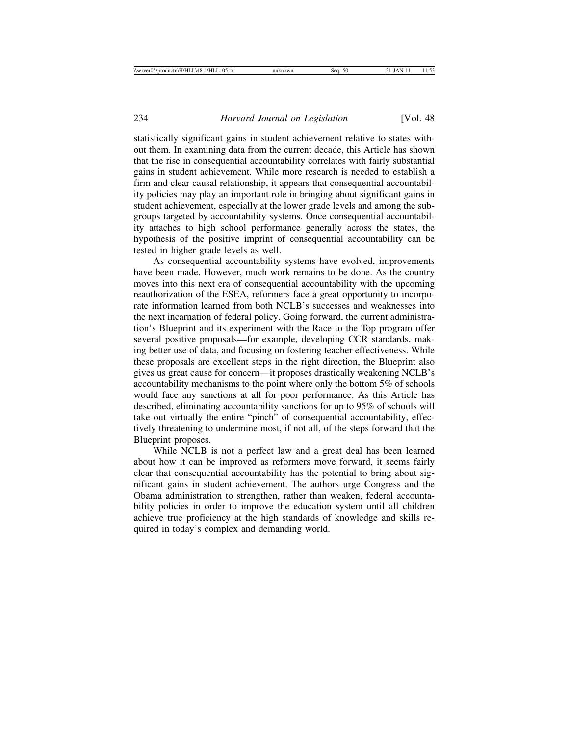statistically significant gains in student achievement relative to states without them. In examining data from the current decade, this Article has shown that the rise in consequential accountability correlates with fairly substantial gains in student achievement. While more research is needed to establish a firm and clear causal relationship, it appears that consequential accountability policies may play an important role in bringing about significant gains in student achievement, especially at the lower grade levels and among the subgroups targeted by accountability systems. Once consequential accountability attaches to high school performance generally across the states, the hypothesis of the positive imprint of consequential accountability can be tested in higher grade levels as well.

As consequential accountability systems have evolved, improvements have been made. However, much work remains to be done. As the country moves into this next era of consequential accountability with the upcoming reauthorization of the ESEA, reformers face a great opportunity to incorporate information learned from both NCLB's successes and weaknesses into the next incarnation of federal policy. Going forward, the current administration's Blueprint and its experiment with the Race to the Top program offer several positive proposals—for example, developing CCR standards, making better use of data, and focusing on fostering teacher effectiveness. While these proposals are excellent steps in the right direction, the Blueprint also gives us great cause for concern—it proposes drastically weakening NCLB's accountability mechanisms to the point where only the bottom 5% of schools would face any sanctions at all for poor performance. As this Article has described, eliminating accountability sanctions for up to 95% of schools will take out virtually the entire "pinch" of consequential accountability, effectively threatening to undermine most, if not all, of the steps forward that the Blueprint proposes.

While NCLB is not a perfect law and a great deal has been learned about how it can be improved as reformers move forward, it seems fairly clear that consequential accountability has the potential to bring about significant gains in student achievement. The authors urge Congress and the Obama administration to strengthen, rather than weaken, federal accountability policies in order to improve the education system until all children achieve true proficiency at the high standards of knowledge and skills required in today's complex and demanding world.